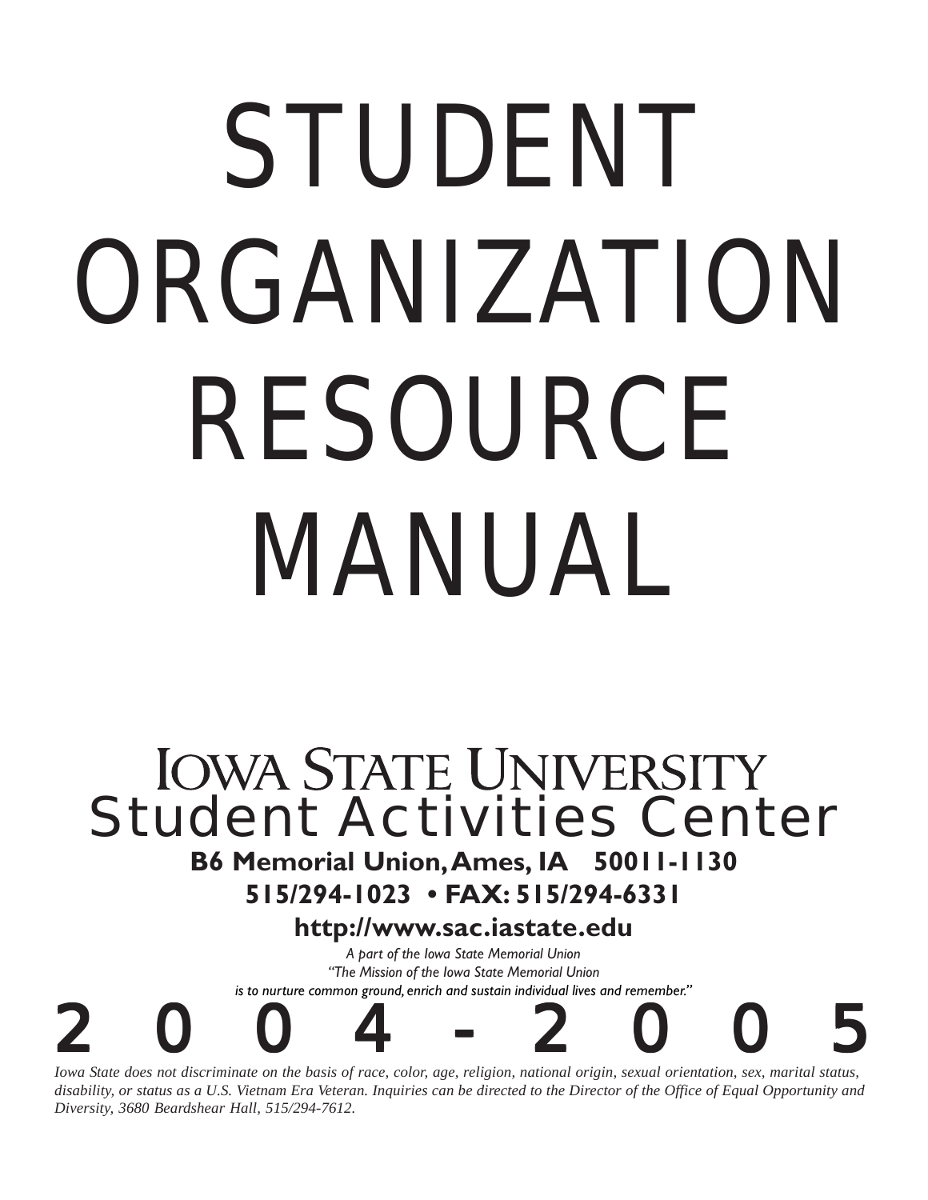# STUDENT ORGANIZATION RESOURCE MANUAL

## IOWA STATE UNIVERSITY
## Student Activities Center

**B6 Memorial Union, Ames, IA 50011-1130**

**515/294-1023 • FAX: 515/294-6331**

**http://www.sac.iastate.edu**

*A part of the Iowa State Memorial Union*

*"The Mission of the Iowa State Memorial Union is to nurture common ground, enrich and sustain individual lives and remember."*

# 2004 - 2005

*Iowa State does not discriminate on the basis of race, color, age, religion, national origin, sexual orientation, sex, marital status, disability, or status as a U.S. Vietnam Era Veteran. Inquiries can be directed to the Director of the Office of Equal Opportunity and Diversity, 3680 Beardshear Hall, 515/294-7612.*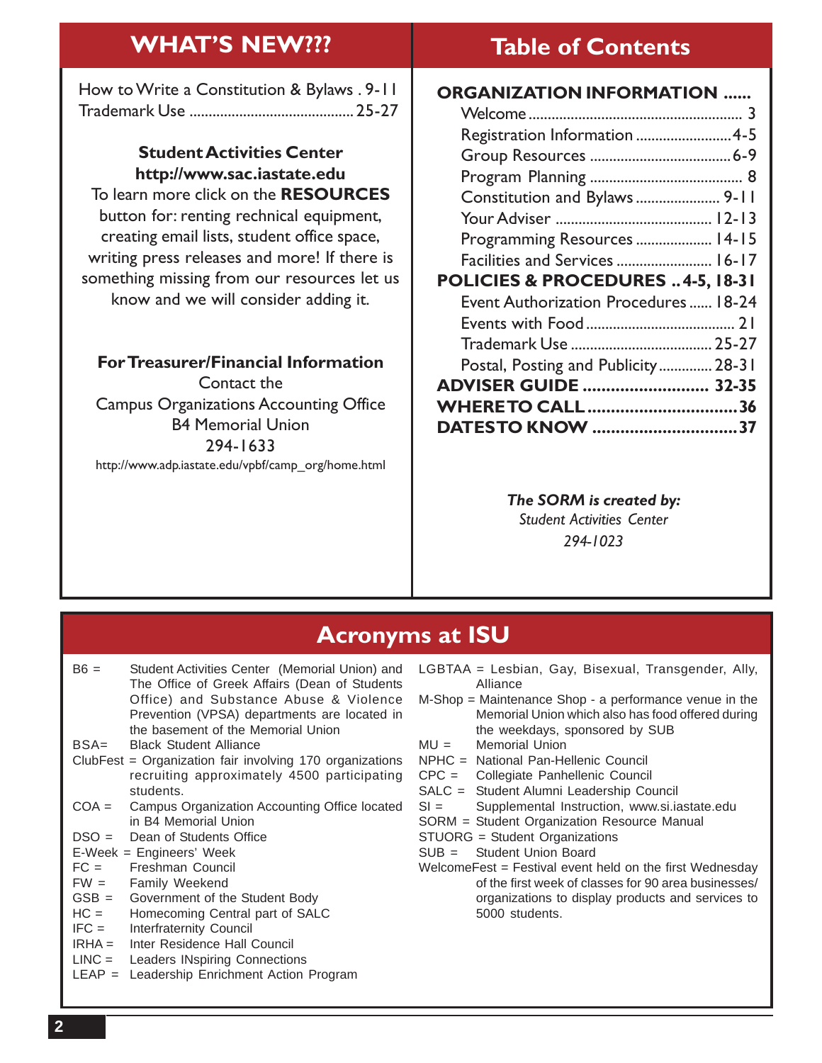## WHAT'S NEW???

How to Write a Constitution & Bylaws . 9-11
Trademark Use .......................................... 25-27

**Student Activities Center**
**http://www.sac.iastate.edu**
To learn more click on the **RESOURCES** button for: renting rechnical equipment, creating email lists, student office space, writing press releases and more! If there is something missing from our resources let us know and we will consider adding it.

**For Treasurer/Financial Information**
Contact the
Campus Organizations Accounting Office
B4 Memorial Union
294-1633
http://www.adp.iastate.edu/vpbf/camp_org/home.html

## Table of Contents

**ORGANIZATION INFORMATION ......**
- Welcome ........................................................ 3
- Registration Information ........................ 4-5
- Group Resources .................................... 6-9
- Program Planning ....................................... 8
- Constitution and Bylaws ..................... 9-11
- Your Adviser ........................................ 12-13
- Programming Resources ................... 14-15
- Facilities and Services ........................ 16-17

**POLICIES & PROCEDURES .. 4-5, 18-31**
- Event Authorization Procedures ...... 18-24
- Events with Food ...................................... 21
- Trademark Use .................................... 25-27
- Postal, Posting and Publicity ............. 28-31

**ADVISER GUIDE .......................... 32-35**
**WHERE TO CALL ............................... 36**
**DATES TO KNOW .............................. 37**

***The SORM is created by:***
*Student Activities Center*
*294-1023*

## Acronyms at ISU

- B6 = Student Activities Center (Memorial Union) and The Office of Greek Affairs (Dean of Students Office) and Substance Abuse & Violence Prevention (VPSA) departments are located in the basement of the Memorial Union
- BSA= Black Student Alliance
- ClubFest = Organization fair involving 170 organizations recruiting approximately 4500 participating students.
- COA = Campus Organization Accounting Office located in B4 Memorial Union
- DSO = Dean of Students Office
- E-Week = Engineers' Week
- FC = Freshman Council
- FW = Family Weekend
- GSB = Government of the Student Body
- HC = Homecoming Central part of SALC
- IFC = Interfraternity Council
- IRHA = Inter Residence Hall Council
- LINC = Leaders INspiring Connections
- LEAP = Leadership Enrichment Action Program
- LGBTAA = Lesbian, Gay, Bisexual, Transgender, Ally, Alliance
- M-Shop = Maintenance Shop - a performance venue in the Memorial Union which also has food offered during the weekdays, sponsored by SUB
- MU = Memorial Union
- NPHC = National Pan-Hellenic Council
- CPC = Collegiate Panhellenic Council
- SALC = Student Alumni Leadership Council
- SI = Supplemental Instruction, www.si.iastate.edu
- SORM = Student Organization Resource Manual
- STUORG = Student Organizations
- SUB = Student Union Board
- WelcomeFest = Festival event held on the first Wednesday of the first week of classes for 90 area businesses/ organizations to display products and services to 5000 students.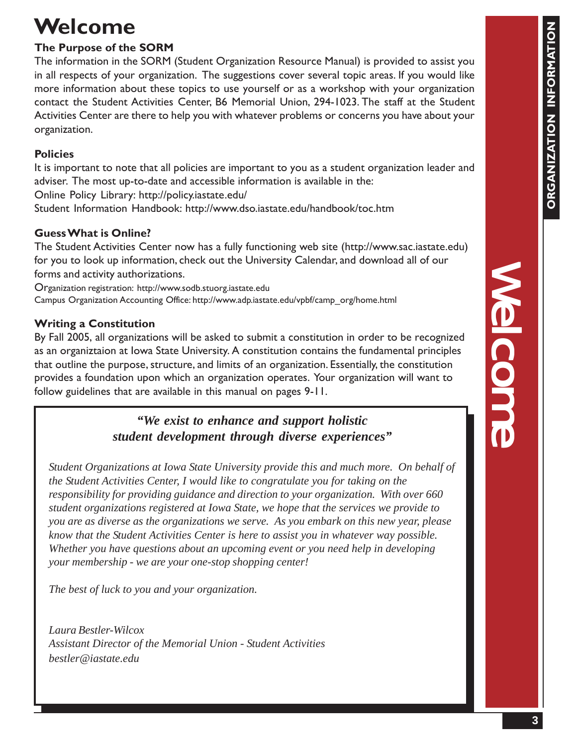# Welcome

### The Purpose of the SORM

The information in the SORM (Student Organization Resource Manual) is provided to assist you in all respects of your organization. The suggestions cover several topic areas. If you would like more information about these topics to use yourself or as a workshop with your organization contact the Student Activities Center, B6 Memorial Union, 294-1023. The staff at the Student Activities Center are there to help you with whatever problems or concerns you have about your organization.

### Policies

It is important to note that all policies are important to you as a student organization leader and adviser. The most up-to-date and accessible information is available in the:

Online Policy Library: http://policy.iastate.edu/

Student Information Handbook: http://www.dso.iastate.edu/handbook/toc.htm

### Guess What is Online?

The Student Activities Center now has a fully functioning web site (http://www.sac.iastate.edu) for you to look up information, check out the University Calendar, and download all of our forms and activity authorizations.

Organization registration: http://www.sodb.stuorg.iastate.edu

Campus Organization Accounting Office: http://www.adp.iastate.edu/vpbf/camp_org/home.html

### Writing a Constitution

By Fall 2005, all organizations will be asked to submit a constitution in order to be recognized as an organiztaion at Iowa State University. A constitution contains the fundamental principles that outline the purpose, structure, and limits of an organization. Essentially, the constitution provides a foundation upon which an organization operates. Your organization will want to follow guidelines that are available in this manual on pages 9-11.

***"We exist to enhance and support holistic student development through diverse experiences"***

*Student Organizations at Iowa State University provide this and much more. On behalf of the Student Activities Center, I would like to congratulate you for taking on the responsibility for providing guidance and direction to your organization. With over 660 student organizations registered at Iowa State, we hope that the services we provide to you are as diverse as the organizations we serve. As you embark on this new year, please know that the Student Activities Center is here to assist you in whatever way possible. Whether you have questions about an upcoming event or you need help in developing your membership - we are your one-stop shopping center!*

*The best of luck to you and your organization.*

*Laura Bestler-Wilcox*
*Assistant Director of the Memorial Union - Student Activities*
*bestler@iastate.edu*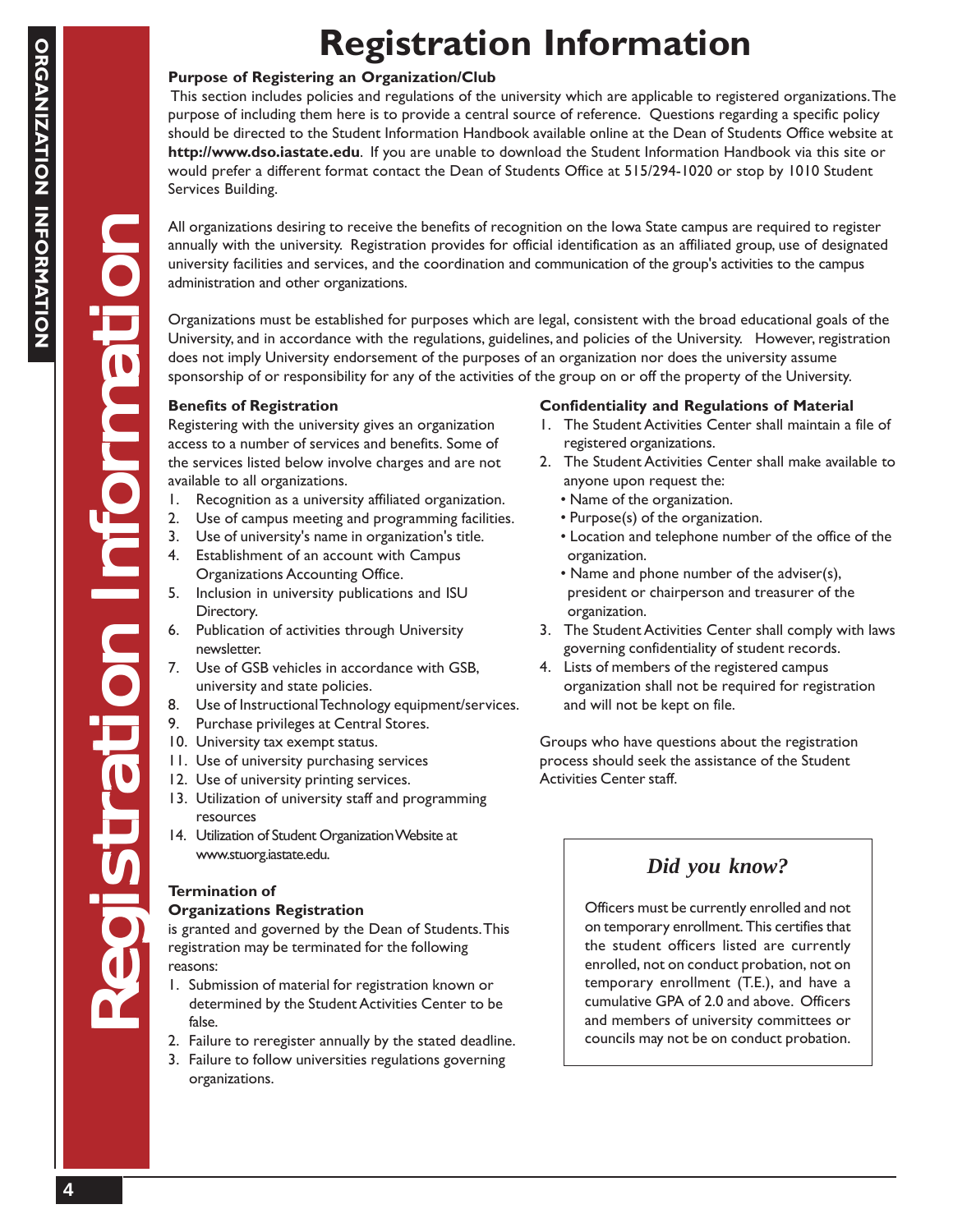# Registration Information

**Purpose of Registering an Organization/Club**

This section includes policies and regulations of the university which are applicable to registered organizations. The purpose of including them here is to provide a central source of reference. Questions regarding a specific policy should be directed to the Student Information Handbook available online at the Dean of Students Office website at **http://www.dso.iastate.edu**. If you are unable to download the Student Information Handbook via this site or would prefer a different format contact the Dean of Students Office at 515/294-1020 or stop by 1010 Student Services Building.

All organizations desiring to receive the benefits of recognition on the Iowa State campus are required to register annually with the university. Registration provides for official identification as an affiliated group, use of designated university facilities and services, and the coordination and communication of the group's activities to the campus administration and other organizations.

Organizations must be established for purposes which are legal, consistent with the broad educational goals of the University, and in accordance with the regulations, guidelines, and policies of the University. However, registration does not imply University endorsement of the purposes of an organization nor does the university assume sponsorship of or responsibility for any of the activities of the group on or off the property of the University.

**Benefits of Registration**

Registering with the university gives an organization access to a number of services and benefits. Some of the services listed below involve charges and are not available to all organizations.

1. Recognition as a university affiliated organization.
2. Use of campus meeting and programming facilities.
3. Use of university's name in organization's title.
4. Establishment of an account with Campus Organizations Accounting Office.
5. Inclusion in university publications and ISU Directory.
6. Publication of activities through University newsletter.
7. Use of GSB vehicles in accordance with GSB, university and state policies.
8. Use of Instructional Technology equipment/services.
9. Purchase privileges at Central Stores.
10. University tax exempt status.
11. Use of university purchasing services
12. Use of university printing services.
13. Utilization of university staff and programming resources
14. Utilization of Student Organization Website at www.stuorg.iastate.edu.

**Termination of Organizations Registration**

is granted and governed by the Dean of Students. This registration may be terminated for the following reasons:

1. Submission of material for registration known or determined by the Student Activities Center to be false.
2. Failure to reregister annually by the stated deadline.
3. Failure to follow universities regulations governing organizations.

**Confidentiality and Regulations of Material**

1. The Student Activities Center shall maintain a file of registered organizations.
2. The Student Activities Center shall make available to anyone upon request the:
   - Name of the organization.
   - Purpose(s) of the organization.
   - Location and telephone number of the office of the organization.
   - Name and phone number of the adviser(s), president or chairperson and treasurer of the organization.
3. The Student Activities Center shall comply with laws governing confidentiality of student records.
4. Lists of members of the registered campus organization shall not be required for registration and will not be kept on file.

Groups who have questions about the registration process should seek the assistance of the Student Activities Center staff.

***Did you know?***

Officers must be currently enrolled and not on temporary enrollment. This certifies that the student officers listed are currently enrolled, not on conduct probation, not on temporary enrollment (T.E.), and have a cumulative GPA of 2.0 and above. Officers and members of university committees or councils may not be on conduct probation.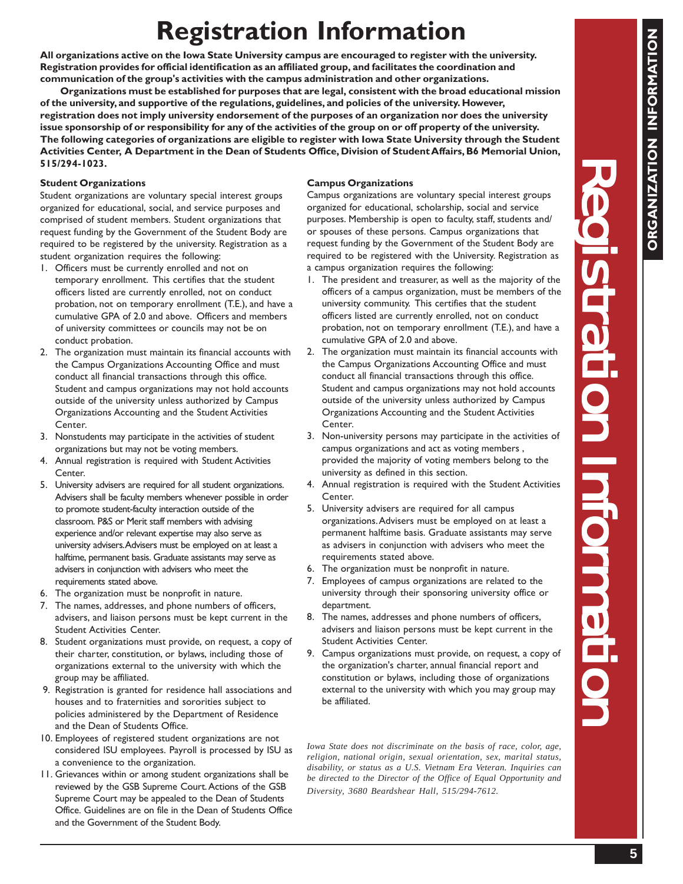# Registration Information

**All organizations active on the Iowa State University campus are encouraged to register with the university. Registration provides for official identification as an affiliated group, and facilitates the coordination and communication of the group's activities with the campus administration and other organizations.**

**Organizations must be established for purposes that are legal, consistent with the broad educational mission of the university, and supportive of the regulations, guidelines, and policies of the university. However, registration does not imply university endorsement of the purposes of an organization nor does the university issue sponsorship of or responsibility for any of the activities of the group on or off property of the university. The following categories of organizations are eligible to register with Iowa State University through the Student Activities Center, A Department in the Dean of Students Office, Division of Student Affairs, B6 Memorial Union, 515/294-1023.**

### Student Organizations

Student organizations are voluntary special interest groups organized for educational, social, and service purposes and comprised of student members. Student organizations that request funding by the Government of the Student Body are required to be registered by the university. Registration as a student organization requires the following:

1. Officers must be currently enrolled and not on temporary enrollment. This certifies that the student officers listed are currently enrolled, not on conduct probation, not on temporary enrollment (T.E.), and have a cumulative GPA of 2.0 and above. Officers and members of university committees or councils may not be on conduct probation.
2. The organization must maintain its financial accounts with the Campus Organizations Accounting Office and must conduct all financial transactions through this office. Student and campus organizations may not hold accounts outside of the university unless authorized by Campus Organizations Accounting and the Student Activities Center.
3. Nonstudents may participate in the activities of student organizations but may not be voting members.
4. Annual registration is required with Student Activities Center.
5. University advisers are required for all student organizations. Advisers shall be faculty members whenever possible in order to promote student-faculty interaction outside of the classroom. P&S or Merit staff members with advising experience and/or relevant expertise may also serve as university advisers. Advisers must be employed on at least a halftime, permanent basis. Graduate assistants may serve as advisers in conjunction with advisers who meet the requirements stated above.
6. The organization must be nonprofit in nature.
7. The names, addresses, and phone numbers of officers, advisers, and liaison persons must be kept current in the Student Activities Center.
8. Student organizations must provide, on request, a copy of their charter, constitution, or bylaws, including those of organizations external to the university with which the group may be affiliated.
9. Registration is granted for residence hall associations and houses and to fraternities and sororities subject to policies administered by the Department of Residence and the Dean of Students Office.
10. Employees of registered student organizations are not considered ISU employees. Payroll is processed by ISU as a convenience to the organization.
11. Grievances within or among student organizations shall be reviewed by the GSB Supreme Court. Actions of the GSB Supreme Court may be appealed to the Dean of Students Office. Guidelines are on file in the Dean of Students Office and the Government of the Student Body.

### Campus Organizations

Campus organizations are voluntary special interest groups organized for educational, scholarship, social and service purposes. Membership is open to faculty, staff, students and/or spouses of these persons. Campus organizations that request funding by the Government of the Student Body are required to be registered with the University. Registration as a campus organization requires the following:

1. The president and treasurer, as well as the majority of the officers of a campus organization, must be members of the university community. This certifies that the student officers listed are currently enrolled, not on conduct probation, not on temporary enrollment (T.E.), and have a cumulative GPA of 2.0 and above.
2. The organization must maintain its financial accounts with the Campus Organizations Accounting Office and must conduct all financial transactions through this office. Student and campus organizations may not hold accounts outside of the university unless authorized by Campus Organizations Accounting and the Student Activities Center.
3. Non-university persons may participate in the activities of campus organizations and act as voting members , provided the majority of voting members belong to the university as defined in this section.
4. Annual registration is required with the Student Activities Center.
5. University advisers are required for all campus organizations. Advisers must be employed on at least a permanent halftime basis. Graduate assistants may serve as advisers in conjunction with advisers who meet the requirements stated above.
6. The organization must be nonprofit in nature.
7. Employees of campus organizations are related to the university through their sponsoring university office or department.
8. The names, addresses and phone numbers of officers, advisers and liaison persons must be kept current in the Student Activities Center.
9. Campus organizations must provide, on request, a copy of the organization's charter, annual financial report and constitution or bylaws, including those of organizations external to the university with which you group may be affiliated.

*Iowa State does not discriminate on the basis of race, color, age, religion, national origin, sexual orientation, sex, marital status, disability, or status as a U.S. Vietnam Era Veteran. Inquiries can be directed to the Director of the Office of Equal Opportunity and Diversity, 3680 Beardshear Hall, 515/294-7612.*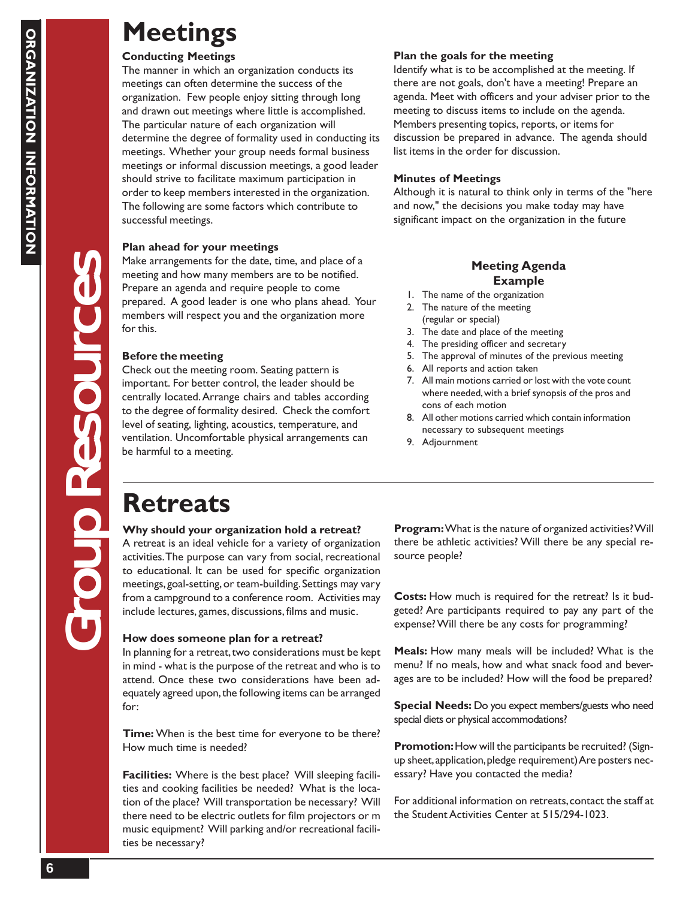# Meetings

### Conducting Meetings

The manner in which an organization conducts its meetings can often determine the success of the organization. Few people enjoy sitting through long and drawn out meetings where little is accomplished. The particular nature of each organization will determine the degree of formality used in conducting its meetings. Whether your group needs formal business meetings or informal discussion meetings, a good leader should strive to facilitate maximum participation in order to keep members interested in the organization. The following are some factors which contribute to successful meetings.

### Plan ahead for your meetings

Make arrangements for the date, time, and place of a meeting and how many members are to be notified. Prepare an agenda and require people to come prepared. A good leader is one who plans ahead. Your members will respect you and the organization more for this.

### Before the meeting

Check out the meeting room. Seating pattern is important. For better control, the leader should be centrally located. Arrange chairs and tables according to the degree of formality desired. Check the comfort level of seating, lighting, acoustics, temperature, and ventilation. Uncomfortable physical arrangements can be harmful to a meeting.

### Plan the goals for the meeting

Identify what is to be accomplished at the meeting. If there are not goals, don't have a meeting! Prepare an agenda. Meet with officers and your adviser prior to the meeting to discuss items to include on the agenda. Members presenting topics, reports, or items for discussion be prepared in advance. The agenda should list items in the order for discussion.

### Minutes of Meetings

Although it is natural to think only in terms of the "here and now," the decisions you make today may have significant impact on the organization in the future

### Meeting Agenda Example

1. The name of the organization
2. The nature of the meeting (regular or special)
3. The date and place of the meeting
4. The presiding officer and secretary
5. The approval of minutes of the previous meeting
6. All reports and action taken
7. All main motions carried or lost with the vote count where needed, with a brief synopsis of the pros and cons of each motion
8. All other motions carried which contain information necessary to subsequent meetings
9. Adjournment

# Retreats

### Why should your organization hold a retreat?

A retreat is an ideal vehicle for a variety of organization activities. The purpose can vary from social, recreational to educational. It can be used for specific organization meetings, goal-setting, or team-building. Settings may vary from a campground to a conference room. Activities may include lectures, games, discussions, films and music.

### How does someone plan for a retreat?

In planning for a retreat, two considerations must be kept in mind - what is the purpose of the retreat and who is to attend. Once these two considerations have been adequately agreed upon, the following items can be arranged for:

**Time:** When is the best time for everyone to be there? How much time is needed?

**Facilities:** Where is the best place? Will sleeping facilities and cooking facilities be needed? What is the location of the place? Will transportation be necessary? Will there need to be electric outlets for film projectors or m music equipment? Will parking and/or recreational facilities be necessary?

**Program:** What is the nature of organized activities? Will there be athletic activities? Will there be any special resource people?

**Costs:** How much is required for the retreat? Is it budgeted? Are participants required to pay any part of the expense? Will there be any costs for programming?

**Meals:** How many meals will be included? What is the menu? If no meals, how and what snack food and beverages are to be included? How will the food be prepared?

**Special Needs:** Do you expect members/guests who need special diets or physical accommodations?

**Promotion:** How will the participants be recruited? (Sign-up sheet, application, pledge requirement) Are posters necessary? Have you contacted the media?

For additional information on retreats, contact the staff at the Student Activities Center at 515/294-1023.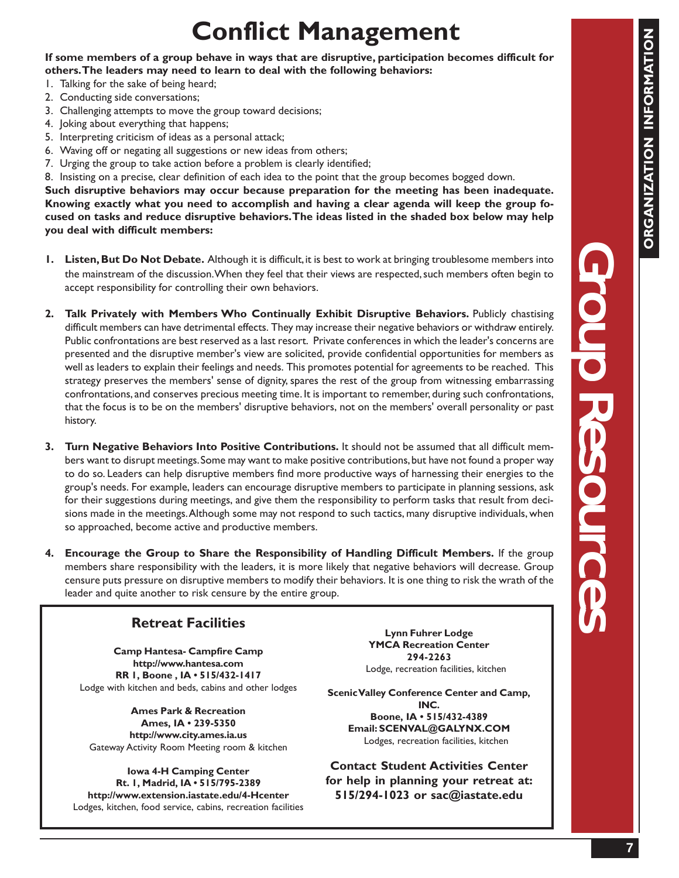# Conflict Management

**If some members of a group behave in ways that are disruptive, participation becomes difficult for others. The leaders may need to learn to deal with the following behaviors:**

1. Talking for the sake of being heard;
2. Conducting side conversations;
3. Challenging attempts to move the group toward decisions;
4. Joking about everything that happens;
5. Interpreting criticism of ideas as a personal attack;
6. Waving off or negating all suggestions or new ideas from others;
7. Urging the group to take action before a problem is clearly identified;
8. Insisting on a precise, clear definition of each idea to the point that the group becomes bogged down.

**Such disruptive behaviors may occur because preparation for the meeting has been inadequate. Knowing exactly what you need to accomplish and having a clear agenda will keep the group focused on tasks and reduce disruptive behaviors. The ideas listed in the shaded box below may help you deal with difficult members:**

1. **Listen, But Do Not Debate.** Although it is difficult, it is best to work at bringing troublesome members into the mainstream of the discussion. When they feel that their views are respected, such members often begin to accept responsibility for controlling their own behaviors.

2. **Talk Privately with Members Who Continually Exhibit Disruptive Behaviors.** Publicly chastising difficult members can have detrimental effects. They may increase their negative behaviors or withdraw entirely. Public confrontations are best reserved as a last resort. Private conferences in which the leader's concerns are presented and the disruptive member's view are solicited, provide confidential opportunities for members as well as leaders to explain their feelings and needs. This promotes potential for agreements to be reached. This strategy preserves the members' sense of dignity, spares the rest of the group from witnessing embarrassing confrontations, and conserves precious meeting time. It is important to remember, during such confrontations, that the focus is to be on the members' disruptive behaviors, not on the members' overall personality or past history.

3. **Turn Negative Behaviors Into Positive Contributions.** It should not be assumed that all difficult members want to disrupt meetings. Some may want to make positive contributions, but have not found a proper way to do so. Leaders can help disruptive members find more productive ways of harnessing their energies to the group's needs. For example, leaders can encourage disruptive members to participate in planning sessions, ask for their suggestions during meetings, and give them the responsibility to perform tasks that result from decisions made in the meetings. Although some may not respond to such tactics, many disruptive individuals, when so approached, become active and productive members.

4. **Encourage the Group to Share the Responsibility of Handling Difficult Members.** If the group members share responsibility with the leaders, it is more likely that negative behaviors will decrease. Group censure puts pressure on disruptive members to modify their behaviors. It is one thing to risk the wrath of the leader and quite another to risk censure by the entire group.

## Retreat Facilities

**Camp Hantesa- Campfire Camp**
**http://www.hantesa.com**
**RR 1, Boone , IA • 515/432-1417**
Lodge with kitchen and beds, cabins and other lodges

**Ames Park & Recreation**
**Ames, IA • 239-5350**
**http://www.city.ames.ia.us**
Gateway Activity Room Meeting room & kitchen

**Iowa 4-H Camping Center**
**Rt. 1, Madrid, IA • 515/795-2389**
**http://www.extension.iastate.edu/4-Hcenter**
Lodges, kitchen, food service, cabins, recreation facilities

**Lynn Fuhrer Lodge**
**YMCA Recreation Center**
**294-2263**
Lodge, recreation facilities, kitchen

**Scenic Valley Conference Center and Camp, INC.**
**Boone, IA • 515/432-4389**
**Email: SCENVAL@GALYNX.COM**
Lodges, recreation facilities, kitchen

**Contact Student Activities Center for help in planning your retreat at: 515/294-1023 or sac@iastate.edu**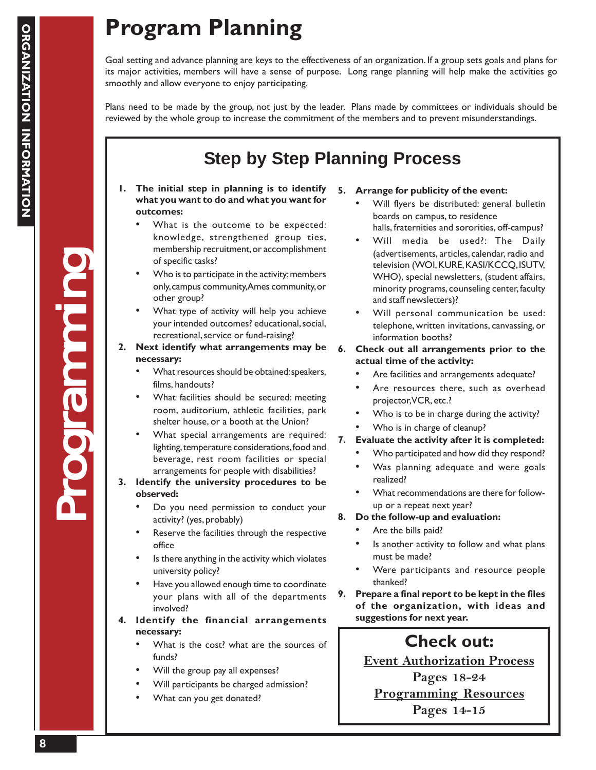# Program Planning

Goal setting and advance planning are keys to the effectiveness of an organization. If a group sets goals and plans for its major activities, members will have a sense of purpose. Long range planning will help make the activities go smoothly and allow everyone to enjoy participating.

Plans need to be made by the group, not just by the leader. Plans made by committees or individuals should be reviewed by the whole group to increase the commitment of the members and to prevent misunderstandings.

## Step by Step Planning Process

1. **The initial step in planning is to identify what you want to do and what you want for outcomes:**
   - What is the outcome to be expected: knowledge, strengthened group ties, membership recruitment, or accomplishment of specific tasks?
   - Who is to participate in the activity: members only, campus community, Ames community, or other group?
   - What type of activity will help you achieve your intended outcomes? educational, social, recreational, service or fund-raising?
2. **Next identify what arrangements may be necessary:**
   - What resources should be obtained: speakers, films, handouts?
   - What facilities should be secured: meeting room, auditorium, athletic facilities, park shelter house, or a booth at the Union?
   - What special arrangements are required: lighting, temperature considerations, food and beverage, rest room facilities or special arrangements for people with disabilities?
3. **Identify the university procedures to be observed:**
   - Do you need permission to conduct your activity? (yes, probably)
   - Reserve the facilities through the respective office
   - Is there anything in the activity which violates university policy?
   - Have you allowed enough time to coordinate your plans with all of the departments involved?
4. **Identify the financial arrangements necessary:**
   - What is the cost? what are the sources of funds?
   - Will the group pay all expenses?
   - Will participants be charged admission?
   - What can you get donated?
5. **Arrange for publicity of the event:**
   - Will flyers be distributed: general bulletin boards on campus, to residence halls, fraternities and sororities, off-campus?
   - Will media be used?: The Daily (advertisements, articles, calendar, radio and television (WOI, KURE, KASI/KCCQ, ISUTV, WHO), special newsletters, (student affairs, minority programs, counseling center, faculty and staff newsletters)?
   - Will personal communication be used: telephone, written invitations, canvassing, or information booths?
6. **Check out all arrangements prior to the actual time of the activity:**
   - Are facilities and arrangements adequate?
   - Are resources there, such as overhead projector, VCR, etc.?
   - Who is to be in charge during the activity?
   - Who is in charge of cleanup?
7. **Evaluate the activity after it is completed:**
   - Who participated and how did they respond?
   - Was planning adequate and were goals realized?
   - What recommendations are there for follow-up or a repeat next year?
8. **Do the follow-up and evaluation:**
   - Are the bills paid?
   - Is another activity to follow and what plans must be made?
   - Were participants and resource people thanked?
9. **Prepare a final report to be kept in the files of the organization, with ideas and suggestions for next year.**

**Check out:**

Event Authorization Process
Pages 18-24

Programming Resources
Pages 14-15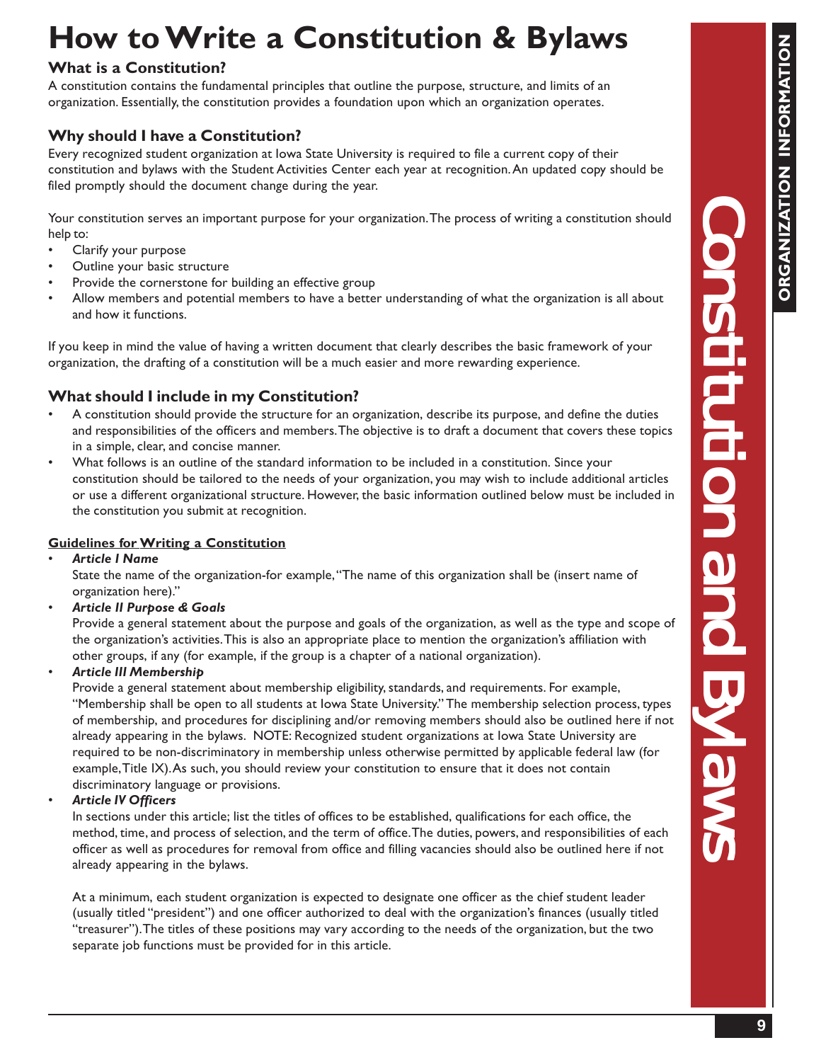# How to Write a Constitution & Bylaws

### What is a Constitution?

A constitution contains the fundamental principles that outline the purpose, structure, and limits of an organization. Essentially, the constitution provides a foundation upon which an organization operates.

### Why should I have a Constitution?

Every recognized student organization at Iowa State University is required to file a current copy of their constitution and bylaws with the Student Activities Center each year at recognition. An updated copy should be filed promptly should the document change during the year.

Your constitution serves an important purpose for your organization. The process of writing a constitution should help to:

- Clarify your purpose
- Outline your basic structure
- Provide the cornerstone for building an effective group
- Allow members and potential members to have a better understanding of what the organization is all about and how it functions.

If you keep in mind the value of having a written document that clearly describes the basic framework of your organization, the drafting of a constitution will be a much easier and more rewarding experience.

### What should I include in my Constitution?

- A constitution should provide the structure for an organization, describe its purpose, and define the duties and responsibilities of the officers and members. The objective is to draft a document that covers these topics in a simple, clear, and concise manner.
- What follows is an outline of the standard information to be included in a constitution. Since your constitution should be tailored to the needs of your organization, you may wish to include additional articles or use a different organizational structure. However, the basic information outlined below must be included in the constitution you submit at recognition.

**Guidelines for Writing a Constitution**

- ***Article I Name***
  State the name of the organization-for example, "The name of this organization shall be (insert name of organization here)."
- ***Article II Purpose & Goals***
  Provide a general statement about the purpose and goals of the organization, as well as the type and scope of the organization's activities. This is also an appropriate place to mention the organization's affiliation with other groups, if any (for example, if the group is a chapter of a national organization).
- ***Article III Membership***
  Provide a general statement about membership eligibility, standards, and requirements. For example, "Membership shall be open to all students at Iowa State University." The membership selection process, types of membership, and procedures for disciplining and/or removing members should also be outlined here if not already appearing in the bylaws. NOTE: Recognized student organizations at Iowa State University are required to be non-discriminatory in membership unless otherwise permitted by applicable federal law (for example, Title IX). As such, you should review your constitution to ensure that it does not contain discriminatory language or provisions.
- ***Article IV Officers***
  In sections under this article; list the titles of offices to be established, qualifications for each office, the method, time, and process of selection, and the term of office. The duties, powers, and responsibilities of each officer as well as procedures for removal from office and filling vacancies should also be outlined here if not already appearing in the bylaws.

  At a minimum, each student organization is expected to designate one officer as the chief student leader (usually titled "president") and one officer authorized to deal with the organization's finances (usually titled "treasurer"). The titles of these positions may vary according to the needs of the organization, but the two separate job functions must be provided for in this article.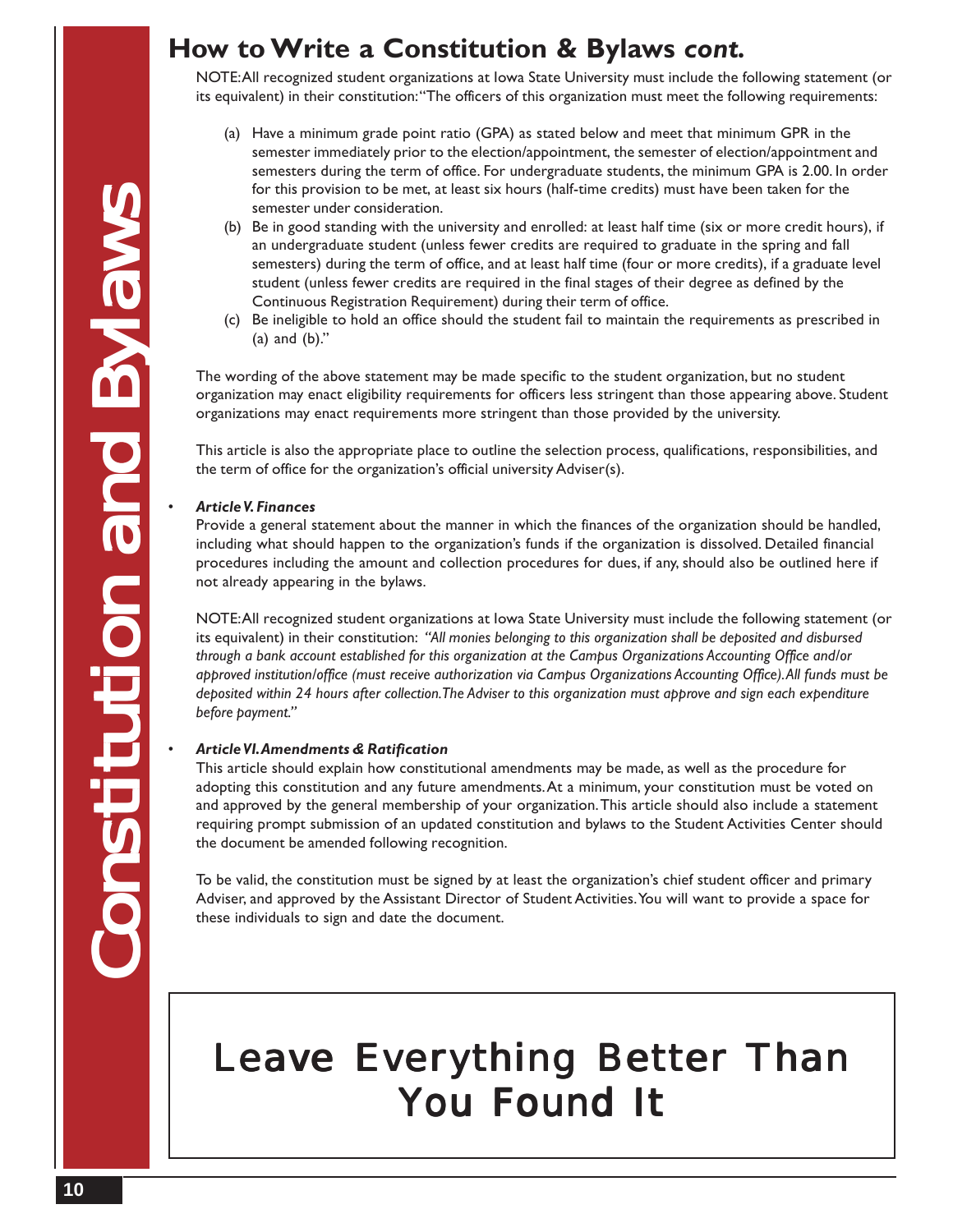## How to Write a Constitution & Bylaws *cont.*

NOTE: All recognized student organizations at Iowa State University must include the following statement (or its equivalent) in their constitution: "The officers of this organization must meet the following requirements:

(a) Have a minimum grade point ratio (GPA) as stated below and meet that minimum GPR in the semester immediately prior to the election/appointment, the semester of election/appointment and semesters during the term of office. For undergraduate students, the minimum GPA is 2.00. In order for this provision to be met, at least six hours (half-time credits) must have been taken for the semester under consideration.

(b) Be in good standing with the university and enrolled: at least half time (six or more credit hours), if an undergraduate student (unless fewer credits are required to graduate in the spring and fall semesters) during the term of office, and at least half time (four or more credits), if a graduate level student (unless fewer credits are required in the final stages of their degree as defined by the Continuous Registration Requirement) during their term of office.

(c) Be ineligible to hold an office should the student fail to maintain the requirements as prescribed in (a) and (b)."

The wording of the above statement may be made specific to the student organization, but no student organization may enact eligibility requirements for officers less stringent than those appearing above. Student organizations may enact requirements more stringent than those provided by the university.

This article is also the appropriate place to outline the selection process, qualifications, responsibilities, and the term of office for the organization's official university Adviser(s).

- ***Article V. Finances***

  Provide a general statement about the manner in which the finances of the organization should be handled, including what should happen to the organization's funds if the organization is dissolved. Detailed financial procedures including the amount and collection procedures for dues, if any, should also be outlined here if not already appearing in the bylaws.

  NOTE: All recognized student organizations at Iowa State University must include the following statement (or its equivalent) in their constitution: *"All monies belonging to this organization shall be deposited and disbursed through a bank account established for this organization at the Campus Organizations Accounting Office and/or approved institution/office (must receive authorization via Campus Organizations Accounting Office). All funds must be deposited within 24 hours after collection. The Adviser to this organization must approve and sign each expenditure before payment."*

- ***Article VI. Amendments & Ratification***

  This article should explain how constitutional amendments may be made, as well as the procedure for adopting this constitution and any future amendments. At a minimum, your constitution must be voted on and approved by the general membership of your organization. This article should also include a statement requiring prompt submission of an updated constitution and bylaws to the Student Activities Center should the document be amended following recognition.

  To be valid, the constitution must be signed by at least the organization's chief student officer and primary Adviser, and approved by the Assistant Director of Student Activities. You will want to provide a space for these individuals to sign and date the document.

# Leave Everything Better Than You Found It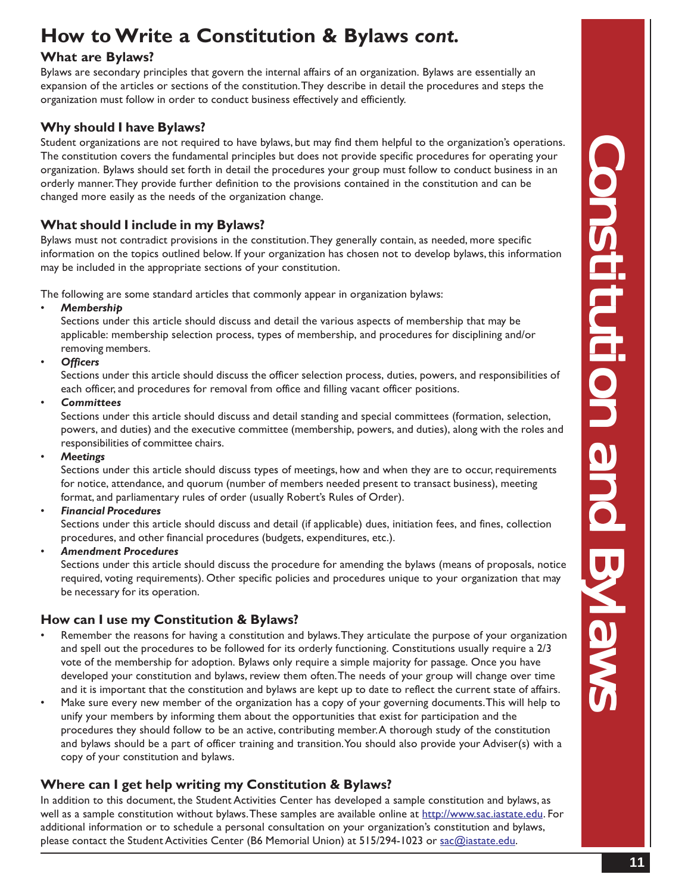# How to Write a Constitution & Bylaws *cont.*

## What are Bylaws?

Bylaws are secondary principles that govern the internal affairs of an organization. Bylaws are essentially an expansion of the articles or sections of the constitution. They describe in detail the procedures and steps the organization must follow in order to conduct business effectively and efficiently.

## Why should I have Bylaws?

Student organizations are not required to have bylaws, but may find them helpful to the organization's operations. The constitution covers the fundamental principles but does not provide specific procedures for operating your organization. Bylaws should set forth in detail the procedures your group must follow to conduct business in an orderly manner. They provide further definition to the provisions contained in the constitution and can be changed more easily as the needs of the organization change.

## What should I include in my Bylaws?

Bylaws must not contradict provisions in the constitution. They generally contain, as needed, more specific information on the topics outlined below. If your organization has chosen not to develop bylaws, this information may be included in the appropriate sections of your constitution.

The following are some standard articles that commonly appear in organization bylaws:

- ***Membership***
  Sections under this article should discuss and detail the various aspects of membership that may be applicable: membership selection process, types of membership, and procedures for disciplining and/or removing members.
- ***Officers***
  Sections under this article should discuss the officer selection process, duties, powers, and responsibilities of each officer, and procedures for removal from office and filling vacant officer positions.
- ***Committees***
  Sections under this article should discuss and detail standing and special committees (formation, selection, powers, and duties) and the executive committee (membership, powers, and duties), along with the roles and responsibilities of committee chairs.
- ***Meetings***
  Sections under this article should discuss types of meetings, how and when they are to occur, requirements for notice, attendance, and quorum (number of members needed present to transact business), meeting format, and parliamentary rules of order (usually Robert's Rules of Order).
- ***Financial Procedures***
  Sections under this article should discuss and detail (if applicable) dues, initiation fees, and fines, collection procedures, and other financial procedures (budgets, expenditures, etc.).
- ***Amendment Procedures***
  Sections under this article should discuss the procedure for amending the bylaws (means of proposals, notice required, voting requirements). Other specific policies and procedures unique to your organization that may be necessary for its operation.

## How can I use my Constitution & Bylaws?

- Remember the reasons for having a constitution and bylaws. They articulate the purpose of your organization and spell out the procedures to be followed for its orderly functioning. Constitutions usually require a 2/3 vote of the membership for adoption. Bylaws only require a simple majority for passage. Once you have developed your constitution and bylaws, review them often. The needs of your group will change over time and it is important that the constitution and bylaws are kept up to date to reflect the current state of affairs.
- Make sure every new member of the organization has a copy of your governing documents. This will help to unify your members by informing them about the opportunities that exist for participation and the procedures they should follow to be an active, contributing member. A thorough study of the constitution and bylaws should be a part of officer training and transition. You should also provide your Adviser(s) with a copy of your constitution and bylaws.

## Where can I get help writing my Constitution & Bylaws?

In addition to this document, the Student Activities Center has developed a sample constitution and bylaws, as well as a sample constitution without bylaws. These samples are available online at http://www.sac.iastate.edu. For additional information or to schedule a personal consultation on your organization's constitution and bylaws, please contact the Student Activities Center (B6 Memorial Union) at 515/294-1023 or sac@iastate.edu.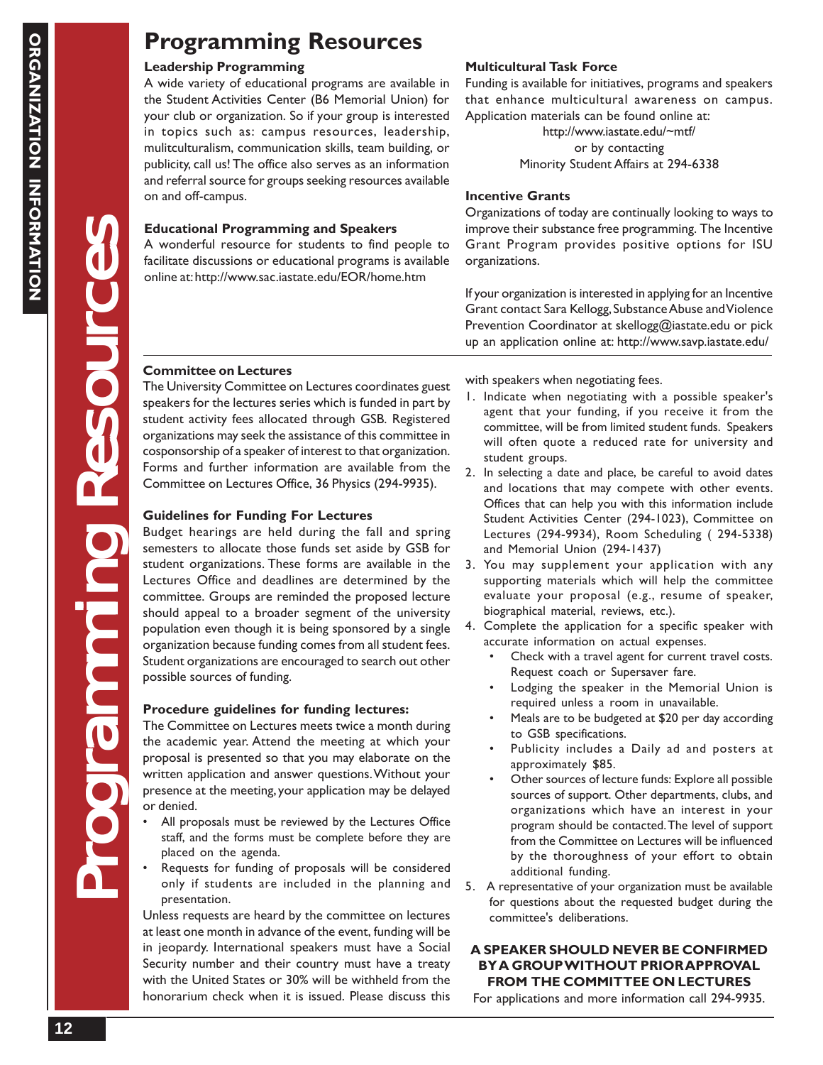# Programming Resources

### Leadership Programming

A wide variety of educational programs are available in the Student Activities Center (B6 Memorial Union) for your club or organization. So if your group is interested in topics such as: campus resources, leadership, mulitculturalism, communication skills, team building, or publicity, call us! The office also serves as an information and referral source for groups seeking resources available on and off-campus.

### Educational Programming and Speakers

A wonderful resource for students to find people to facilitate discussions or educational programs is available online at: http://www.sac.iastate.edu/EOR/home.htm

### Multicultural Task Force

Funding is available for initiatives, programs and speakers that enhance multicultural awareness on campus. Application materials can be found online at:

http://www.iastate.edu/~mtf/
or by contacting
Minority Student Affairs at 294-6338

### Incentive Grants

Organizations of today are continually looking to ways to improve their substance free programming. The Incentive Grant Program provides positive options for ISU organizations.

If your organization is interested in applying for an Incentive Grant contact Sara Kellogg, Substance Abuse and Violence Prevention Coordinator at skellogg@iastate.edu or pick up an application online at: http://www.savp.iastate.edu/

### Committee on Lectures

The University Committee on Lectures coordinates guest speakers for the lectures series which is funded in part by student activity fees allocated through GSB. Registered organizations may seek the assistance of this committee in cosponsorship of a speaker of interest to that organization. Forms and further information are available from the Committee on Lectures Office, 36 Physics (294-9935).

### Guidelines for Funding For Lectures

Budget hearings are held during the fall and spring semesters to allocate those funds set aside by GSB for student organizations. These forms are available in the Lectures Office and deadlines are determined by the committee. Groups are reminded the proposed lecture should appeal to a broader segment of the university population even though it is being sponsored by a single organization because funding comes from all student fees. Student organizations are encouraged to search out other possible sources of funding.

### Procedure guidelines for funding lectures:

The Committee on Lectures meets twice a month during the academic year. Attend the meeting at which your proposal is presented so that you may elaborate on the written application and answer questions. Without your presence at the meeting, your application may be delayed or denied.

- All proposals must be reviewed by the Lectures Office staff, and the forms must be complete before they are placed on the agenda.
- Requests for funding of proposals will be considered only if students are included in the planning and presentation.

Unless requests are heard by the committee on lectures at least one month in advance of the event, funding will be in jeopardy. International speakers must have a Social Security number and their country must have a treaty with the United States or 30% will be withheld from the honorarium check when it is issued. Please discuss this with speakers when negotiating fees.

1. Indicate when negotiating with a possible speaker's agent that your funding, if you receive it from the committee, will be from limited student funds. Speakers will often quote a reduced rate for university and student groups.
2. In selecting a date and place, be careful to avoid dates and locations that may compete with other events. Offices that can help you with this information include Student Activities Center (294-1023), Committee on Lectures (294-9934), Room Scheduling ( 294-5338) and Memorial Union (294-1437)
3. You may supplement your application with any supporting materials which will help the committee evaluate your proposal (e.g., resume of speaker, biographical material, reviews, etc.).
4. Complete the application for a specific speaker with accurate information on actual expenses.
   - Check with a travel agent for current travel costs. Request coach or Supersaver fare.
   - Lodging the speaker in the Memorial Union is required unless a room in unavailable.
   - Meals are to be budgeted at $20 per day according to GSB specifications.
   - Publicity includes a Daily ad and posters at approximately $85.
   - Other sources of lecture funds: Explore all possible sources of support. Other departments, clubs, and organizations which have an interest in your program should be contacted. The level of support from the Committee on Lectures will be influenced by the thoroughness of your effort to obtain additional funding.
5. A representative of your organization must be available for questions about the requested budget during the committee's deliberations.

**A SPEAKER SHOULD NEVER BE CONFIRMED BY A GROUP WITHOUT PRIOR APPROVAL FROM THE COMMITTEE ON LECTURES**

For applications and more information call 294-9935.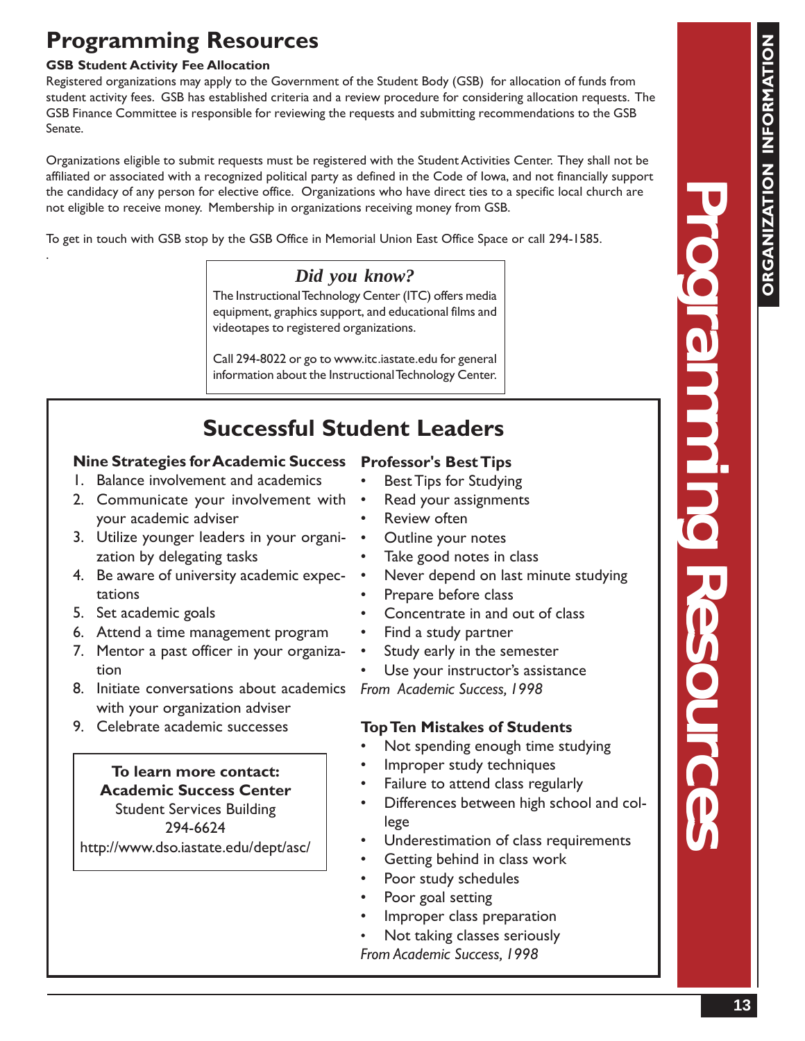# Programming Resources

**GSB Student Activity Fee Allocation**

Registered organizations may apply to the Government of the Student Body (GSB) for allocation of funds from student activity fees. GSB has established criteria and a review procedure for considering allocation requests. The GSB Finance Committee is responsible for reviewing the requests and submitting recommendations to the GSB Senate.

Organizations eligible to submit requests must be registered with the Student Activities Center. They shall not be affiliated or associated with a recognized political party as defined in the Code of Iowa, and not financially support the candidacy of any person for elective office. Organizations who have direct ties to a specific local church are not eligible to receive money. Membership in organizations receiving money from GSB.

To get in touch with GSB stop by the GSB Office in Memorial Union East Office Space or call 294-1585.

### *Did you know?*

The Instructional Technology Center (ITC) offers media equipment, graphics support, and educational films and videotapes to registered organizations.

Call 294-8022 or go to www.itc.iastate.edu for general information about the Instructional Technology Center.

## Successful Student Leaders

**Nine Strategies for Academic Success**

1. Balance involvement and academics
2. Communicate your involvement with your academic adviser
3. Utilize younger leaders in your organization by delegating tasks
4. Be aware of university academic expectations
5. Set academic goals
6. Attend a time management program
7. Mentor a past officer in your organization
8. Initiate conversations about academics with your organization adviser
9. Celebrate academic successes

**To learn more contact:**
**Academic Success Center**
Student Services Building
294-6624
http://www.dso.iastate.edu/dept/asc/

**Professor's Best Tips**

- Best Tips for Studying
- Read your assignments
- Review often
- Outline your notes
- Take good notes in class
- Never depend on last minute studying
- Prepare before class
- Concentrate in and out of class
- Find a study partner
- Study early in the semester
- Use your instructor's assistance

*From Academic Success, 1998*

**Top Ten Mistakes of Students**

- Not spending enough time studying
- Improper study techniques
- Failure to attend class regularly
- Differences between high school and college
- Underestimation of class requirements
- Getting behind in class work
- Poor study schedules
- Poor goal setting
- Improper class preparation
- Not taking classes seriously

*From Academic Success, 1998*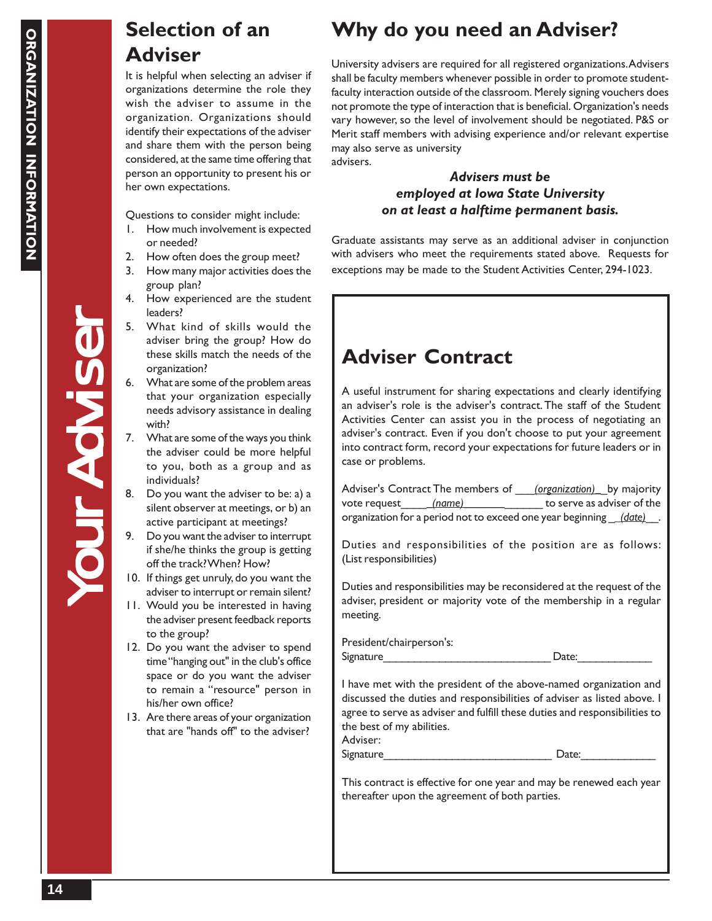# Your Adviser

## Selection of an Adviser

It is helpful when selecting an adviser if organizations determine the role they wish the adviser to assume in the organization. Organizations should identify their expectations of the adviser and share them with the person being considered, at the same time offering that person an opportunity to present his or her own expectations.

Questions to consider might include:

1. How much involvement is expected or needed?
2. How often does the group meet?
3. How many major activities does the group plan?
4. How experienced are the student leaders?
5. What kind of skills would the adviser bring the group? How do these skills match the needs of the organization?
6. What are some of the problem areas that your organization especially needs advisory assistance in dealing with?
7. What are some of the ways you think the adviser could be more helpful to you, both as a group and as individuals?
8. Do you want the adviser to be: a) a silent observer at meetings, or b) an active participant at meetings?
9. Do you want the adviser to interrupt if she/he thinks the group is getting off the track? When? How?
10. If things get unruly, do you want the adviser to interrupt or remain silent?
11. Would you be interested in having the adviser present feedback reports to the group?
12. Do you want the adviser to spend time "hanging out" in the club's office space or do you want the adviser to remain a "resource" person in his/her own office?
13. Are there areas of your organization that are "hands off" to the adviser?

## Why do you need an Adviser?

University advisers are required for all registered organizations. Advisers shall be faculty members whenever possible in order to promote student-faculty interaction outside of the classroom. Merely signing vouchers does not promote the type of interaction that is beneficial. Organization's needs vary however, so the level of involvement should be negotiated. P&S or Merit staff members with advising experience and/or relevant expertise may also serve as university advisers.

***Advisers must be employed at Iowa State University on at least a halftime permanent basis.***

Graduate assistants may serve as an additional adviser in conjunction with advisers who meet the requirements stated above. Requests for exceptions may be made to the Student Activities Center, 294-1023.

## Adviser Contract

A useful instrument for sharing expectations and clearly identifying an adviser's role is the adviser's contract. The staff of the Student Activities Center can assist you in the process of negotiating an adviser's contract. Even if you don't choose to put your agreement into contract form, record your expectations for future leaders or in case or problems.

Adviser's Contract The members of ___*(organization)*_ by majority vote request_____*(name)*______________ to serve as adviser of the organization for a period not to exceed one year beginning _*(date)*__.

Duties and responsibilities of the position are as follows: (List responsibilities)

Duties and responsibilities may be reconsidered at the request of the adviser, president or majority vote of the membership in a regular meeting.

President/chairperson's:
Signature____________________________ Date:_____________

I have met with the president of the above-named organization and discussed the duties and responsibilities of adviser as listed above. I agree to serve as adviser and fulfill these duties and responsibilities to the best of my abilities.
Adviser:
Signature____________________________ Date:_____________

This contract is effective for one year and may be renewed each year thereafter upon the agreement of both parties.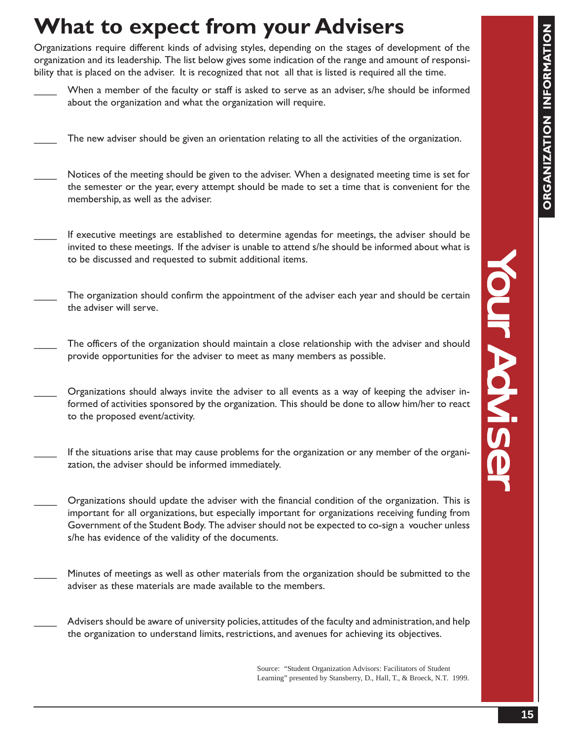# What to expect from your Advisers

Organizations require different kinds of advising styles, depending on the stages of development of the organization and its leadership. The list below gives some indication of the range and amount of responsibility that is placed on the adviser. It is recognized that not all that is listed is required all the time.

____ When a member of the faculty or staff is asked to serve as an adviser, s/he should be informed about the organization and what the organization will require.

____ The new adviser should be given an orientation relating to all the activities of the organization.

____ Notices of the meeting should be given to the adviser. When a designated meeting time is set for the semester or the year, every attempt should be made to set a time that is convenient for the membership, as well as the adviser.

____ If executive meetings are established to determine agendas for meetings, the adviser should be invited to these meetings. If the adviser is unable to attend s/he should be informed about what is to be discussed and requested to submit additional items.

____ The organization should confirm the appointment of the adviser each year and should be certain the adviser will serve.

____ The officers of the organization should maintain a close relationship with the adviser and should provide opportunities for the adviser to meet as many members as possible.

____ Organizations should always invite the adviser to all events as a way of keeping the adviser informed of activities sponsored by the organization. This should be done to allow him/her to react to the proposed event/activity.

____ If the situations arise that may cause problems for the organization or any member of the organization, the adviser should be informed immediately.

____ Organizations should update the adviser with the financial condition of the organization. This is important for all organizations, but especially important for organizations receiving funding from Government of the Student Body. The adviser should not be expected to co-sign a voucher unless s/he has evidence of the validity of the documents.

____ Minutes of meetings as well as other materials from the organization should be submitted to the adviser as these materials are made available to the members.

____ Advisers should be aware of university policies, attitudes of the faculty and administration, and help the organization to understand limits, restrictions, and avenues for achieving its objectives.

Source: "Student Organization Advisors: Facilitators of Student Learning" presented by Stansberry, D., Hall, T., & Broeck, N.T. 1999.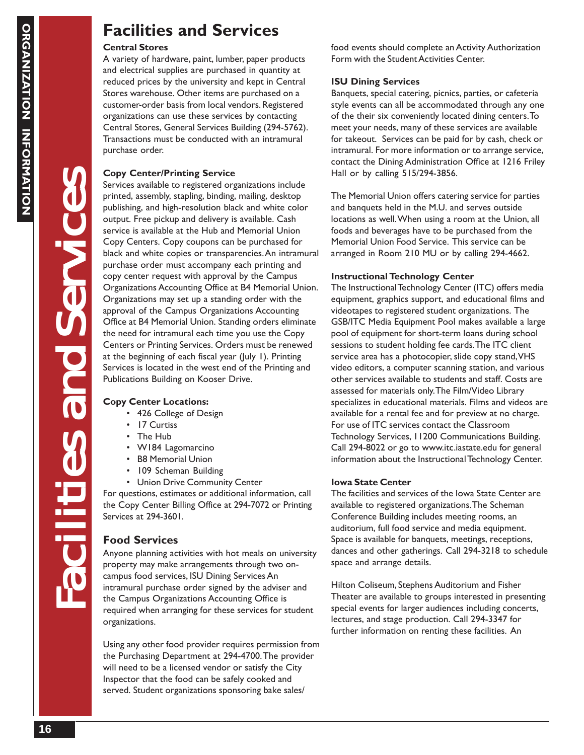# Facilities and Services

### Central Stores

A variety of hardware, paint, lumber, paper products and electrical supplies are purchased in quantity at reduced prices by the university and kept in Central Stores warehouse. Other items are purchased on a customer-order basis from local vendors. Registered organizations can use these services by contacting Central Stores, General Services Building (294-5762). Transactions must be conducted with an intramural purchase order.

### Copy Center/Printing Service

Services available to registered organizations include printed, assembly, stapling, binding, mailing, desktop publishing, and high-resolution black and white color output. Free pickup and delivery is available. Cash service is available at the Hub and Memorial Union Copy Centers. Copy coupons can be purchased for black and white copies or transparencies. An intramural purchase order must accompany each printing and copy center request with approval by the Campus Organizations Accounting Office at B4 Memorial Union. Organizations may set up a standing order with the approval of the Campus Organizations Accounting Office at B4 Memorial Union. Standing orders eliminate the need for intramural each time you use the Copy Centers or Printing Services. Orders must be renewed at the beginning of each fiscal year (July 1). Printing Services is located in the west end of the Printing and Publications Building on Kooser Drive.

### Copy Center Locations:

- 426 College of Design
- 17 Curtiss
- The Hub
- W184 Lagomarcino
- B8 Memorial Union
- 109 Scheman Building
- Union Drive Community Center

For questions, estimates or additional information, call the Copy Center Billing Office at 294-7072 or Printing Services at 294-3601.

## Food Services

Anyone planning activities with hot meals on university property may make arrangements through two on-campus food services, ISU Dining Services An intramural purchase order signed by the adviser and the Campus Organizations Accounting Office is required when arranging for these services for student organizations.

Using any other food provider requires permission from the Purchasing Department at 294-4700. The provider will need to be a licensed vendor or satisfy the City Inspector that the food can be safely cooked and served. Student organizations sponsoring bake sales/ food events should complete an Activity Authorization Form with the Student Activities Center.

### ISU Dining Services

Banquets, special catering, picnics, parties, or cafeteria style events can all be accommodated through any one of the their six conveniently located dining centers. To meet your needs, many of these services are available for takeout. Services can be paid for by cash, check or intramural. For more information or to arrange service, contact the Dining Administration Office at 1216 Friley Hall or by calling 515/294-3856.

The Memorial Union offers catering service for parties and banquets held in the M.U. and serves outside locations as well. When using a room at the Union, all foods and beverages have to be purchased from the Memorial Union Food Service. This service can be arranged in Room 210 MU or by calling 294-4662.

### Instructional Technology Center

The Instructional Technology Center (ITC) offers media equipment, graphics support, and educational films and videotapes to registered student organizations. The GSB/ITC Media Equipment Pool makes available a large pool of equipment for short-term loans during school sessions to student holding fee cards. The ITC client service area has a photocopier, slide copy stand, VHS video editors, a computer scanning station, and various other services available to students and staff. Costs are assessed for materials only. The Film/Video Library specializes in educational materials. Films and videos are available for a rental fee and for preview at no charge. For use of ITC services contact the Classroom Technology Services, 11200 Communications Building. Call 294-8022 or go to www.itc.iastate.edu for general information about the Instructional Technology Center.

### Iowa State Center

The facilities and services of the Iowa State Center are available to registered organizations. The Scheman Conference Building includes meeting rooms, an auditorium, full food service and media equipment. Space is available for banquets, meetings, receptions, dances and other gatherings. Call 294-3218 to schedule space and arrange details.

Hilton Coliseum, Stephens Auditorium and Fisher Theater are available to groups interested in presenting special events for larger audiences including concerts, lectures, and stage production. Call 294-3347 for further information on renting these facilities. An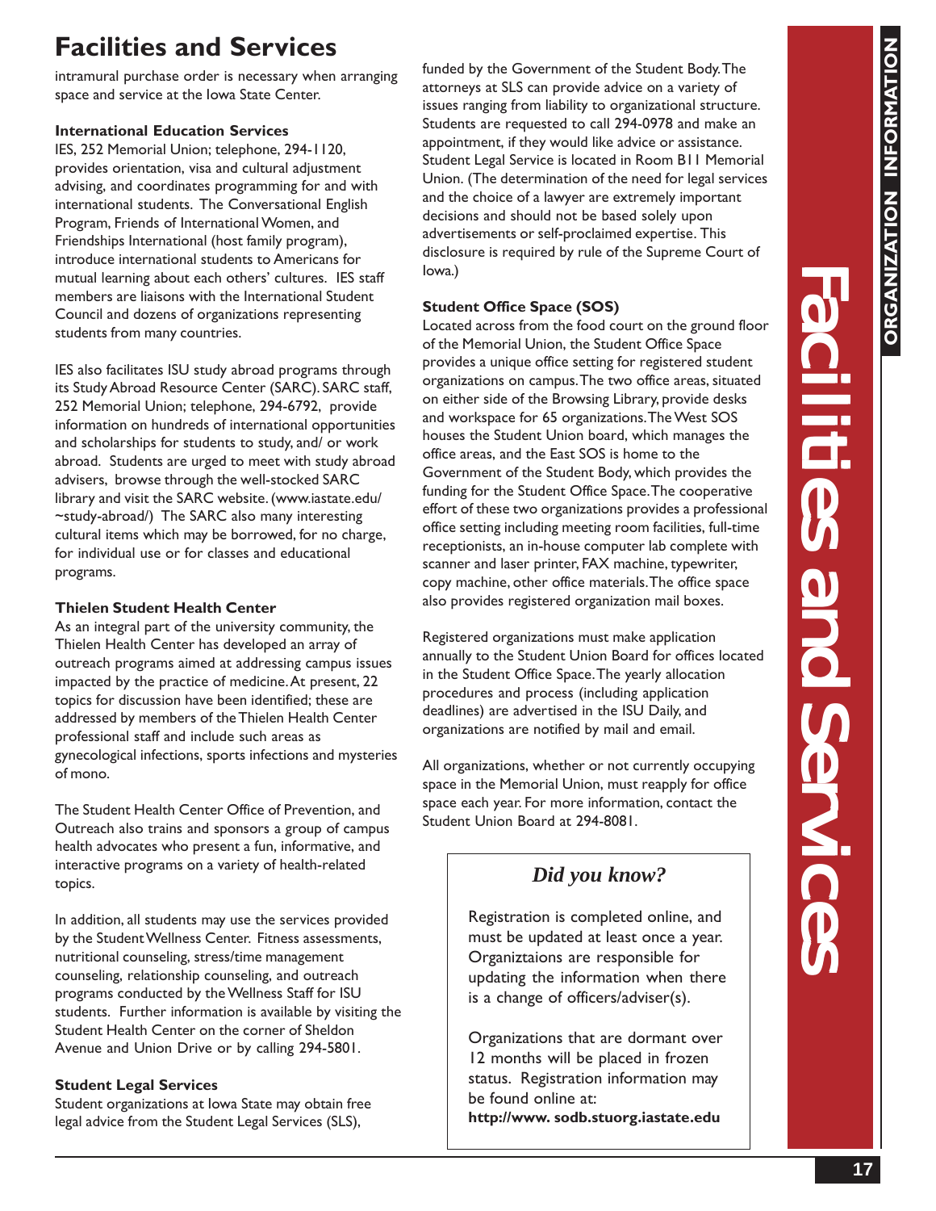# Facilities and Services

intramural purchase order is necessary when arranging space and service at the Iowa State Center.

### International Education Services

IES, 252 Memorial Union; telephone, 294-1120, provides orientation, visa and cultural adjustment advising, and coordinates programming for and with international students. The Conversational English Program, Friends of International Women, and Friendships International (host family program), introduce international students to Americans for mutual learning about each others' cultures. IES staff members are liaisons with the International Student Council and dozens of organizations representing students from many countries.

IES also facilitates ISU study abroad programs through its Study Abroad Resource Center (SARC). SARC staff, 252 Memorial Union; telephone, 294-6792, provide information on hundreds of international opportunities and scholarships for students to study, and/ or work abroad. Students are urged to meet with study abroad advisers, browse through the well-stocked SARC library and visit the SARC website. (www.iastate.edu/~study-abroad/) The SARC also many interesting cultural items which may be borrowed, for no charge, for individual use or for classes and educational programs.

### Thielen Student Health Center

As an integral part of the university community, the Thielen Health Center has developed an array of outreach programs aimed at addressing campus issues impacted by the practice of medicine. At present, 22 topics for discussion have been identified; these are addressed by members of the Thielen Health Center professional staff and include such areas as gynecological infections, sports infections and mysteries of mono.

The Student Health Center Office of Prevention, and Outreach also trains and sponsors a group of campus health advocates who present a fun, informative, and interactive programs on a variety of health-related topics.

In addition, all students may use the services provided by the Student Wellness Center. Fitness assessments, nutritional counseling, stress/time management counseling, relationship counseling, and outreach programs conducted by the Wellness Staff for ISU students. Further information is available by visiting the Student Health Center on the corner of Sheldon Avenue and Union Drive or by calling 294-5801.

### Student Legal Services

Student organizations at Iowa State may obtain free legal advice from the Student Legal Services (SLS), funded by the Government of the Student Body. The attorneys at SLS can provide advice on a variety of issues ranging from liability to organizational structure. Students are requested to call 294-0978 and make an appointment, if they would like advice or assistance. Student Legal Service is located in Room B11 Memorial Union. (The determination of the need for legal services and the choice of a lawyer are extremely important decisions and should not be based solely upon advertisements or self-proclaimed expertise. This disclosure is required by rule of the Supreme Court of Iowa.)

### Student Office Space (SOS)

Located across from the food court on the ground floor of the Memorial Union, the Student Office Space provides a unique office setting for registered student organizations on campus. The two office areas, situated on either side of the Browsing Library, provide desks and workspace for 65 organizations. The West SOS houses the Student Union board, which manages the office areas, and the East SOS is home to the Government of the Student Body, which provides the funding for the Student Office Space. The cooperative effort of these two organizations provides a professional office setting including meeting room facilities, full-time receptionists, an in-house computer lab complete with scanner and laser printer, FAX machine, typewriter, copy machine, other office materials. The office space also provides registered organization mail boxes.

Registered organizations must make application annually to the Student Union Board for offices located in the Student Office Space. The yearly allocation procedures and process (including application deadlines) are advertised in the ISU Daily, and organizations are notified by mail and email.

All organizations, whether or not currently occupying space in the Memorial Union, must reapply for office space each year. For more information, contact the Student Union Board at 294-8081.

> ***Did you know?***
>
> Registration is completed online, and must be updated at least once a year. Organiztaions are responsible for updating the information when there is a change of officers/adviser(s).
>
> Organizations that are dormant over 12 months will be placed in frozen status. Registration information may be found online at:
> **http://www. sodb.stuorg.iastate.edu**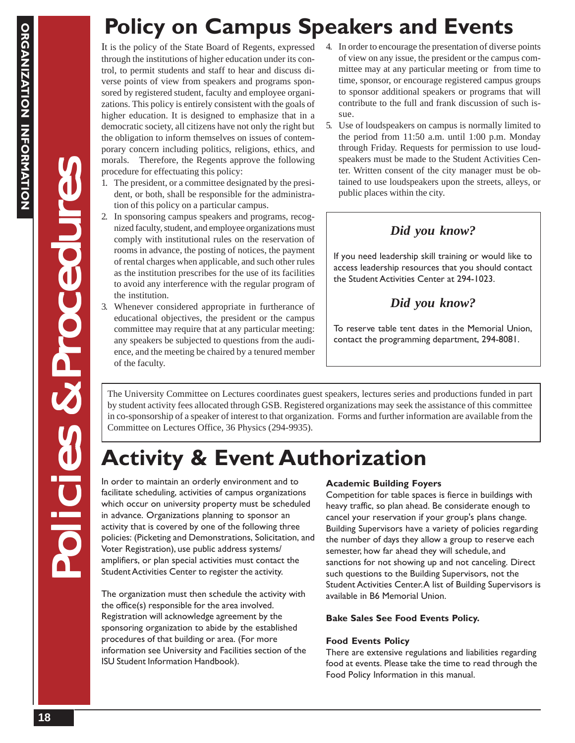# Policy on Campus Speakers and Events

It is the policy of the State Board of Regents, expressed through the institutions of higher education under its control, to permit students and staff to hear and discuss diverse points of view from speakers and programs sponsored by registered student, faculty and employee organizations. This policy is entirely consistent with the goals of higher education. It is designed to emphasize that in a democratic society, all citizens have not only the right but the obligation to inform themselves on issues of contemporary concern including politics, religions, ethics, and morals. Therefore, the Regents approve the following procedure for effectuating this policy:

1. The president, or a committee designated by the president, or both, shall be responsible for the administration of this policy on a particular campus.
2. In sponsoring campus speakers and programs, recognized faculty, student, and employee organizations must comply with institutional rules on the reservation of rooms in advance, the posting of notices, the payment of rental charges when applicable, and such other rules as the institution prescribes for the use of its facilities to avoid any interference with the regular program of the institution.
3. Whenever considered appropriate in furtherance of educational objectives, the president or the campus committee may require that at any particular meeting: any speakers be subjected to questions from the audience, and the meeting be chaired by a tenured member of the faculty.
4. In order to encourage the presentation of diverse points of view on any issue, the president or the campus committee may at any particular meeting or from time to time, sponsor, or encourage registered campus groups to sponsor additional speakers or programs that will contribute to the full and frank discussion of such issue.
5. Use of loudspeakers on campus is normally limited to the period from 11:50 a.m. until 1:00 p.m. Monday through Friday. Requests for permission to use loudspeakers must be made to the Student Activities Center. Written consent of the city manager must be obtained to use loudspeakers upon the streets, alleys, or public places within the city.

> ***Did you know?***
>
> If you need leadership skill training or would like to access leadership resources that you should contact the Student Activities Center at 294-1023.
>
> ***Did you know?***
>
> To reserve table tent dates in the Memorial Union, contact the programming department, 294-8081.

The University Committee on Lectures coordinates guest speakers, lectures series and productions funded in part by student activity fees allocated through GSB. Registered organizations may seek the assistance of this committee in co-sponsorship of a speaker of interest to that organization. Forms and further information are available from the Committee on Lectures Office, 36 Physics (294-9935).

# Activity & Event Authorization

In order to maintain an orderly environment and to facilitate scheduling, activities of campus organizations which occur on university property must be scheduled in advance. Organizations planning to sponsor an activity that is covered by one of the following three policies: (Picketing and Demonstrations, Solicitation, and Voter Registration), use public address systems/ amplifiers, or plan special activities must contact the Student Activities Center to register the activity.

The organization must then schedule the activity with the office(s) responsible for the area involved. Registration will acknowledge agreement by the sponsoring organization to abide by the established procedures of that building or area. (For more information see University and Facilities section of the ISU Student Information Handbook).

**Academic Building Foyers**

Competition for table spaces is fierce in buildings with heavy traffic, so plan ahead. Be considerate enough to cancel your reservation if your group's plans change. Building Supervisors have a variety of policies regarding the number of days they allow a group to reserve each semester, how far ahead they will schedule, and sanctions for not showing up and not canceling. Direct such questions to the Building Supervisors, not the Student Activities Center. A list of Building Supervisors is available in B6 Memorial Union.

**Bake Sales See Food Events Policy.**

**Food Events Policy**

There are extensive regulations and liabilities regarding food at events. Please take the time to read through the Food Policy Information in this manual.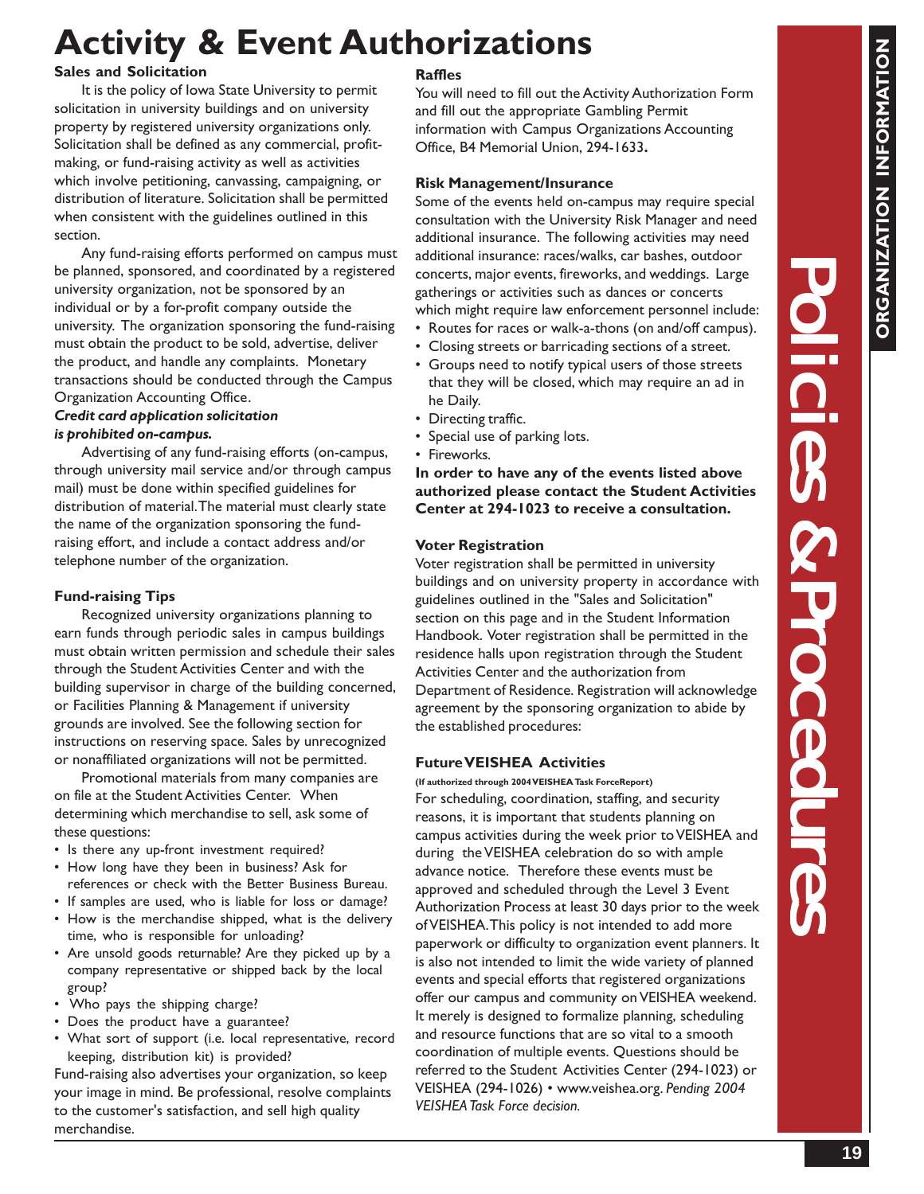# Activity & Event Authorizations

### Sales and Solicitation

It is the policy of Iowa State University to permit solicitation in university buildings and on university property by registered university organizations only. Solicitation shall be defined as any commercial, profit-making, or fund-raising activity as well as activities which involve petitioning, canvassing, campaigning, or distribution of literature. Solicitation shall be permitted when consistent with the guidelines outlined in this section.

Any fund-raising efforts performed on campus must be planned, sponsored, and coordinated by a registered university organization, not be sponsored by an individual or by a for-profit company outside the university. The organization sponsoring the fund-raising must obtain the product to be sold, advertise, deliver the product, and handle any complaints. Monetary transactions should be conducted through the Campus Organization Accounting Office.

***Credit card application solicitation is prohibited on-campus.***

Advertising of any fund-raising efforts (on-campus, through university mail service and/or through campus mail) must be done within specified guidelines for distribution of material. The material must clearly state the name of the organization sponsoring the fund-raising effort, and include a contact address and/or telephone number of the organization.

### Fund-raising Tips

Recognized university organizations planning to earn funds through periodic sales in campus buildings must obtain written permission and schedule their sales through the Student Activities Center and with the building supervisor in charge of the building concerned, or Facilities Planning & Management if university grounds are involved. See the following section for instructions on reserving space. Sales by unrecognized or nonaffiliated organizations will not be permitted.

Promotional materials from many companies are on file at the Student Activities Center. When determining which merchandise to sell, ask some of these questions:

- Is there any up-front investment required?
- How long have they been in business? Ask for references or check with the Better Business Bureau.
- If samples are used, who is liable for loss or damage?
- How is the merchandise shipped, what is the delivery time, who is responsible for unloading?
- Are unsold goods returnable? Are they picked up by a company representative or shipped back by the local group?
- Who pays the shipping charge?
- Does the product have a guarantee?
- What sort of support (i.e. local representative, record keeping, distribution kit) is provided?

Fund-raising also advertises your organization, so keep your image in mind. Be professional, resolve complaints to the customer's satisfaction, and sell high quality merchandise.

### Raffles

You will need to fill out the Activity Authorization Form and fill out the appropriate Gambling Permit information with Campus Organizations Accounting Office, B4 Memorial Union, 294-1633**.**

### Risk Management/Insurance

Some of the events held on-campus may require special consultation with the University Risk Manager and need additional insurance. The following activities may need additional insurance: races/walks, car bashes, outdoor concerts, major events, fireworks, and weddings. Large gatherings or activities such as dances or concerts which might require law enforcement personnel include:

- Routes for races or walk-a-thons (on and/off campus).
- Closing streets or barricading sections of a street.
- Groups need to notify typical users of those streets that they will be closed, which may require an ad in he Daily.
- Directing traffic.
- Special use of parking lots.
- Fireworks.

**In order to have any of the events listed above authorized please contact the Student Activities Center at 294-1023 to receive a consultation.**

### Voter Registration

Voter registration shall be permitted in university buildings and on university property in accordance with guidelines outlined in the "Sales and Solicitation" section on this page and in the Student Information Handbook. Voter registration shall be permitted in the residence halls upon registration through the Student Activities Center and the authorization from Department of Residence. Registration will acknowledge agreement by the sponsoring organization to abide by the established procedures:

### Future VEISHEA Activities

**(If authorized through 2004 VEISHEA Task ForceReport)**

For scheduling, coordination, staffing, and security reasons, it is important that students planning on campus activities during the week prior to VEISHEA and during the VEISHEA celebration do so with ample advance notice. Therefore these events must be approved and scheduled through the Level 3 Event Authorization Process at least 30 days prior to the week of VEISHEA. This policy is not intended to add more paperwork or difficulty to organization event planners. It is also not intended to limit the wide variety of planned events and special efforts that registered organizations offer our campus and community on VEISHEA weekend. It merely is designed to formalize planning, scheduling and resource functions that are so vital to a smooth coordination of multiple events. Questions should be referred to the Student Activities Center (294-1023) or VEISHEA (294-1026) • www.veishea.org. *Pending 2004 VEISHEA Task Force decision.*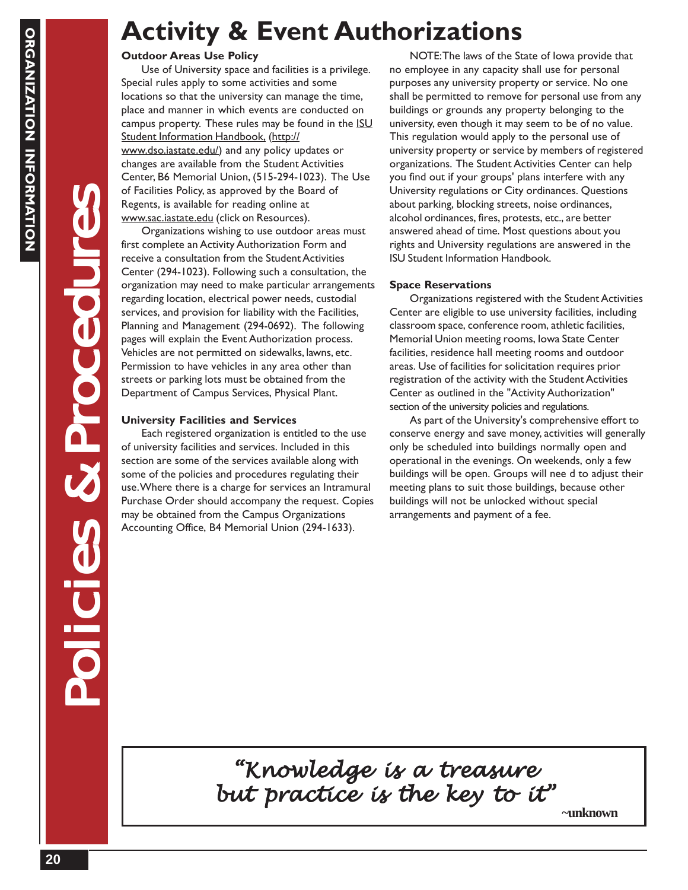# Activity & Event Authorizations

**Outdoor Areas Use Policy**

Use of University space and facilities is a privilege. Special rules apply to some activities and some locations so that the university can manage the time, place and manner in which events are conducted on campus property. These rules may be found in the ISU Student Information Handbook, (http://www.dso.iastate.edu/) and any policy updates or changes are available from the Student Activities Center, B6 Memorial Union, (515-294-1023). The Use of Facilities Policy, as approved by the Board of Regents, is available for reading online at www.sac.iastate.edu (click on Resources).

Organizations wishing to use outdoor areas must first complete an Activity Authorization Form and receive a consultation from the Student Activities Center (294-1023). Following such a consultation, the organization may need to make particular arrangements regarding location, electrical power needs, custodial services, and provision for liability with the Facilities, Planning and Management (294-0692). The following pages will explain the Event Authorization process. Vehicles are not permitted on sidewalks, lawns, etc. Permission to have vehicles in any area other than streets or parking lots must be obtained from the Department of Campus Services, Physical Plant.

**University Facilities and Services**

Each registered organization is entitled to the use of university facilities and services. Included in this section are some of the services available along with some of the policies and procedures regulating their use. Where there is a charge for services an Intramural Purchase Order should accompany the request. Copies may be obtained from the Campus Organizations Accounting Office, B4 Memorial Union (294-1633).

NOTE: The laws of the State of Iowa provide that no employee in any capacity shall use for personal purposes any university property or service. No one shall be permitted to remove for personal use from any buildings or grounds any property belonging to the university, even though it may seem to be of no value. This regulation would apply to the personal use of university property or service by members of registered organizations. The Student Activities Center can help you find out if your groups' plans interfere with any University regulations or City ordinances. Questions about parking, blocking streets, noise ordinances, alcohol ordinances, fires, protests, etc., are better answered ahead of time. Most questions about you rights and University regulations are answered in the ISU Student Information Handbook.

**Space Reservations**

Organizations registered with the Student Activities Center are eligible to use university facilities, including classroom space, conference room, athletic facilities, Memorial Union meeting rooms, Iowa State Center facilities, residence hall meeting rooms and outdoor areas. Use of facilities for solicitation requires prior registration of the activity with the Student Activities Center as outlined in the "Activity Authorization" section of the university policies and regulations.

As part of the University's comprehensive effort to conserve energy and save money, activities will generally only be scheduled into buildings normally open and operational in the evenings. On weekends, only a few buildings will be open. Groups will nee d to adjust their meeting plans to suit those buildings, because other buildings will not be unlocked without special arrangements and payment of a fee.

> *"Knowledge is a treasure but practice is the key to it"*
>
> ~unknown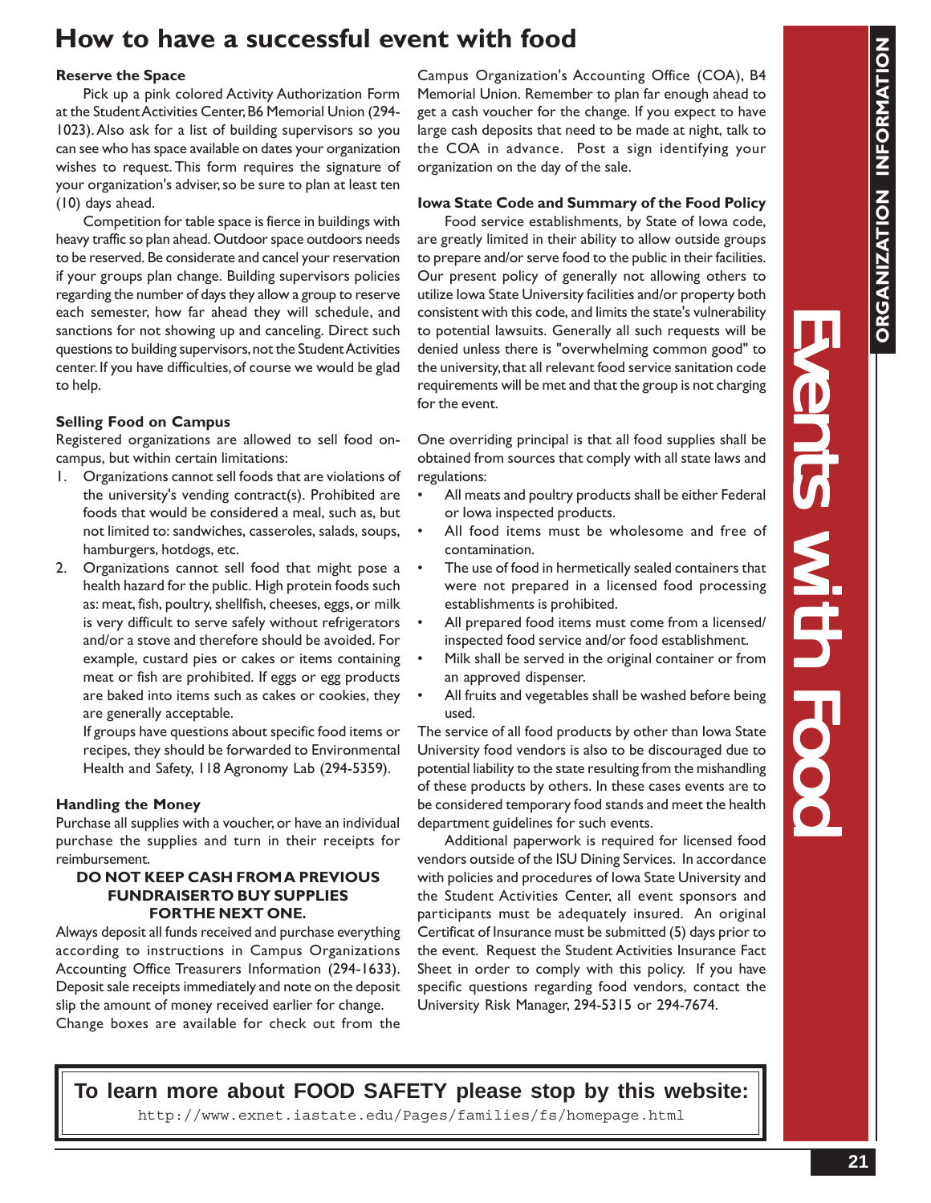# How to have a successful event with food

### Reserve the Space

Pick up a pink colored Activity Authorization Form at the Student Activities Center, B6 Memorial Union (294-1023). Also ask for a list of building supervisors so you can see who has space available on dates your organization wishes to request. This form requires the signature of your organization's adviser, so be sure to plan at least ten (10) days ahead.

Competition for table space is fierce in buildings with heavy traffic so plan ahead. Outdoor space outdoors needs to be reserved. Be considerate and cancel your reservation if your groups plan change. Building supervisors policies regarding the number of days they allow a group to reserve each semester, how far ahead they will schedule, and sanctions for not showing up and canceling. Direct such questions to building supervisors, not the Student Activities center. If you have difficulties, of course we would be glad to help.

### Selling Food on Campus

Registered organizations are allowed to sell food on-campus, but within certain limitations:

1. Organizations cannot sell foods that are violations of the university's vending contract(s). Prohibited are foods that would be considered a meal, such as, but not limited to: sandwiches, casseroles, salads, soups, hamburgers, hotdogs, etc.
2. Organizations cannot sell food that might pose a health hazard for the public. High protein foods such as: meat, fish, poultry, shellfish, cheeses, eggs, or milk is very difficult to serve safely without refrigerators and/or a stove and therefore should be avoided. For example, custard pies or cakes or items containing meat or fish are prohibited. If eggs or egg products are baked into items such as cakes or cookies, they are generally acceptable.

   If groups have questions about specific food items or recipes, they should be forwarded to Environmental Health and Safety, 118 Agronomy Lab (294-5359).

### Handling the Money

Purchase all supplies with a voucher, or have an individual purchase the supplies and turn in their receipts for reimbursement.

**DO NOT KEEP CASH FROM A PREVIOUS FUNDRAISER TO BUY SUPPLIES FOR THE NEXT ONE.**

Always deposit all funds received and purchase everything according to instructions in Campus Organizations Accounting Office Treasurers Information (294-1633). Deposit sale receipts immediately and note on the deposit slip the amount of money received earlier for change.

Change boxes are available for check out from the Campus Organization's Accounting Office (COA), B4 Memorial Union. Remember to plan far enough ahead to get a cash voucher for the change. If you expect to have large cash deposits that need to be made at night, talk to the COA in advance. Post a sign identifying your organization on the day of the sale.

### Iowa State Code and Summary of the Food Policy

Food service establishments, by State of Iowa code, are greatly limited in their ability to allow outside groups to prepare and/or serve food to the public in their facilities. Our present policy of generally not allowing others to utilize Iowa State University facilities and/or property both consistent with this code, and limits the state's vulnerability to potential lawsuits. Generally all such requests will be denied unless there is "overwhelming common good" to the university, that all relevant food service sanitation code requirements will be met and that the group is not charging for the event.

One overriding principal is that all food supplies shall be obtained from sources that comply with all state laws and regulations:

- All meats and poultry products shall be either Federal or Iowa inspected products.
- All food items must be wholesome and free of contamination.
- The use of food in hermetically sealed containers that were not prepared in a licensed food processing establishments is prohibited.
- All prepared food items must come from a licensed/ inspected food service and/or food establishment.
- Milk shall be served in the original container or from an approved dispenser.
- All fruits and vegetables shall be washed before being used.

The service of all food products by other than Iowa State University food vendors is also to be discouraged due to potential liability to the state resulting from the mishandling of these products by others. In these cases events are to be considered temporary food stands and meet the health department guidelines for such events.

Additional paperwork is required for licensed food vendors outside of the ISU Dining Services. In accordance with policies and procedures of Iowa State University and the Student Activities Center, all event sponsors and participants must be adequately insured. An original Certificat of Insurance must be submitted (5) days prior to the event. Request the Student Activities Insurance Fact Sheet in order to comply with this policy. If you have specific questions regarding food vendors, contact the University Risk Manager, 294-5315 or 294-7674.

**To learn more about FOOD SAFETY please stop by this website:**
http://www.exnet.iastate.edu/Pages/families/fs/homepage.html

Events with Food

ORGANIZATION INFORMATION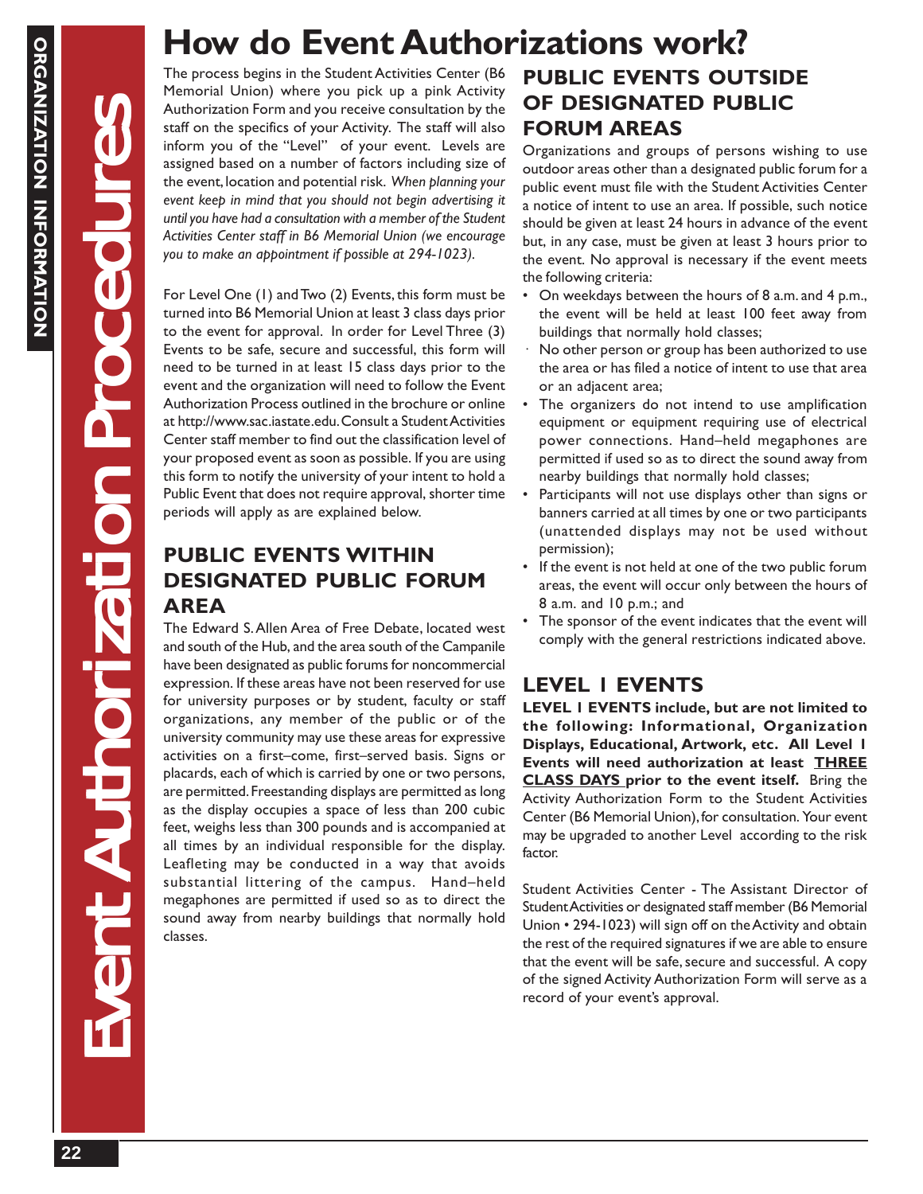# How do Event Authorizations work?

The process begins in the Student Activities Center (B6 Memorial Union) where you pick up a pink Activity Authorization Form and you receive consultation by the staff on the specifics of your Activity. The staff will also inform you of the "Level" of your event. Levels are assigned based on a number of factors including size of the event, location and potential risk. *When planning your event keep in mind that you should not begin advertising it until you have had a consultation with a member of the Student Activities Center staff in B6 Memorial Union (we encourage you to make an appointment if possible at 294-1023).*

For Level One (1) and Two (2) Events, this form must be turned into B6 Memorial Union at least 3 class days prior to the event for approval. In order for Level Three (3) Events to be safe, secure and successful, this form will need to be turned in at least 15 class days prior to the event and the organization will need to follow the Event Authorization Process outlined in the brochure or online at http://www.sac.iastate.edu. Consult a Student Activities Center staff member to find out the classification level of your proposed event as soon as possible. If you are using this form to notify the university of your intent to hold a Public Event that does not require approval, shorter time periods will apply as are explained below.

## PUBLIC EVENTS WITHIN DESIGNATED PUBLIC FORUM AREA

The Edward S. Allen Area of Free Debate, located west and south of the Hub, and the area south of the Campanile have been designated as public forums for noncommercial expression. If these areas have not been reserved for use for university purposes or by student, faculty or staff organizations, any member of the public or of the university community may use these areas for expressive activities on a first–come, first–served basis. Signs or placards, each of which is carried by one or two persons, are permitted. Freestanding displays are permitted as long as the display occupies a space of less than 200 cubic feet, weighs less than 300 pounds and is accompanied at all times by an individual responsible for the display. Leafleting may be conducted in a way that avoids substantial littering of the campus. Hand–held megaphones are permitted if used so as to direct the sound away from nearby buildings that normally hold classes.

## PUBLIC EVENTS OUTSIDE OF DESIGNATED PUBLIC FORUM AREAS

Organizations and groups of persons wishing to use outdoor areas other than a designated public forum for a public event must file with the Student Activities Center a notice of intent to use an area. If possible, such notice should be given at least 24 hours in advance of the event but, in any case, must be given at least 3 hours prior to the event. No approval is necessary if the event meets the following criteria:

- On weekdays between the hours of 8 a.m. and 4 p.m., the event will be held at least 100 feet away from buildings that normally hold classes;
- No other person or group has been authorized to use the area or has filed a notice of intent to use that area or an adjacent area;
- The organizers do not intend to use amplification equipment or equipment requiring use of electrical power connections. Hand–held megaphones are permitted if used so as to direct the sound away from nearby buildings that normally hold classes;
- Participants will not use displays other than signs or banners carried at all times by one or two participants (unattended displays may not be used without permission);
- If the event is not held at one of the two public forum areas, the event will occur only between the hours of 8 a.m. and 10 p.m.; and
- The sponsor of the event indicates that the event will comply with the general restrictions indicated above.

## LEVEL I EVENTS

**LEVEL I EVENTS include, but are not limited to the following: Informational, Organization Displays, Educational, Artwork, etc. All Level I Events will need authorization at least <u>THREE CLASS DAYS</u> prior to the event itself.** Bring the Activity Authorization Form to the Student Activities Center (B6 Memorial Union), for consultation. Your event may be upgraded to another Level according to the risk factor.

Student Activities Center - The Assistant Director of Student Activities or designated staff member (B6 Memorial Union • 294-1023) will sign off on the Activity and obtain the rest of the required signatures if we are able to ensure that the event will be safe, secure and successful. A copy of the signed Activity Authorization Form will serve as a record of your event's approval.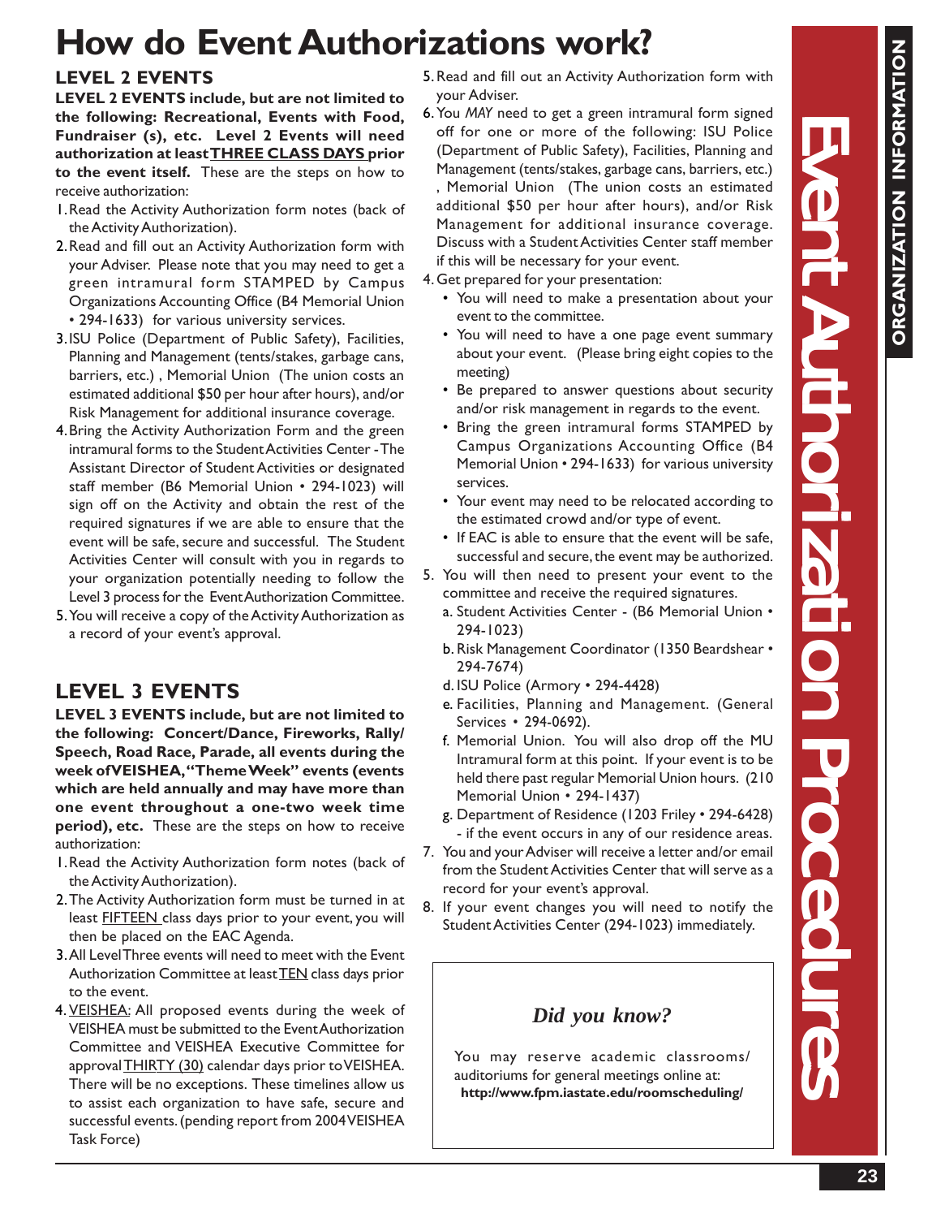# How do Event Authorizations work?

## LEVEL 2 EVENTS

**LEVEL 2 EVENTS include, but are not limited to the following: Recreational, Events with Food, Fundraiser (s), etc. Level 2 Events will need authorization at least <u>THREE CLASS DAYS</u> prior to the event itself.** These are the steps on how to receive authorization:

1. Read the Activity Authorization form notes (back of the Activity Authorization).
2. Read and fill out an Activity Authorization form with your Adviser. Please note that you may need to get a green intramural form STAMPED by Campus Organizations Accounting Office (B4 Memorial Union • 294-1633) for various university services.
3. ISU Police (Department of Public Safety), Facilities, Planning and Management (tents/stakes, garbage cans, barriers, etc.) , Memorial Union (The union costs an estimated additional $50 per hour after hours), and/or Risk Management for additional insurance coverage.
4. Bring the Activity Authorization Form and the green intramural forms to the Student Activities Center - The Assistant Director of Student Activities or designated staff member (B6 Memorial Union • 294-1023) will sign off on the Activity and obtain the rest of the required signatures if we are able to ensure that the event will be safe, secure and successful. The Student Activities Center will consult with you in regards to your organization potentially needing to follow the Level 3 process for the Event Authorization Committee.
5. You will receive a copy of the Activity Authorization as a record of your event's approval.

## LEVEL 3 EVENTS

**LEVEL 3 EVENTS include, but are not limited to the following: Concert/Dance, Fireworks, Rally/Speech, Road Race, Parade, all events during the week of VEISHEA, "Theme Week" events (events which are held annually and may have more than one event throughout a one-two week time period), etc.** These are the steps on how to receive authorization:

1. Read the Activity Authorization form notes (back of the Activity Authorization).
2. The Activity Authorization form must be turned in at least <u>FIFTEEN</u> class days prior to your event, you will then be placed on the EAC Agenda.
3. All Level Three events will need to meet with the Event Authorization Committee at least <u>TEN</u> class days prior to the event.
4. <u>VEISHEA:</u> All proposed events during the week of VEISHEA must be submitted to the Event Authorization Committee and VEISHEA Executive Committee for approval <u>THIRTY (30)</u> calendar days prior to VEISHEA. There will be no exceptions. These timelines allow us to assist each organization to have safe, secure and successful events. (pending report from 2004 VEISHEA Task Force)
5. Read and fill out an Activity Authorization form with your Adviser.
6. You *MAY* need to get a green intramural form signed off for one or more of the following: ISU Police (Department of Public Safety), Facilities, Planning and Management (tents/stakes, garbage cans, barriers, etc.) , Memorial Union (The union costs an estimated additional $50 per hour after hours), and/or Risk Management for additional insurance coverage. Discuss with a Student Activities Center staff member if this will be necessary for your event.
4. Get prepared for your presentation:
   - You will need to make a presentation about your event to the committee.
   - You will need to have a one page event summary about your event. (Please bring eight copies to the meeting)
   - Be prepared to answer questions about security and/or risk management in regards to the event.
   - Bring the green intramural forms STAMPED by Campus Organizations Accounting Office (B4 Memorial Union • 294-1633) for various university services.
   - Your event may need to be relocated according to the estimated crowd and/or type of event.
   - If EAC is able to ensure that the event will be safe, successful and secure, the event may be authorized.
5. You will then need to present your event to the committee and receive the required signatures.
   a. Student Activities Center - (B6 Memorial Union • 294-1023)
   b. Risk Management Coordinator (1350 Beardshear • 294-7674)
   d. ISU Police (Armory • 294-4428)
   e. Facilities, Planning and Management. (General Services • 294-0692).
   f. Memorial Union. You will also drop off the MU Intramural form at this point. If your event is to be held there past regular Memorial Union hours. (210 Memorial Union • 294-1437)
   g. Department of Residence (1203 Friley • 294-6428) - if the event occurs in any of our residence areas.
7. You and your Adviser will receive a letter and/or email from the Student Activities Center that will serve as a record for your event's approval.
8. If your event changes you will need to notify the Student Activities Center (294-1023) immediately.

> ***Did you know?***
>
> You may reserve academic classrooms/auditoriums for general meetings online at: **http://www.fpm.iastate.edu/roomscheduling/**

**ORGANIZATION INFORMATION**

**Event Authorization Procedures**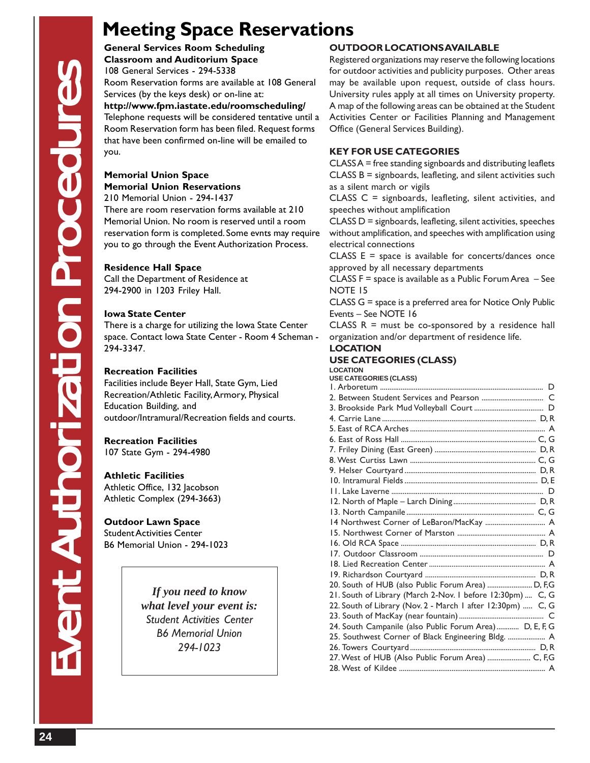# Meeting Space Reservations

**General Services Room Scheduling**
**Classroom and Auditorium Space**
108 General Services - 294-5338
Room Reservation forms are available at 108 General Services (by the keys desk) or on-line at:
**http://www.fpm.iastate.edu/roomscheduling/**
Telephone requests will be considered tentative until a Room Reservation form has been filed. Request forms that have been confirmed on-line will be emailed to you.

**Memorial Union Space**
**Memorial Union Reservations**
210 Memorial Union - 294-1437
There are room reservation forms available at 210 Memorial Union. No room is reserved until a room reservation form is completed. Some evnts may require you to go through the Event Authorization Process.

**Residence Hall Space**
Call the Department of Residence at 294-2900 in 1203 Friley Hall.

**Iowa State Center**
There is a charge for utilizing the Iowa State Center space. Contact Iowa State Center - Room 4 Scheman - 294-3347.

**Recreation Facilities**
Facilities include Beyer Hall, State Gym, Lied Recreation/Athletic Facility, Armory, Physical Education Building, and outdoor/Intramural/Recreation fields and courts.

**Recreation Facilities**
107 State Gym - 294-4980

**Athletic Facilities**
Athletic Office, 132 Jacobson Athletic Complex (294-3663)

**Outdoor Lawn Space**
Student Activities Center
B6 Memorial Union - 294-1023

> *If you need to know what level your event is:*
> *Student Activities Center*
> *B6 Memorial Union*
> *294-1023*

**OUTDOOR LOCATIONS AVAILABLE**

Registered organizations may reserve the following locations for outdoor activities and publicity purposes. Other areas may be available upon request, outside of class hours. University rules apply at all times on University property. A map of the following areas can be obtained at the Student Activities Center or Facilities Planning and Management Office (General Services Building).

**KEY FOR USE CATEGORIES**

CLASS A = free standing signboards and distributing leaflets
CLASS B = signboards, leafleting, and silent activities such as a silent march or vigils
CLASS C = signboards, leafleting, silent activities, and speeches without amplification
CLASS D = signboards, leafleting, silent activities, speeches without amplification, and speeches with amplification using electrical connections
CLASS E = space is available for concerts/dances once approved by all necessary departments
CLASS F = space is available as a Public Forum Area – See NOTE 15
CLASS G = space is a preferred area for Notice Only Public Events – See NOTE 16
CLASS R = must be co-sponsored by a residence hall organization and/or department of residence life.

| LOCATION | USE CATEGORIES (CLASS) |
|---|---|
| 1. Arboretum | D |
| 2. Between Student Services and Pearson | C |
| 3. Brookside Park Mud Volleyball Court | D |
| 4. Carrie Lane | D, R |
| 5. East of RCA Arches | A |
| 6. East of Ross Hall | C, G |
| 7. Friley Dining (East Green) | D, R |
| 8. West Curtiss Lawn | C, G |
| 9. Helser Courtyard | D, R |
| 10. Intramural Fields | D, E |
| 11. Lake Laverne | D |
| 12. North of Maple – Larch Dining | D, R |
| 13. North Campanile | C, G |
| 14 Northwest Corner of LeBaron/MacKay | A |
| 15. Northwest Corner of Marston | A |
| 16. Old RCA Space | D, R |
| 17. Outdoor Classroom | D |
| 18. Lied Recreation Center | A |
| 19. Richardson Courtyard | D, R |
| 20. South of HUB (also Public Forum Area) | D, F, G |
| 21. South of Library (March 2-Nov. 1 before 12:30pm) | C, G |
| 22. South of Library (Nov. 2 - March 1 after 12:30pm) | C, G |
| 23. South of MacKay (near fountain) | C |
| 24. South Campanile (also Public Forum Area) | D, E, F, G |
| 25. Southwest Corner of Black Engineering Bldg. | A |
| 26. Towers Courtyard | D, R |
| 27. West of HUB (Also Public Forum Area) | C, F, G |
| 28. West of Kildee | A |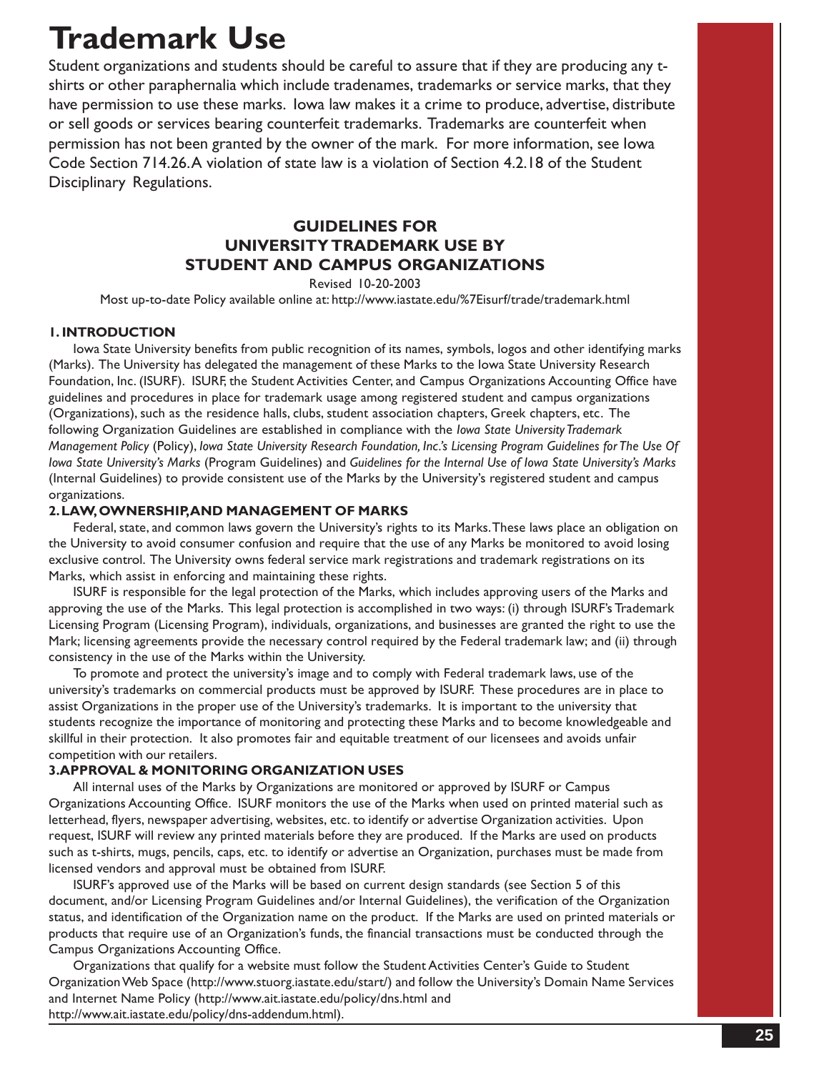# Trademark Use

Student organizations and students should be careful to assure that if they are producing any t-shirts or other paraphernalia which include tradenames, trademarks or service marks, that they have permission to use these marks. Iowa law makes it a crime to produce, advertise, distribute or sell goods or services bearing counterfeit trademarks. Trademarks are counterfeit when permission has not been granted by the owner of the mark. For more information, see Iowa Code Section 714.26. A violation of state law is a violation of Section 4.2.18 of the Student Disciplinary Regulations.

## GUIDELINES FOR UNIVERSITY TRADEMARK USE BY STUDENT AND CAMPUS ORGANIZATIONS

Revised 10-20-2003

Most up-to-date Policy available online at: http://www.iastate.edu/%7Eisurf/trade/trademark.html

### 1. INTRODUCTION

Iowa State University benefits from public recognition of its names, symbols, logos and other identifying marks (Marks). The University has delegated the management of these Marks to the Iowa State University Research Foundation, Inc. (ISURF). ISURF, the Student Activities Center, and Campus Organizations Accounting Office have guidelines and procedures in place for trademark usage among registered student and campus organizations (Organizations), such as the residence halls, clubs, student association chapters, Greek chapters, etc. The following Organization Guidelines are established in compliance with the *Iowa State University Trademark Management Policy* (Policy), *Iowa State University Research Foundation, Inc.'s Licensing Program Guidelines for The Use Of Iowa State University's Marks* (Program Guidelines) and *Guidelines for the Internal Use of Iowa State University's Marks* (Internal Guidelines) to provide consistent use of the Marks by the University's registered student and campus organizations.

### 2. LAW, OWNERSHIP, AND MANAGEMENT OF MARKS

Federal, state, and common laws govern the University's rights to its Marks. These laws place an obligation on the University to avoid consumer confusion and require that the use of any Marks be monitored to avoid losing exclusive control. The University owns federal service mark registrations and trademark registrations on its Marks, which assist in enforcing and maintaining these rights.

ISURF is responsible for the legal protection of the Marks, which includes approving users of the Marks and approving the use of the Marks. This legal protection is accomplished in two ways: (i) through ISURF's Trademark Licensing Program (Licensing Program), individuals, organizations, and businesses are granted the right to use the Mark; licensing agreements provide the necessary control required by the Federal trademark law; and (ii) through consistency in the use of the Marks within the University.

To promote and protect the university's image and to comply with Federal trademark laws, use of the university's trademarks on commercial products must be approved by ISURF. These procedures are in place to assist Organizations in the proper use of the University's trademarks. It is important to the university that students recognize the importance of monitoring and protecting these Marks and to become knowledgeable and skillful in their protection. It also promotes fair and equitable treatment of our licensees and avoids unfair competition with our retailers.

### 3. APPROVAL & MONITORING ORGANIZATION USES

All internal uses of the Marks by Organizations are monitored or approved by ISURF or Campus Organizations Accounting Office. ISURF monitors the use of the Marks when used on printed material such as letterhead, flyers, newspaper advertising, websites, etc. to identify or advertise Organization activities. Upon request, ISURF will review any printed materials before they are produced. If the Marks are used on products such as t-shirts, mugs, pencils, caps, etc. to identify or advertise an Organization, purchases must be made from licensed vendors and approval must be obtained from ISURF.

ISURF's approved use of the Marks will be based on current design standards (see Section 5 of this document, and/or Licensing Program Guidelines and/or Internal Guidelines), the verification of the Organization status, and identification of the Organization name on the product. If the Marks are used on printed materials or products that require use of an Organization's funds, the financial transactions must be conducted through the Campus Organizations Accounting Office.

Organizations that qualify for a website must follow the Student Activities Center's Guide to Student Organization Web Space (http://www.stuorg.iastate.edu/start/) and follow the University's Domain Name Services and Internet Name Policy (http://www.ait.iastate.edu/policy/dns.html and http://www.ait.iastate.edu/policy/dns-addendum.html).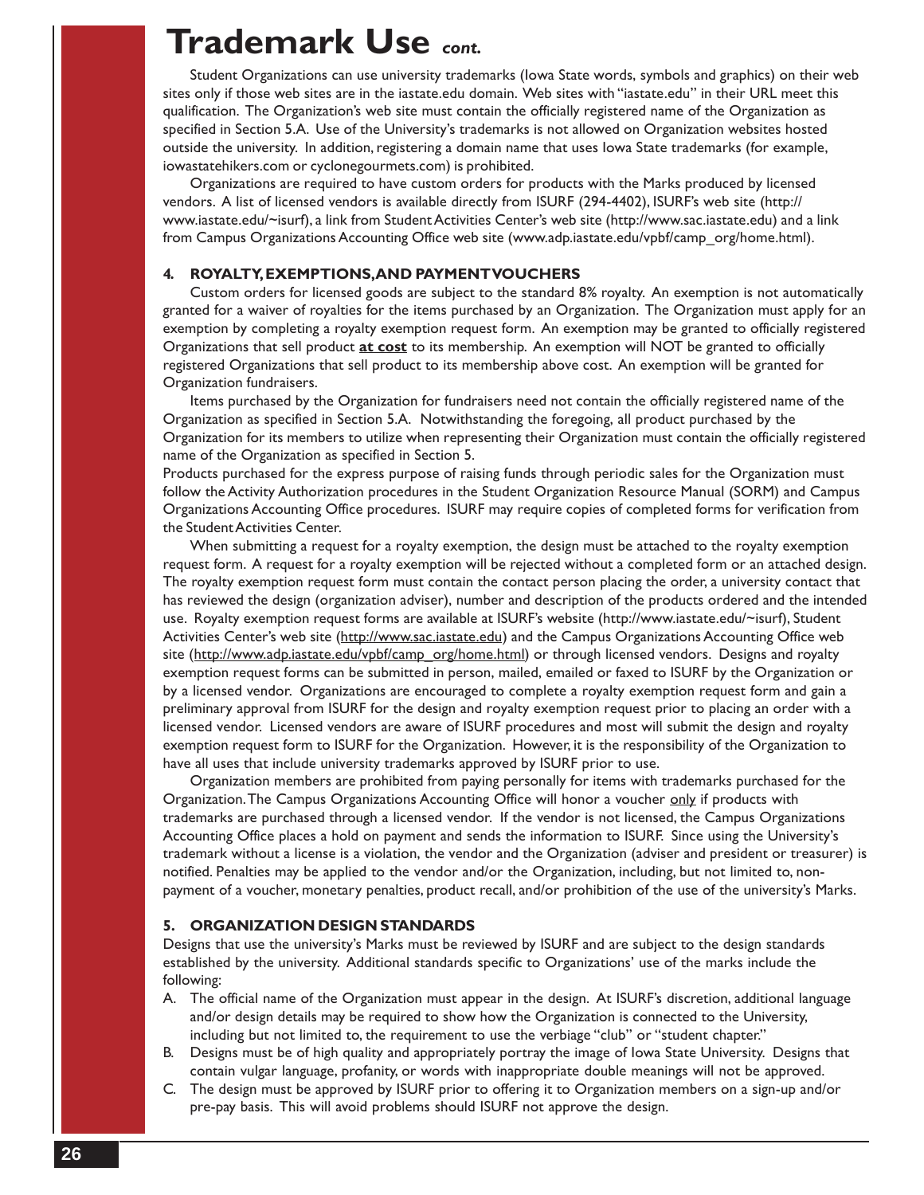# Trademark Use *cont.*

Student Organizations can use university trademarks (Iowa State words, symbols and graphics) on their web sites only if those web sites are in the iastate.edu domain. Web sites with "iastate.edu" in their URL meet this qualification. The Organization's web site must contain the officially registered name of the Organization as specified in Section 5.A. Use of the University's trademarks is not allowed on Organization websites hosted outside the university. In addition, registering a domain name that uses Iowa State trademarks (for example, iowastatehikers.com or cyclonegourmets.com) is prohibited.

Organizations are required to have custom orders for products with the Marks produced by licensed vendors. A list of licensed vendors is available directly from ISURF (294-4402), ISURF's web site (http://www.iastate.edu/~isurf), a link from Student Activities Center's web site (http://www.sac.iastate.edu) and a link from Campus Organizations Accounting Office web site (www.adp.iastate.edu/vpbf/camp_org/home.html).

### 4. ROYALTY, EXEMPTIONS, AND PAYMENT VOUCHERS

Custom orders for licensed goods are subject to the standard 8% royalty. An exemption is not automatically granted for a waiver of royalties for the items purchased by an Organization. The Organization must apply for an exemption by completing a royalty exemption request form. An exemption may be granted to officially registered Organizations that sell product **at cost** to its membership. An exemption will NOT be granted to officially registered Organizations that sell product to its membership above cost. An exemption will be granted for Organization fundraisers.

Items purchased by the Organization for fundraisers need not contain the officially registered name of the Organization as specified in Section 5.A. Notwithstanding the foregoing, all product purchased by the Organization for its members to utilize when representing their Organization must contain the officially registered name of the Organization as specified in Section 5.

Products purchased for the express purpose of raising funds through periodic sales for the Organization must follow the Activity Authorization procedures in the Student Organization Resource Manual (SORM) and Campus Organizations Accounting Office procedures. ISURF may require copies of completed forms for verification from the Student Activities Center.

When submitting a request for a royalty exemption, the design must be attached to the royalty exemption request form. A request for a royalty exemption will be rejected without a completed form or an attached design. The royalty exemption request form must contain the contact person placing the order, a university contact that has reviewed the design (organization adviser), number and description of the products ordered and the intended use. Royalty exemption request forms are available at ISURF's website (http://www.iastate.edu/~isurf), Student Activities Center's web site (http://www.sac.iastate.edu) and the Campus Organizations Accounting Office web site (http://www.adp.iastate.edu/vpbf/camp_org/home.html) or through licensed vendors. Designs and royalty exemption request forms can be submitted in person, mailed, emailed or faxed to ISURF by the Organization or by a licensed vendor. Organizations are encouraged to complete a royalty exemption request form and gain a preliminary approval from ISURF for the design and royalty exemption request prior to placing an order with a licensed vendor. Licensed vendors are aware of ISURF procedures and most will submit the design and royalty exemption request form to ISURF for the Organization. However, it is the responsibility of the Organization to have all uses that include university trademarks approved by ISURF prior to use.

Organization members are prohibited from paying personally for items with trademarks purchased for the Organization. The Campus Organizations Accounting Office will honor a voucher only if products with trademarks are purchased through a licensed vendor. If the vendor is not licensed, the Campus Organizations Accounting Office places a hold on payment and sends the information to ISURF. Since using the University's trademark without a license is a violation, the vendor and the Organization (adviser and president or treasurer) is notified. Penalties may be applied to the vendor and/or the Organization, including, but not limited to, non-payment of a voucher, monetary penalties, product recall, and/or prohibition of the use of the university's Marks.

### 5. ORGANIZATION DESIGN STANDARDS

Designs that use the university's Marks must be reviewed by ISURF and are subject to the design standards established by the university. Additional standards specific to Organizations' use of the marks include the following:

A. The official name of the Organization must appear in the design. At ISURF's discretion, additional language and/or design details may be required to show how the Organization is connected to the University, including but not limited to, the requirement to use the verbiage "club" or "student chapter."

B. Designs must be of high quality and appropriately portray the image of Iowa State University. Designs that contain vulgar language, profanity, or words with inappropriate double meanings will not be approved.

C. The design must be approved by ISURF prior to offering it to Organization members on a sign-up and/or pre-pay basis. This will avoid problems should ISURF not approve the design.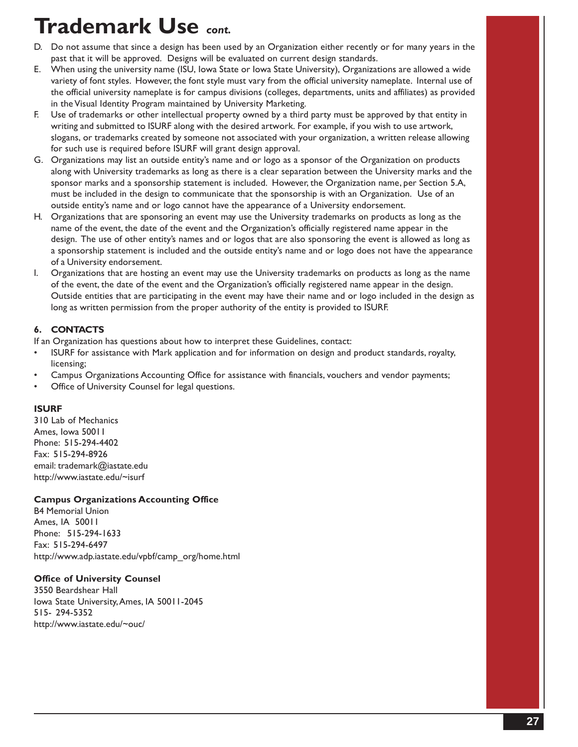# Trademark Use *cont.*

D. Do not assume that since a design has been used by an Organization either recently or for many years in the past that it will be approved. Designs will be evaluated on current design standards.

E. When using the university name (ISU, Iowa State or Iowa State University), Organizations are allowed a wide variety of font styles. However, the font style must vary from the official university nameplate. Internal use of the official university nameplate is for campus divisions (colleges, departments, units and affiliates) as provided in the Visual Identity Program maintained by University Marketing.

F. Use of trademarks or other intellectual property owned by a third party must be approved by that entity in writing and submitted to ISURF along with the desired artwork. For example, if you wish to use artwork, slogans, or trademarks created by someone not associated with your organization, a written release allowing for such use is required before ISURF will grant design approval.

G. Organizations may list an outside entity's name and or logo as a sponsor of the Organization on products along with University trademarks as long as there is a clear separation between the University marks and the sponsor marks and a sponsorship statement is included. However, the Organization name, per Section 5.A, must be included in the design to communicate that the sponsorship is with an Organization. Use of an outside entity's name and or logo cannot have the appearance of a University endorsement.

H. Organizations that are sponsoring an event may use the University trademarks on products as long as the name of the event, the date of the event and the Organization's officially registered name appear in the design. The use of other entity's names and or logos that are also sponsoring the event is allowed as long as a sponsorship statement is included and the outside entity's name and or logo does not have the appearance of a University endorsement.

I. Organizations that are hosting an event may use the University trademarks on products as long as the name of the event, the date of the event and the Organization's officially registered name appear in the design. Outside entities that are participating in the event may have their name and or logo included in the design as long as written permission from the proper authority of the entity is provided to ISURF.

### 6. CONTACTS

If an Organization has questions about how to interpret these Guidelines, contact:

- ISURF for assistance with Mark application and for information on design and product standards, royalty, licensing;
- Campus Organizations Accounting Office for assistance with financials, vouchers and vendor payments;
- Office of University Counsel for legal questions.

**ISURF**
310 Lab of Mechanics
Ames, Iowa 50011
Phone: 515-294-4402
Fax: 515-294-8926
email: trademark@iastate.edu
http://www.iastate.edu/~isurf

**Campus Organizations Accounting Office**
B4 Memorial Union
Ames, IA 50011
Phone: 515-294-1633
Fax: 515-294-6497
http://www.adp.iastate.edu/vpbf/camp_org/home.html

**Office of University Counsel**
3550 Beardshear Hall
Iowa State University, Ames, IA 50011-2045
515- 294-5352
http://www.iastate.edu/~ouc/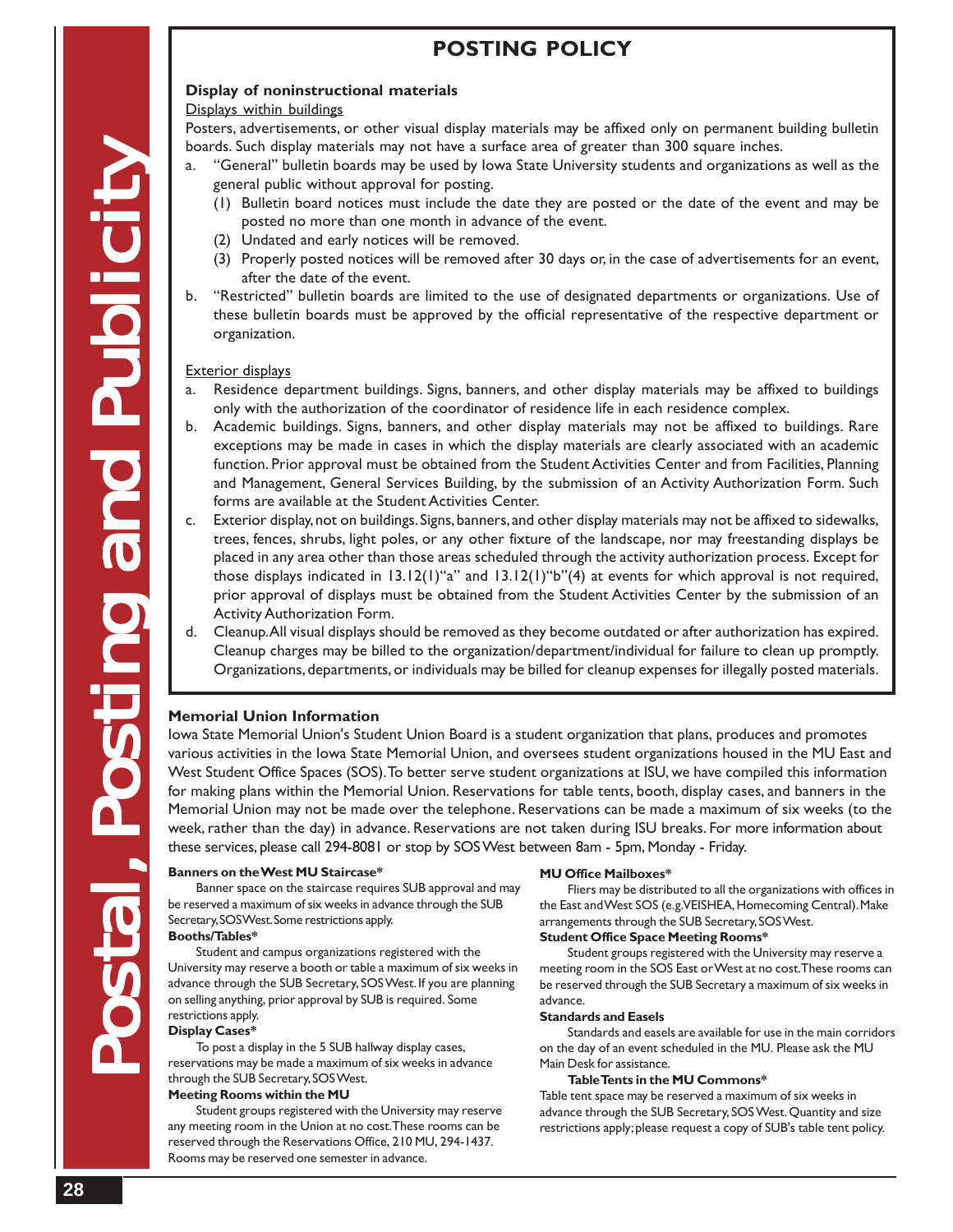# Postal, Posting and Publicity

## POSTING POLICY

### Display of noninstructional materials

Displays within buildings

Posters, advertisements, or other visual display materials may be affixed only on permanent building bulletin boards. Such display materials may not have a surface area of greater than 300 square inches.

a. "General" bulletin boards may be used by Iowa State University students and organizations as well as the general public without approval for posting.
   (1) Bulletin board notices must include the date they are posted or the date of the event and may be posted no more than one month in advance of the event.
   (2) Undated and early notices will be removed.
   (3) Properly posted notices will be removed after 30 days or, in the case of advertisements for an event, after the date of the event.

b. "Restricted" bulletin boards are limited to the use of designated departments or organizations. Use of these bulletin boards must be approved by the official representative of the respective department or organization.

Exterior displays

a. Residence department buildings. Signs, banners, and other display materials may be affixed to buildings only with the authorization of the coordinator of residence life in each residence complex.

b. Academic buildings. Signs, banners, and other display materials may not be affixed to buildings. Rare exceptions may be made in cases in which the display materials are clearly associated with an academic function. Prior approval must be obtained from the Student Activities Center and from Facilities, Planning and Management, General Services Building, by the submission of an Activity Authorization Form. Such forms are available at the Student Activities Center.

c. Exterior display, not on buildings. Signs, banners, and other display materials may not be affixed to sidewalks, trees, fences, shrubs, light poles, or any other fixture of the landscape, nor may freestanding displays be placed in any area other than those areas scheduled through the activity authorization process. Except for those displays indicated in 13.12(1)"a" and 13.12(1)"b"(4) at events for which approval is not required, prior approval of displays must be obtained from the Student Activities Center by the submission of an Activity Authorization Form.

d. Cleanup. All visual displays should be removed as they become outdated or after authorization has expired. Cleanup charges may be billed to the organization/department/individual for failure to clean up promptly. Organizations, departments, or individuals may be billed for cleanup expenses for illegally posted materials.

### Memorial Union Information

Iowa State Memorial Union's Student Union Board is a student organization that plans, produces and promotes various activities in the Iowa State Memorial Union, and oversees student organizations housed in the MU East and West Student Office Spaces (SOS). To better serve student organizations at ISU, we have compiled this information for making plans within the Memorial Union. Reservations for table tents, booth, display cases, and banners in the Memorial Union may not be made over the telephone. Reservations can be made a maximum of six weeks (to the week, rather than the day) in advance. Reservations are not taken during ISU breaks. For more information about these services, please call 294-8081 or stop by SOS West between 8am - 5pm, Monday - Friday.

**Banners on the West MU Staircase***

Banner space on the staircase requires SUB approval and may be reserved a maximum of six weeks in advance through the SUB Secretary, SOS West. Some restrictions apply.

**Booths/Tables***

Student and campus organizations registered with the University may reserve a booth or table a maximum of six weeks in advance through the SUB Secretary, SOS West. If you are planning on selling anything, prior approval by SUB is required. Some restrictions apply.

**Display Cases***

To post a display in the 5 SUB hallway display cases, reservations may be made a maximum of six weeks in advance through the SUB Secretary, SOS West.

**Meeting Rooms within the MU**

Student groups registered with the University may reserve any meeting room in the Union at no cost. These rooms can be reserved through the Reservations Office, 210 MU, 294-1437. Rooms may be reserved one semester in advance.

**MU Office Mailboxes***

Fliers may be distributed to all the organizations with offices in the East and West SOS (e.g. VEISHEA, Homecoming Central). Make arrangements through the SUB Secretary, SOS West.

**Student Office Space Meeting Rooms***

Student groups registered with the University may reserve a meeting room in the SOS East or West at no cost. These rooms can be reserved through the SUB Secretary a maximum of six weeks in advance.

**Standards and Easels**

Standards and easels are available for use in the main corridors on the day of an event scheduled in the MU. Please ask the MU Main Desk for assistance.

**Table Tents in the MU Commons***

Table tent space may be reserved a maximum of six weeks in advance through the SUB Secretary, SOS West. Quantity and size restrictions apply; please request a copy of SUB's table tent policy.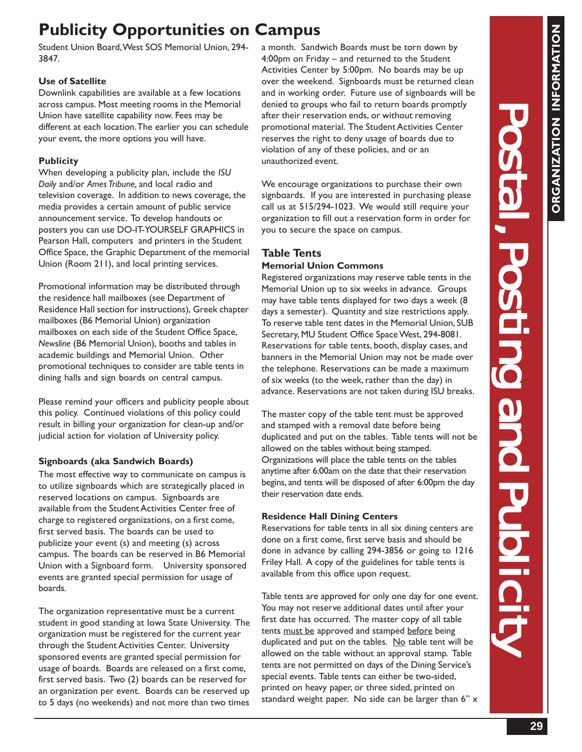# Publicity Opportunities on Campus

Student Union Board, West SOS Memorial Union, 294-3847.

### Use of Satellite

Downlink capabilities are available at a few locations across campus. Most meeting rooms in the Memorial Union have satellite capability now. Fees may be different at each location. The earlier you can schedule your event, the more options you will have.

### Publicity

When developing a publicity plan, include the *ISU Daily* and/or *Ames Tribune,* and local radio and television coverage. In addition to news coverage, the media provides a certain amount of public service announcement service. To develop handouts or posters you can use DO-IT-YOURSELF GRAPHICS in Pearson Hall, computers and printers in the Student Office Space, the Graphic Department of the memorial Union (Room 211), and local printing services.

Promotional information may be distributed through the residence hall mailboxes (see Department of Residence Hall section for instructions), Greek chapter mailboxes (B6 Memorial Union) organization mailboxes on each side of the Student Office Space, *Newsline* (B6 Memorial Union), booths and tables in academic buildings and Memorial Union. Other promotional techniques to consider are table tents in dining halls and sign boards on central campus.

Please remind your officers and publicity people about this policy. Continued violations of this policy could result in billing your organization for clean-up and/or judicial action for violation of University policy.

### Signboards (aka Sandwich Boards)

The most effective way to communicate on campus is to utilize signboards which are strategically placed in reserved locations on campus. Signboards are available from the Student Activities Center free of charge to registered organizations, on a first come, first served basis. The boards can be used to publicize your event (s) and meeting (s) across campus. The boards can be reserved in B6 Memorial Union with a Signboard form. University sponsored events are granted special permission for usage of boards.

The organization representative must be a current student in good standing at Iowa State University. The organization must be registered for the current year through the Student Activities Center. University sponsored events are granted special permission for usage of boards. Boards are released on a first come, first served basis. Two (2) boards can be reserved for an organization per event. Boards can be reserved up to 5 days (no weekends) and not more than two times a month. Sandwich Boards must be torn down by 4:00pm on Friday – and returned to the Student Activities Center by 5:00pm. No boards may be up over the weekend. Signboards must be returned clean and in working order. Future use of signboards will be denied to groups who fail to return boards promptly after their reservation ends, or without removing promotional material. The Student Activities Center reserves the right to deny usage of boards due to violation of any of these policies, and or an unauthorized event.

We encourage organizations to purchase their own signboards. If you are interested in purchasing please call us at 515/294-1023. We would still require your organization to fill out a reservation form in order for you to secure the space on campus.

## Table Tents

### Memorial Union Commons

Registered organizations may reserve table tents in the Memorial Union up to six weeks in advance. Groups may have table tents displayed for two days a week (8 days a semester). Quantity and size restrictions apply. To reserve table tent dates in the Memorial Union, SUB Secretary, MU Student Office Space West, 294-8081. Reservations for table tents, booth, display cases, and banners in the Memorial Union may not be made over the telephone. Reservations can be made a maximum of six weeks (to the week, rather than the day) in advance. Reservations are not taken during ISU breaks.

The master copy of the table tent must be approved and stamped with a removal date before being duplicated and put on the tables. Table tents will not be allowed on the tables without being stamped. Organizations will place the table tents on the tables anytime after 6:00am on the date that their reservation begins, and tents will be disposed of after 6:00pm the day their reservation date ends.

### Residence Hall Dining Centers

Reservations for table tents in all six dining centers are done on a first come, first serve basis and should be done in advance by calling 294-3856 or going to 1216 Friley Hall. A copy of the guidelines for table tents is available from this office upon request.

Table tents are approved for only one day for one event. You may not reserve additional dates until after your first date has occurred. The master copy of all table tents must be approved and stamped before being duplicated and put on the tables. No table tent will be allowed on the table without an approval stamp. Table tents are not permitted on days of the Dining Service's special events. Table tents can either be two-sided, printed on heavy paper, or three sided, printed on standard weight paper. No side can be larger than 6" x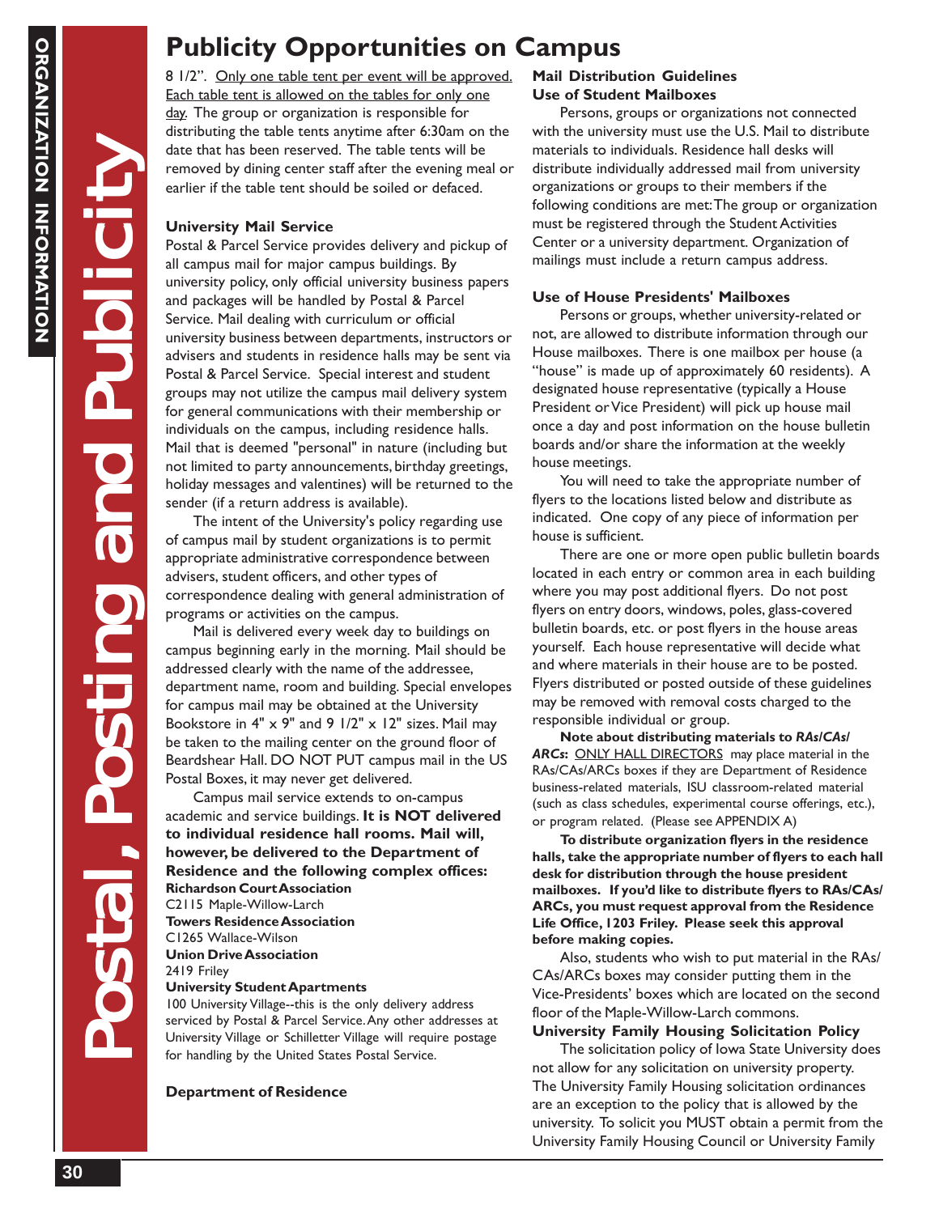# Publicity Opportunities on Campus

8 1/2". Only one table tent per event will be approved. Each table tent is allowed on the tables for only one day. The group or organization is responsible for distributing the table tents anytime after 6:30am on the date that has been reserved. The table tents will be removed by dining center staff after the evening meal or earlier if the table tent should be soiled or defaced.

### University Mail Service

Postal & Parcel Service provides delivery and pickup of all campus mail for major campus buildings. By university policy, only official university business papers and packages will be handled by Postal & Parcel Service. Mail dealing with curriculum or official university business between departments, instructors or advisers and students in residence halls may be sent via Postal & Parcel Service. Special interest and student groups may not utilize the campus mail delivery system for general communications with their membership or individuals on the campus, including residence halls. Mail that is deemed "personal" in nature (including but not limited to party announcements, birthday greetings, holiday messages and valentines) will be returned to the sender (if a return address is available).

The intent of the University's policy regarding use of campus mail by student organizations is to permit appropriate administrative correspondence between advisers, student officers, and other types of correspondence dealing with general administration of programs or activities on the campus.

Mail is delivered every week day to buildings on campus beginning early in the morning. Mail should be addressed clearly with the name of the addressee, department name, room and building. Special envelopes for campus mail may be obtained at the University Bookstore in 4" x 9" and 9 1/2" x 12" sizes. Mail may be taken to the mailing center on the ground floor of Beardshear Hall. DO NOT PUT campus mail in the US Postal Boxes, it may never get delivered.

Campus mail service extends to on-campus academic and service buildings. **It is NOT delivered to individual residence hall rooms. Mail will, however, be delivered to the Department of Residence and the following complex offices:**

**Richardson Court Association**
C2115 Maple-Willow-Larch

**Towers Residence Association**
C1265 Wallace-Wilson

**Union Drive Association**
2419 Friley

**University Student Apartments**
100 University Village--this is the only delivery address serviced by Postal & Parcel Service. Any other addresses at University Village or Schilletter Village will require postage for handling by the United States Postal Service.

**Department of Residence**

### Mail Distribution Guidelines

### Use of Student Mailboxes

Persons, groups or organizations not connected with the university must use the U.S. Mail to distribute materials to individuals. Residence hall desks will distribute individually addressed mail from university organizations or groups to their members if the following conditions are met: The group or organization must be registered through the Student Activities Center or a university department. Organization of mailings must include a return campus address.

### Use of House Presidents' Mailboxes

Persons or groups, whether university-related or not, are allowed to distribute information through our House mailboxes. There is one mailbox per house (a "house" is made up of approximately 60 residents). A designated house representative (typically a House President or Vice President) will pick up house mail once a day and post information on the house bulletin boards and/or share the information at the weekly house meetings.

You will need to take the appropriate number of flyers to the locations listed below and distribute as indicated. One copy of any piece of information per house is sufficient.

There are one or more open public bulletin boards located in each entry or common area in each building where you may post additional flyers. Do not post flyers on entry doors, windows, poles, glass-covered bulletin boards, etc. or post flyers in the house areas yourself. Each house representative will decide what and where materials in their house are to be posted. Flyers distributed or posted outside of these guidelines may be removed with removal costs charged to the responsible individual or group.

**Note about distributing materials to *RAs/CAs/ARCs*:** ONLY HALL DIRECTORS may place material in the RAs/CAs/ARCs boxes if they are Department of Residence business-related materials, ISU classroom-related material (such as class schedules, experimental course offerings, etc.), or program related. (Please see APPENDIX A)

**To distribute organization flyers in the residence halls, take the appropriate number of flyers to each hall desk for distribution through the house president mailboxes. If you'd like to distribute flyers to RAs/CAs/ARCs, you must request approval from the Residence Life Office, 1203 Friley. Please seek this approval before making copies.**

Also, students who wish to put material in the RAs/CAs/ARCs boxes may consider putting them in the Vice-Presidents' boxes which are located on the second floor of the Maple-Willow-Larch commons.

### University Family Housing Solicitation Policy

The solicitation policy of Iowa State University does not allow for any solicitation on university property. The University Family Housing solicitation ordinances are an exception to the policy that is allowed by the university. To solicit you MUST obtain a permit from the University Family Housing Council or University Family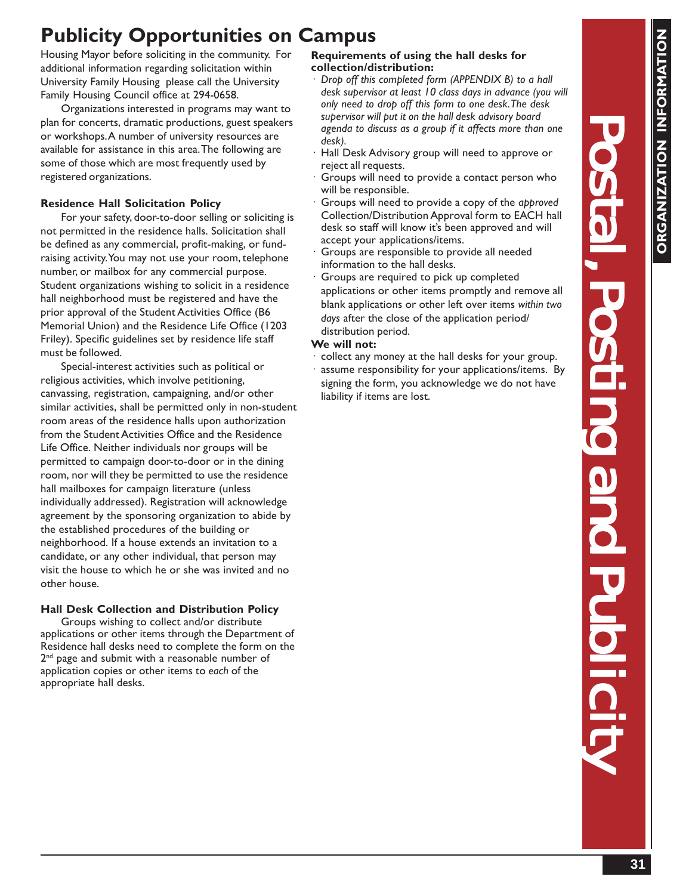# Publicity Opportunities on Campus

Housing Mayor before soliciting in the community. For additional information regarding solicitation within University Family Housing please call the University Family Housing Council office at 294-0658.

Organizations interested in programs may want to plan for concerts, dramatic productions, guest speakers or workshops. A number of university resources are available for assistance in this area. The following are some of those which are most frequently used by registered organizations.

### Residence Hall Solicitation Policy

For your safety, door-to-door selling or soliciting is not permitted in the residence halls. Solicitation shall be defined as any commercial, profit-making, or fund-raising activity. You may not use your room, telephone number, or mailbox for any commercial purpose. Student organizations wishing to solicit in a residence hall neighborhood must be registered and have the prior approval of the Student Activities Office (B6 Memorial Union) and the Residence Life Office (1203 Friley). Specific guidelines set by residence life staff must be followed.

Special-interest activities such as political or religious activities, which involve petitioning, canvassing, registration, campaigning, and/or other similar activities, shall be permitted only in non-student room areas of the residence halls upon authorization from the Student Activities Office and the Residence Life Office. Neither individuals nor groups will be permitted to campaign door-to-door or in the dining room, nor will they be permitted to use the residence hall mailboxes for campaign literature (unless individually addressed). Registration will acknowledge agreement by the sponsoring organization to abide by the established procedures of the building or neighborhood. If a house extends an invitation to a candidate, or any other individual, that person may visit the house to which he or she was invited and no other house.

### Hall Desk Collection and Distribution Policy

Groups wishing to collect and/or distribute applications or other items through the Department of Residence hall desks need to complete the form on the 2nd page and submit with a reasonable number of application copies or other items to *each* of the appropriate hall desks.

**Requirements of using the hall desks for collection/distribution:**

- *Drop off this completed form (APPENDIX B) to a hall desk supervisor at least 10 class days in advance (you will only need to drop off this form to one desk. The desk supervisor will put it on the hall desk advisory board agenda to discuss as a group if it affects more than one desk).*
- Hall Desk Advisory group will need to approve or reject all requests.
- Groups will need to provide a contact person who will be responsible.
- Groups will need to provide a copy of the *approved* Collection/Distribution Approval form to EACH hall desk so staff will know it's been approved and will accept your applications/items.
- Groups are responsible to provide all needed information to the hall desks.
- Groups are required to pick up completed applications or other items promptly and remove all blank applications or other left over items *within two days* after the close of the application period/ distribution period.

**We will not:**

- collect any money at the hall desks for your group.
- assume responsibility for your applications/items. By signing the form, you acknowledge we do not have liability if items are lost.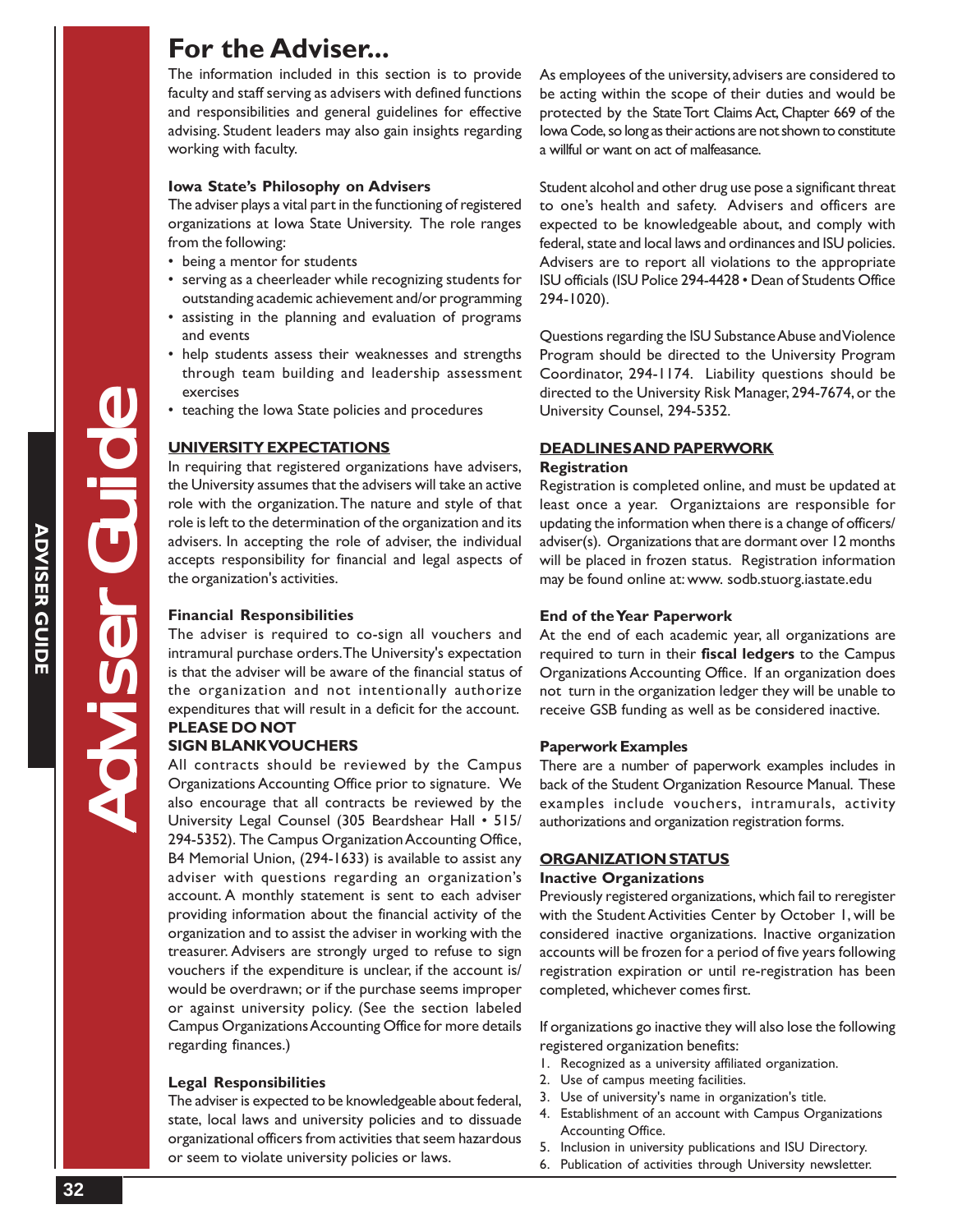# For the Adviser...

The information included in this section is to provide faculty and staff serving as advisers with defined functions and responsibilities and general guidelines for effective advising. Student leaders may also gain insights regarding working with faculty.

### Iowa State's Philosophy on Advisers

The adviser plays a vital part in the functioning of registered organizations at Iowa State University. The role ranges from the following:

- being a mentor for students
- serving as a cheerleader while recognizing students for outstanding academic achievement and/or programming
- assisting in the planning and evaluation of programs and events
- help students assess their weaknesses and strengths through team building and leadership assessment exercises
- teaching the Iowa State policies and procedures

## UNIVERSITY EXPECTATIONS

In requiring that registered organizations have advisers, the University assumes that the advisers will take an active role with the organization. The nature and style of that role is left to the determination of the organization and its advisers. In accepting the role of adviser, the individual accepts responsibility for financial and legal aspects of the organization's activities.

### Financial Responsibilities

The adviser is required to co-sign all vouchers and intramural purchase orders. The University's expectation is that the adviser will be aware of the financial status of the organization and not intentionally authorize expenditures that will result in a deficit for the account.

**PLEASE DO NOT SIGN BLANK VOUCHERS**

All contracts should be reviewed by the Campus Organizations Accounting Office prior to signature. We also encourage that all contracts be reviewed by the University Legal Counsel (305 Beardshear Hall • 515/294-5352). The Campus Organization Accounting Office, B4 Memorial Union, (294-1633) is available to assist any adviser with questions regarding an organization's account. A monthly statement is sent to each adviser providing information about the financial activity of the organization and to assist the adviser in working with the treasurer. Advisers are strongly urged to refuse to sign vouchers if the expenditure is unclear, if the account is/would be overdrawn; or if the purchase seems improper or against university policy. (See the section labeled Campus Organizations Accounting Office for more details regarding finances.)

### Legal Responsibilities

The adviser is expected to be knowledgeable about federal, state, local laws and university policies and to dissuade organizational officers from activities that seem hazardous or seem to violate university policies or laws.

As employees of the university, advisers are considered to be acting within the scope of their duties and would be protected by the State Tort Claims Act, Chapter 669 of the Iowa Code, so long as their actions are not shown to constitute a willful or want on act of malfeasance.

Student alcohol and other drug use pose a significant threat to one's health and safety. Advisers and officers are expected to be knowledgeable about, and comply with federal, state and local laws and ordinances and ISU policies. Advisers are to report all violations to the appropriate ISU officials (ISU Police 294-4428 • Dean of Students Office 294-1020).

Questions regarding the ISU Substance Abuse and Violence Program should be directed to the University Program Coordinator, 294-1174. Liability questions should be directed to the University Risk Manager, 294-7674, or the University Counsel, 294-5352.

## DEADLINES AND PAPERWORK

### Registration

Registration is completed online, and must be updated at least once a year. Organiztaions are responsible for updating the information when there is a change of officers/adviser(s). Organizations that are dormant over 12 months will be placed in frozen status. Registration information may be found online at: www. sodb.stuorg.iastate.edu

### End of the Year Paperwork

At the end of each academic year, all organizations are required to turn in their **fiscal ledgers** to the Campus Organizations Accounting Office. If an organization does not turn in the organization ledger they will be unable to receive GSB funding as well as be considered inactive.

### Paperwork Examples

There are a number of paperwork examples includes in back of the Student Organization Resource Manual. These examples include vouchers, intramurals, activity authorizations and organization registration forms.

## ORGANIZATION STATUS

### Inactive Organizations

Previously registered organizations, which fail to reregister with the Student Activities Center by October 1, will be considered inactive organizations. Inactive organization accounts will be frozen for a period of five years following registration expiration or until re-registration has been completed, whichever comes first.

If organizations go inactive they will also lose the following registered organization benefits:

1. Recognized as a university affiliated organization.
2. Use of campus meeting facilities.
3. Use of university's name in organization's title.
4. Establishment of an account with Campus Organizations Accounting Office.
5. Inclusion in university publications and ISU Directory.
6. Publication of activities through University newsletter.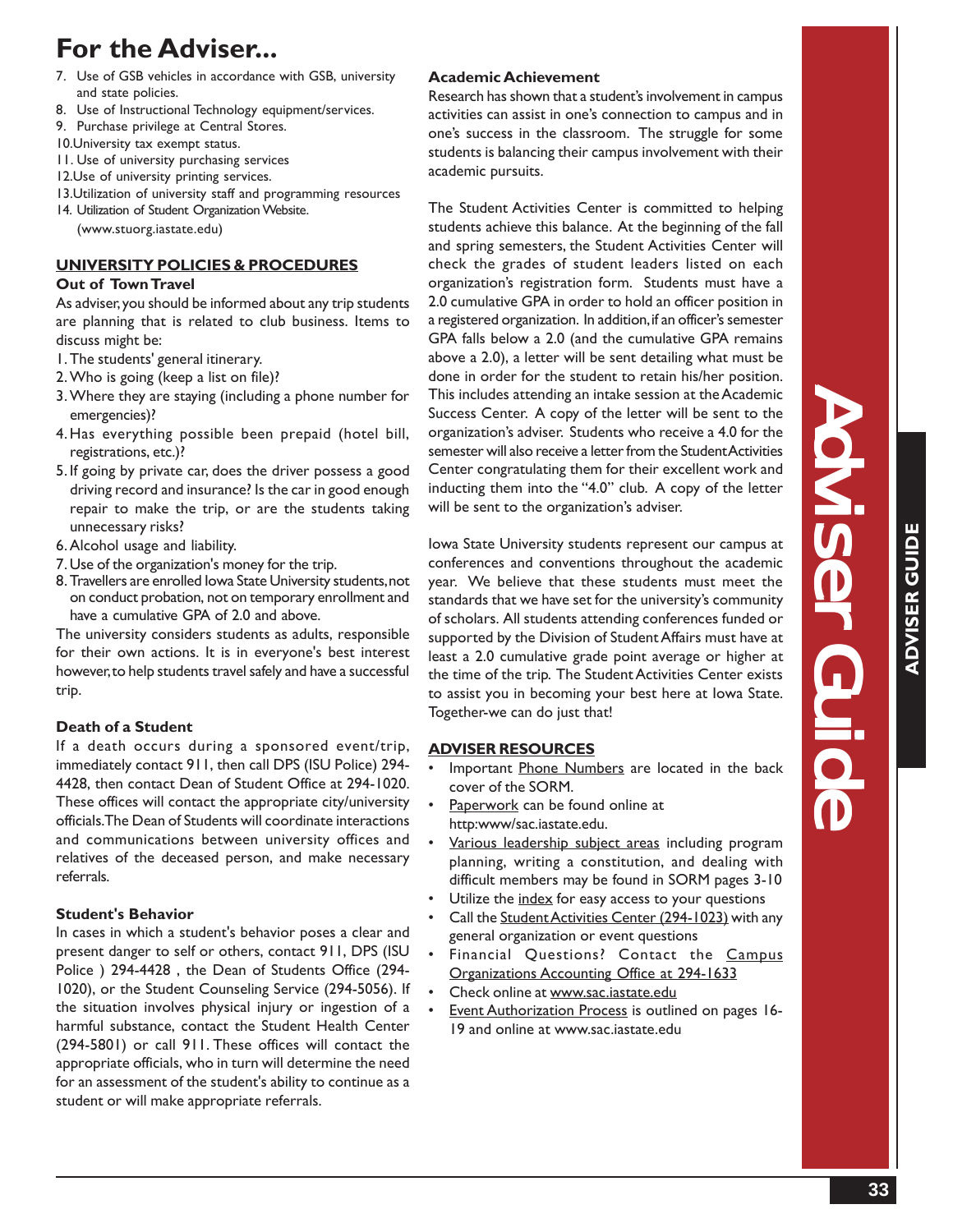# For the Adviser...

7. Use of GSB vehicles in accordance with GSB, university and state policies.
8. Use of Instructional Technology equipment/services.
9. Purchase privilege at Central Stores.
10. University tax exempt status.
11. Use of university purchasing services
12. Use of university printing services.
13. Utilization of university staff and programming resources
14. Utilization of Student Organization Website. (www.stuorg.iastate.edu)

## UNIVERSITY POLICIES & PROCEDURES

### Out of Town Travel

As adviser, you should be informed about any trip students are planning that is related to club business. Items to discuss might be:

1. The students' general itinerary.
2. Who is going (keep a list on file)?
3. Where they are staying (including a phone number for emergencies)?
4. Has everything possible been prepaid (hotel bill, registrations, etc.)?
5. If going by private car, does the driver possess a good driving record and insurance? Is the car in good enough repair to make the trip, or are the students taking unnecessary risks?
6. Alcohol usage and liability.
7. Use of the organization's money for the trip.
8. Travellers are enrolled Iowa State University students, not on conduct probation, not on temporary enrollment and have a cumulative GPA of 2.0 and above.

The university considers students as adults, responsible for their own actions. It is in everyone's best interest however, to help students travel safely and have a successful trip.

### Death of a Student

If a death occurs during a sponsored event/trip, immediately contact 911, then call DPS (ISU Police) 294-4428, then contact Dean of Student Office at 294-1020. These offices will contact the appropriate city/university officials. The Dean of Students will coordinate interactions and communications between university offices and relatives of the deceased person, and make necessary referrals.

### Student's Behavior

In cases in which a student's behavior poses a clear and present danger to self or others, contact 911, DPS (ISU Police ) 294-4428 , the Dean of Students Office (294-1020), or the Student Counseling Service (294-5056). If the situation involves physical injury or ingestion of a harmful substance, contact the Student Health Center (294-5801) or call 911. These offices will contact the appropriate officials, who in turn will determine the need for an assessment of the student's ability to continue as a student or will make appropriate referrals.

### Academic Achievement

Research has shown that a student's involvement in campus activities can assist in one's connection to campus and in one's success in the classroom. The struggle for some students is balancing their campus involvement with their academic pursuits.

The Student Activities Center is committed to helping students achieve this balance. At the beginning of the fall and spring semesters, the Student Activities Center will check the grades of student leaders listed on each organization's registration form. Students must have a 2.0 cumulative GPA in order to hold an officer position in a registered organization. In addition, if an officer's semester GPA falls below a 2.0 (and the cumulative GPA remains above a 2.0), a letter will be sent detailing what must be done in order for the student to retain his/her position. This includes attending an intake session at the Academic Success Center. A copy of the letter will be sent to the organization's adviser. Students who receive a 4.0 for the semester will also receive a letter from the Student Activities Center congratulating them for their excellent work and inducting them into the "4.0" club. A copy of the letter will be sent to the organization's adviser.

Iowa State University students represent our campus at conferences and conventions throughout the academic year. We believe that these students must meet the standards that we have set for the university's community of scholars. All students attending conferences funded or supported by the Division of Student Affairs must have at least a 2.0 cumulative grade point average or higher at the time of the trip. The Student Activities Center exists to assist you in becoming your best here at Iowa State. Together-we can do just that!

## ADVISER RESOURCES

- Important Phone Numbers are located in the back cover of the SORM.
- Paperwork can be found online at http:www/sac.iastate.edu.
- Various leadership subject areas including program planning, writing a constitution, and dealing with difficult members may be found in SORM pages 3-10
- Utilize the index for easy access to your questions
- Call the Student Activities Center (294-1023) with any general organization or event questions
- Financial Questions? Contact the Campus Organizations Accounting Office at 294-1633
- Check online at www.sac.iastate.edu
- Event Authorization Process is outlined on pages 16-19 and online at www.sac.iastate.edu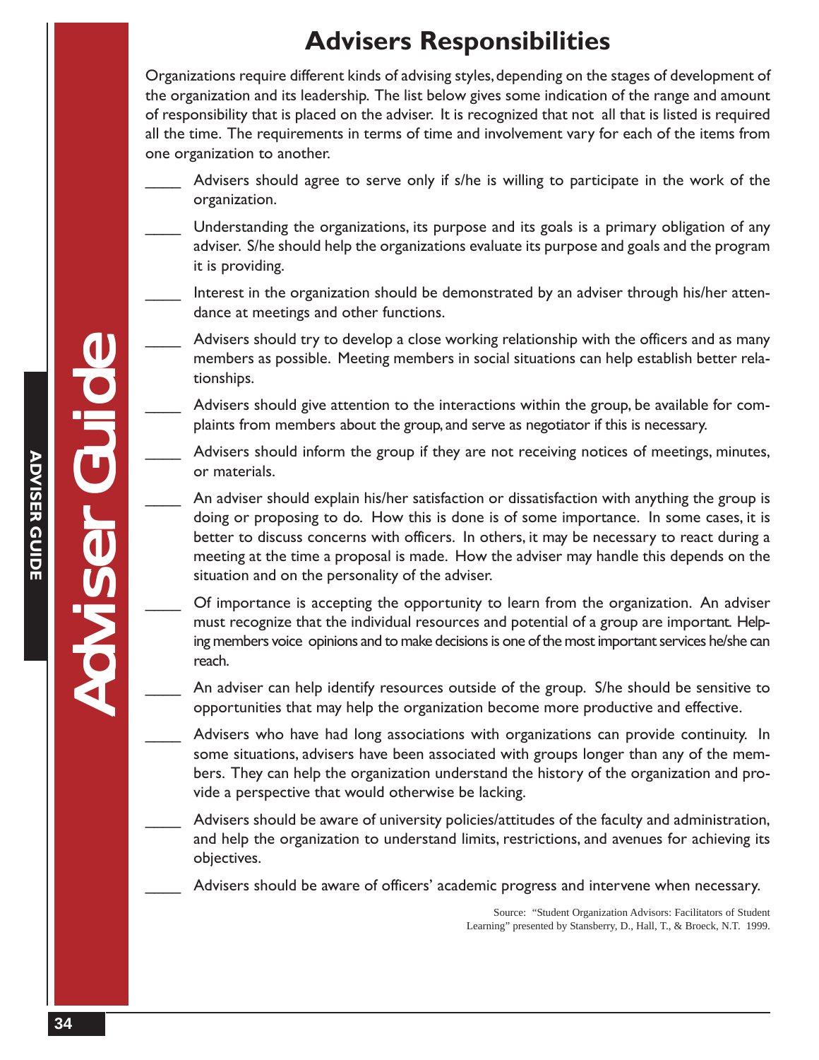# Advisers Responsibilities

Organizations require different kinds of advising styles, depending on the stages of development of the organization and its leadership. The list below gives some indication of the range and amount of responsibility that is placed on the adviser. It is recognized that not all that is listed is required all the time. The requirements in terms of time and involvement vary for each of the items from one organization to another.

____ Advisers should agree to serve only if s/he is willing to participate in the work of the organization.

____ Understanding the organizations, its purpose and its goals is a primary obligation of any adviser. S/he should help the organizations evaluate its purpose and goals and the program it is providing.

____ Interest in the organization should be demonstrated by an adviser through his/her attendance at meetings and other functions.

____ Advisers should try to develop a close working relationship with the officers and as many members as possible. Meeting members in social situations can help establish better relationships.

____ Advisers should give attention to the interactions within the group, be available for complaints from members about the group, and serve as negotiator if this is necessary.

____ Advisers should inform the group if they are not receiving notices of meetings, minutes, or materials.

____ An adviser should explain his/her satisfaction or dissatisfaction with anything the group is doing or proposing to do. How this is done is of some importance. In some cases, it is better to discuss concerns with officers. In others, it may be necessary to react during a meeting at the time a proposal is made. How the adviser may handle this depends on the situation and on the personality of the adviser.

____ Of importance is accepting the opportunity to learn from the organization. An adviser must recognize that the individual resources and potential of a group are important. Helping members voice opinions and to make decisions is one of the most important services he/she can reach.

____ An adviser can help identify resources outside of the group. S/he should be sensitive to opportunities that may help the organization become more productive and effective.

____ Advisers who have had long associations with organizations can provide continuity. In some situations, advisers have been associated with groups longer than any of the members. They can help the organization understand the history of the organization and provide a perspective that would otherwise be lacking.

____ Advisers should be aware of university policies/attitudes of the faculty and administration, and help the organization to understand limits, restrictions, and avenues for achieving its objectives.

____ Advisers should be aware of officers' academic progress and intervene when necessary.

Source: "Student Organization Advisors: Facilitators of Student Learning" presented by Stansberry, D., Hall, T., & Broeck, N.T. 1999.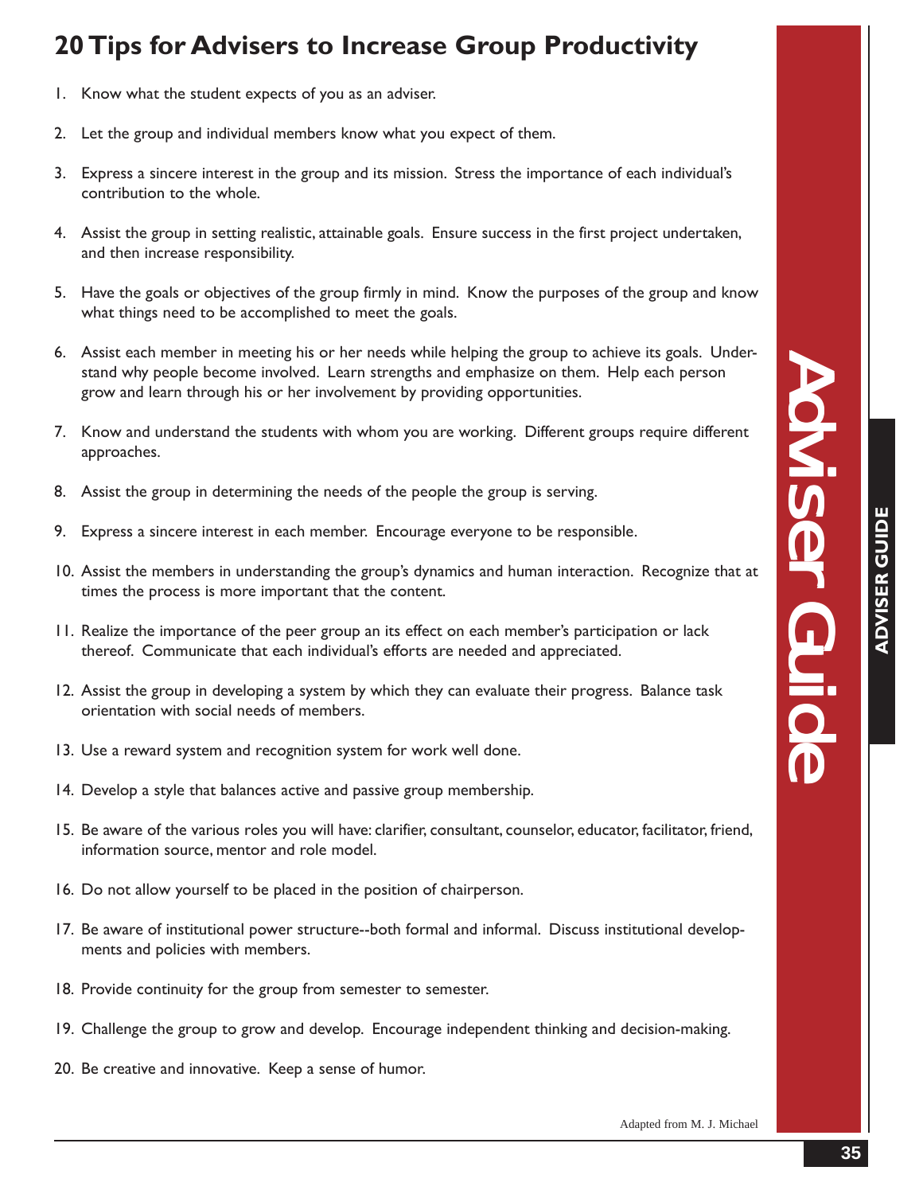## 20 Tips for Advisers to Increase Group Productivity

1. Know what the student expects of you as an adviser.
2. Let the group and individual members know what you expect of them.
3. Express a sincere interest in the group and its mission. Stress the importance of each individual's contribution to the whole.
4. Assist the group in setting realistic, attainable goals. Ensure success in the first project undertaken, and then increase responsibility.
5. Have the goals or objectives of the group firmly in mind. Know the purposes of the group and know what things need to be accomplished to meet the goals.
6. Assist each member in meeting his or her needs while helping the group to achieve its goals. Understand why people become involved. Learn strengths and emphasize on them. Help each person grow and learn through his or her involvement by providing opportunities.
7. Know and understand the students with whom you are working. Different groups require different approaches.
8. Assist the group in determining the needs of the people the group is serving.
9. Express a sincere interest in each member. Encourage everyone to be responsible.
10. Assist the members in understanding the group's dynamics and human interaction. Recognize that at times the process is more important that the content.
11. Realize the importance of the peer group an its effect on each member's participation or lack thereof. Communicate that each individual's efforts are needed and appreciated.
12. Assist the group in developing a system by which they can evaluate their progress. Balance task orientation with social needs of members.
13. Use a reward system and recognition system for work well done.
14. Develop a style that balances active and passive group membership.
15. Be aware of the various roles you will have: clarifier, consultant, counselor, educator, facilitator, friend, information source, mentor and role model.
16. Do not allow yourself to be placed in the position of chairperson.
17. Be aware of institutional power structure--both formal and informal. Discuss institutional developments and policies with members.
18. Provide continuity for the group from semester to semester.
19. Challenge the group to grow and develop. Encourage independent thinking and decision-making.
20. Be creative and innovative. Keep a sense of humor.

Adapted from M. J. Michael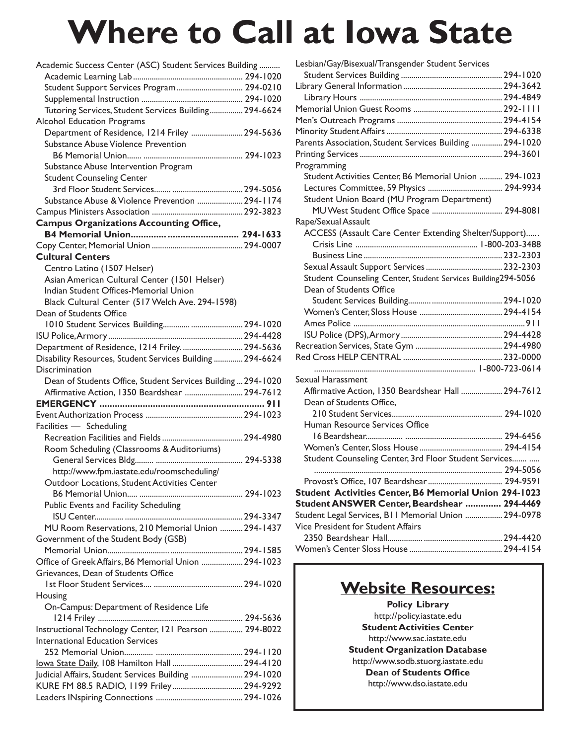# Where to Call at Iowa State

Academic Success Center (ASC) Student Services Building ..........
- Academic Learning Lab .................................................... 294-1020
- Student Support Services Program ................................ 294-0210
- Supplemental Instruction ................................................ 294-1020
- Tutoring Services, Student Services Building................ 294-6624

Alcohol Education Programs
- Department of Residence, 1214 Friley ......................... 294-5636
- Substance Abuse Violence Prevention
  - B6 Memorial Union....... ................................................ 294-1023
- Substance Abuse Intervention Program
- Student Counseling Center
  - 3rd Floor Student Services........ .................................. 294-5056
- Substance Abuse & Violence Prevention ...................... 294-1174

Campus Ministers Association ........................................... 292-3823

**Campus Organizations Accounting Office, B4 Memorial Union............. ............................ 294-1633**

Copy Center, Memorial Union ........................................... 294-0007

**Cultural Centers**
- Centro Latino (1507 Helser)
- Asian American Cultural Center (1501 Helser)
- Indian Student Offices-Memorial Union
- Black Cultural Center (517 Welch Ave. 294-1598)

Dean of Students Office
- 1010 Student Services Building............ ......................... 294-1020

ISU Police, Armory ............................................................... 294-4428

Department of Residence, 1214 Friley. ............................. 294-5636

Disability Resources, Student Services Building .............. 294-6624

Discrimination
- Dean of Students Office, Student Services Building ... 294-1020
- Affirmative Action, 1350 Beardshear ............................ 294-7612

**EMERGENCY ................................................................. 911**

Event Authorization Process .............................................. 294-1023

Facilities — Scheduling
- Recreation Facilities and Fields ...................................... 294-4980
- Room Scheduling (Classrooms & Auditoriums)
  - General Services Bldg......... ......................................... 294-5338
  - http://www.fpm.iastate.edu/roomscheduling/
- Outdoor Locations, Student Activities Center
  - B6 Memorial Union..... ................................................. 294-1023
- Public Events and Facility Scheduling
  - ISU Center.............. ......................................................... 294-3347
- MU Room Reservations, 210 Memorial Union ........... 294-1437

Government of the Student Body (GSB)
- Memorial Union............................... ................................. 294-1585

Office of Greek Affairs, B6 Memorial Union .................... 294-1023

Grievances, Dean of Students Office
- 1st Floor Student Services.... .......................................... 294-1020

Housing
- On-Campus: Department of Residence Life
  - 1214 Friley ..................................................................... 294-5636

Instructional Technology Center, 121 Pearson ................ 294-8022

International Education Services
- 252 Memorial Union.............. .......................................... 294-1120

Iowa State Daily, 108 Hamilton Hall ................................. 294-4120

Judicial Affairs, Student Services Building ......................... 294-1020

KURE FM 88.5 RADIO, 1199 Friley .................................. 294-9292

Leaders INspiring Connections .......................................... 294-1026

Lesbian/Gay/Bisexual/Transgender Student Services
- Student Services Building ................................................ 294-1020

Library General Information ............................................... 294-3642
- Library Hours .................................................................... 294-4849

Memorial Union Guest Rooms .......................................... 292-1111

Men's Outreach Programs .................................................. 294-4154

Minority Student Affairs ....................................................... 294-6338

Parents Association, Student Services Building ............... 294-1020

Printing Services .................................................................... 294-3601

Programming
- Student Activities Center, B6 Memorial Union ........... 294-1023
- Lectures Committee, 59 Physics .................................... 294-9934
- Student Union Board (MU Program Department)
  - MU West Student Office Space .................................. 294-8081

Rape/Sexual Assault
- ACCESS (Assault Care Center Extending Shelter/Support)..... .
  - Crisis Line .......................................................... 1-800-203-3488
  - Business Line .................................................................. 232-2303
- Sexual Assault Support Services ..................................... 232-2303
- Student Counseling Center, Student Services Building 294-5056
- Dean of Students Office
  - Student Services Building........... .................................. 294-1020
- Women's Center, Sloss House ........................................ 294-4154
- Ames Police .......................................................................... 911
- ISU Police (DPS), Armory ................................................. 294-4428

Recreation Services, State Gym ......................................... 294-4980

Red Cross HELP CENTRAL ................................................. 232-0000
- ............................................................................ 1-800-723-0614

Sexual Harassment
- Affirmative Action, 1350 Beardshear Hall .................... 294-7612
- Dean of Students Office,
  - 210 Student Services.......... .......................................... 294-1020
- Human Resource Services Office
  - 16 Beardshear................. ............................................... 294-6456
- Women's Center, Sloss House ........................................ 294-4154
- Student Counseling Center, 3rd Floor Student Services....... .....
  - .......................................................................................... 294-5056
- Provost's Office, 107 Beardshear .................................... 294-9591

**Student Activities Center, B6 Memorial Union 294-1023**

**Student ANSWER Center, Beardshear .............. 294-4469**

Student Legal Services, B11 Memorial Union .................. 294-0978

Vice President for Student Affairs
- 2350 Beardshear Hall................. ..................................... 294-4420

Women's Center Sloss House ............................................ 294-4154

## Website Resources:

**Policy Library**
http://policy.iastate.edu

**Student Activities Center**
http://www.sac.iastate.edu

**Student Organization Database**
http://www.sodb.stuorg.iastate.edu

**Dean of Students Office**
http://www.dso.iastate.edu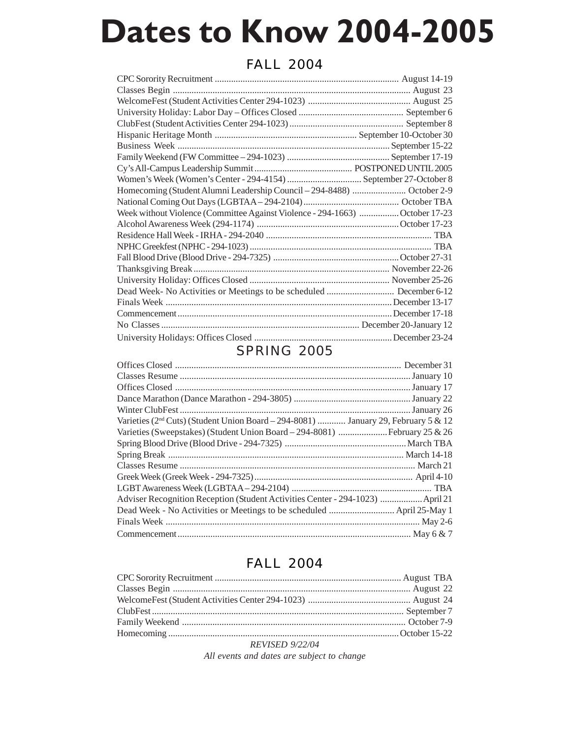# Dates to Know 2004-2005

## FALL 2004

| Event | Date |
|---|---|
| CPC Sorority Recruitment | August 14-19 |
| Classes Begin | August 23 |
| WelcomeFest (Student Activities Center 294-1023) | August 25 |
| University Holiday: Labor Day – Offices Closed | September 6 |
| ClubFest (Student Activities Center 294-1023) | September 8 |
| Hispanic Heritage Month | September 10-October 30 |
| Business Week | September 15-22 |
| Family Weekend (FW Committee – 294-1023) | September 17-19 |
| Cy's All-Campus Leadership Summit | POSTPONED UNTIL 2005 |
| Women's Week (Women's Center - 294-4154) | September 27-October 8 |
| Homecoming (Student Alumni Leadership Council – 294-8488) | October 2-9 |
| National Coming Out Days (LGBTAA – 294-2104) | October TBA |
| Week without Violence (Committee Against Violence - 294-1663) | October 17-23 |
| Alcohol Awareness Week (294-1174) | October 17-23 |
| Residence Hall Week - IRHA - 294-2040 | TBA |
| NPHC Greekfest (NPHC - 294-1023) | TBA |
| Fall Blood Drive (Blood Drive - 294-7325) | October 27-31 |
| Thanksgiving Break | November 22-26 |
| University Holiday: Offices Closed | November 25-26 |
| Dead Week- No Activities or Meetings to be scheduled | December 6-12 |
| Finals Week | December 13-17 |
| Commencement | December 17-18 |
| No Classes | December 20-January 12 |
| University Holidays: Offices Closed | December 23-24 |

## SPRING 2005

| Event | Date |
|---|---|
| Offices Closed | December 31 |
| Classes Resume | January 10 |
| Offices Closed | January 17 |
| Dance Marathon (Dance Marathon - 294-3805) | January 22 |
| Winter ClubFest | January 26 |
| Varieties (2nd Cuts) (Student Union Board – 294-8081) | January 29, February 5 & 12 |
| Varieties (Sweepstakes) (Student Union Board – 294-8081) | February 25 & 26 |
| Spring Blood Drive (Blood Drive - 294-7325) | March TBA |
| Spring Break | March 14-18 |
| Classes Resume | March 21 |
| Greek Week (Greek Week - 294-7325) | April 4-10 |
| LGBT Awareness Week (LGBTAA – 294-2104) | TBA |
| Adviser Recognition Reception (Student Activities Center - 294-1023) | April 21 |
| Dead Week - No Activities or Meetings to be scheduled | April 25-May 1 |
| Finals Week | May 2-6 |
| Commencement | May 6 & 7 |

## FALL 2004

| Event | Date |
|---|---|
| CPC Sorority Recruitment | August TBA |
| Classes Begin | August 22 |
| WelcomeFest (Student Activities Center 294-1023) | August 24 |
| ClubFest | September 7 |
| Family Weekend | October 7-9 |
| Homecoming | October 15-22 |

*REVISED 9/22/04*

*All events and dates are subject to change*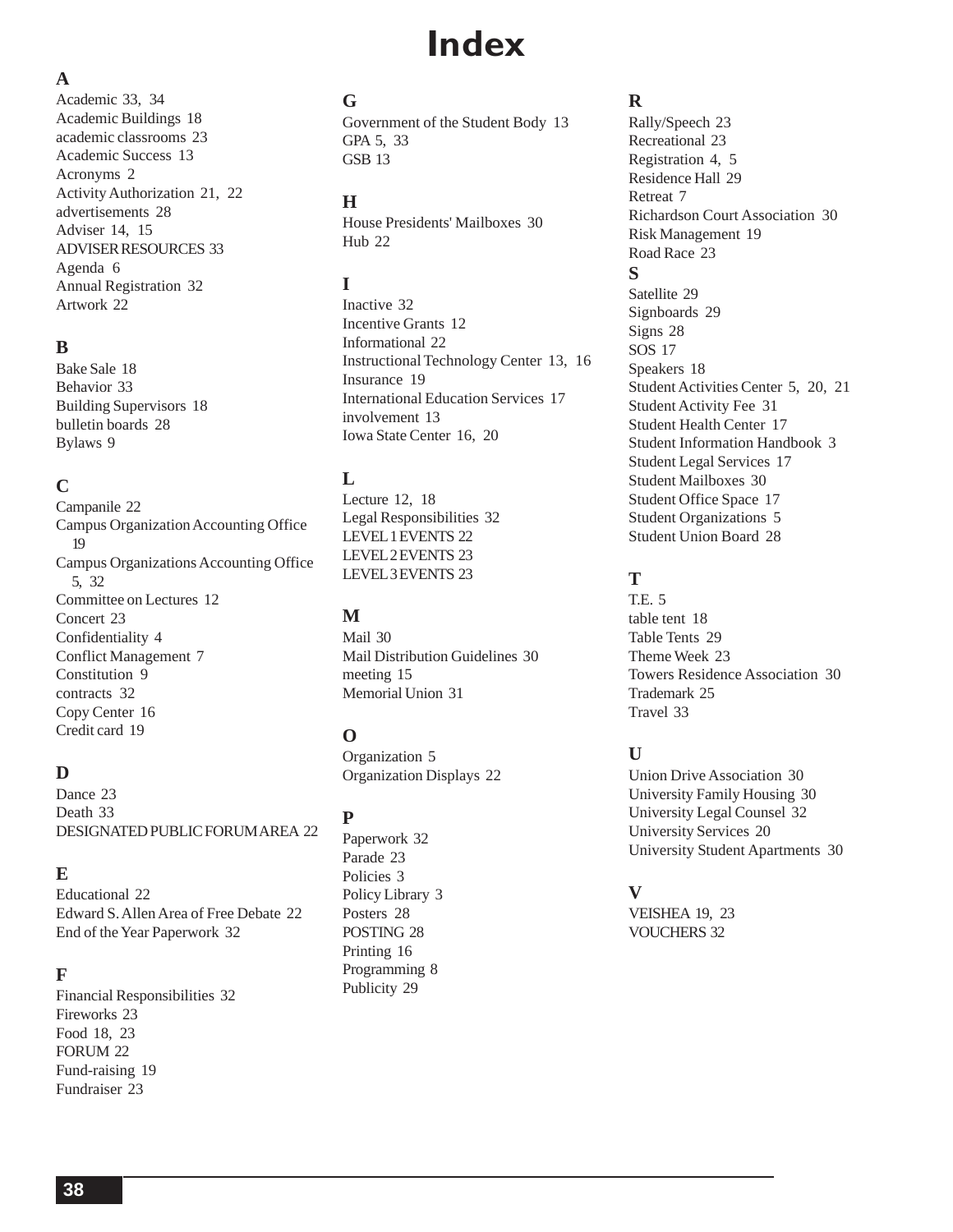# Index

**A**

Academic 33, 34
Academic Buildings 18
academic classrooms 23
Academic Success 13
Acronyms 2
Activity Authorization 21, 22
advertisements 28
Adviser 14, 15
ADVISER RESOURCES 33
Agenda 6
Annual Registration 32
Artwork 22

**B**

Bake Sale 18
Behavior 33
Building Supervisors 18
bulletin boards 28
Bylaws 9

**C**

Campanile 22
Campus Organization Accounting Office 19
Campus Organizations Accounting Office 5, 32
Committee on Lectures 12
Concert 23
Confidentiality 4
Conflict Management 7
Constitution 9
contracts 32
Copy Center 16
Credit card 19

**D**

Dance 23
Death 33
DESIGNATED PUBLIC FORUM AREA 22

**E**

Educational 22
Edward S. Allen Area of Free Debate 22
End of the Year Paperwork 32

**F**

Financial Responsibilities 32
Fireworks 23
Food 18, 23
FORUM 22
Fund-raising 19
Fundraiser 23

**G**

Government of the Student Body 13
GPA 5, 33
GSB 13

**H**

House Presidents' Mailboxes 30
Hub 22

**I**

Inactive 32
Incentive Grants 12
Informational 22
Instructional Technology Center 13, 16
Insurance 19
International Education Services 17
involvement 13
Iowa State Center 16, 20

**L**

Lecture 12, 18
Legal Responsibilities 32
LEVEL 1 EVENTS 22
LEVEL 2 EVENTS 23
LEVEL 3 EVENTS 23

**M**

Mail 30
Mail Distribution Guidelines 30
meeting 15
Memorial Union 31

**O**

Organization 5
Organization Displays 22

**P**

Paperwork 32
Parade 23
Policies 3
Policy Library 3
Posters 28
POSTING 28
Printing 16
Programming 8
Publicity 29

**R**

Rally/Speech 23
Recreational 23
Registration 4, 5
Residence Hall 29
Retreat 7
Richardson Court Association 30
Risk Management 19
Road Race 23

**S**

Satellite 29
Signboards 29
Signs 28
SOS 17
Speakers 18
Student Activities Center 5, 20, 21
Student Activity Fee 31
Student Health Center 17
Student Information Handbook 3
Student Legal Services 17
Student Mailboxes 30
Student Office Space 17
Student Organizations 5
Student Union Board 28

**T**

T.E. 5
table tent 18
Table Tents 29
Theme Week 23
Towers Residence Association 30
Trademark 25
Travel 33

**U**

Union Drive Association 30
University Family Housing 30
University Legal Counsel 32
University Services 20
University Student Apartments 30

**V**

VEISHEA 19, 23
VOUCHERS 32